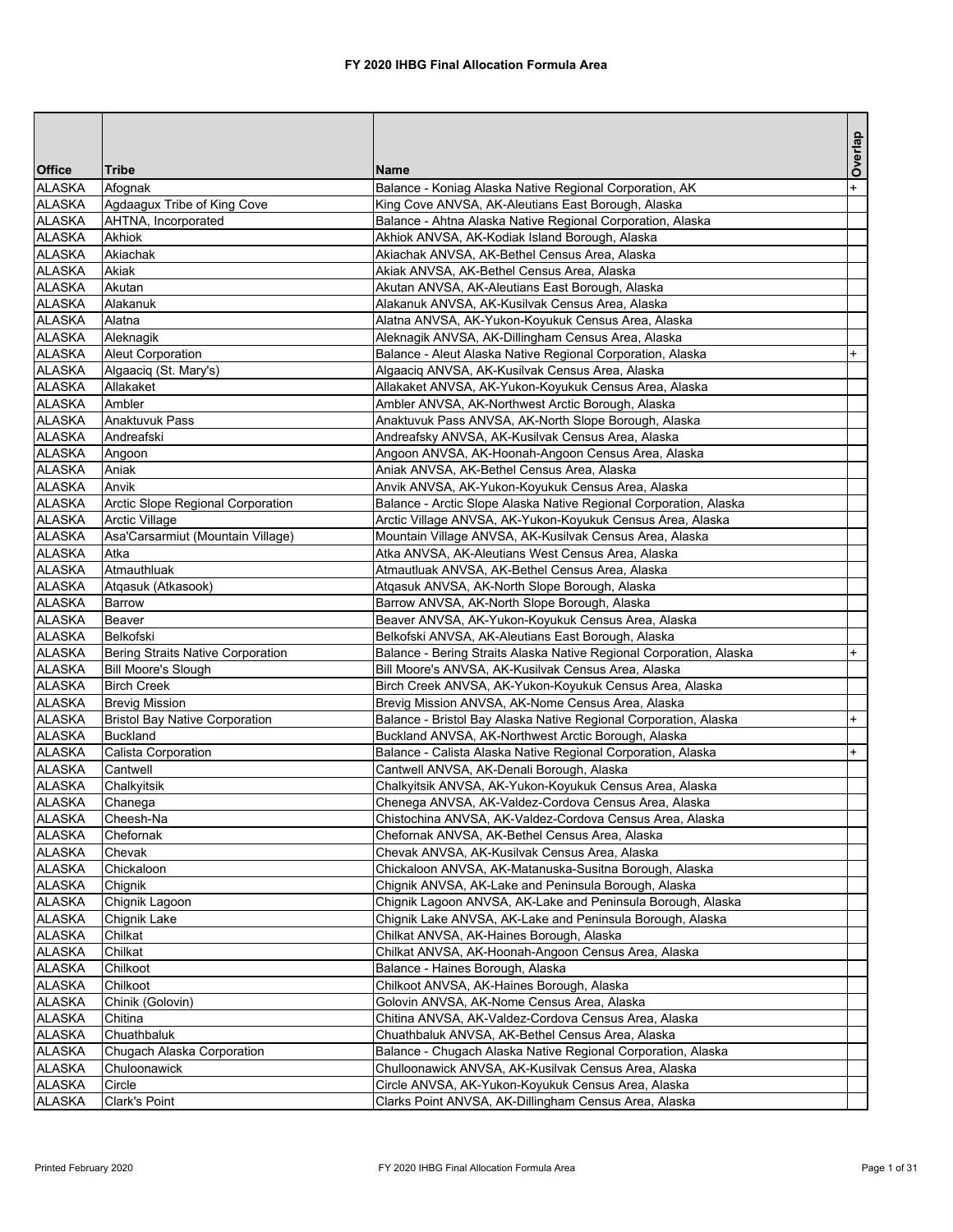# FY 2020 IHBG Final Allocation Formula Area

| Office | Tribe | Name | Overlap |
|---|---|---|---|
| ALASKA | Afognak | Balance - Koniag Alaska Native Regional Corporation, AK | + |
| ALASKA | Agdaagux Tribe of King Cove | King Cove ANVSA, AK-Aleutians East Borough, Alaska | |
| ALASKA | AHTNA, Incorporated | Balance - Ahtna Alaska Native Regional Corporation, Alaska | |
| ALASKA | Akhiok | Akhiok ANVSA, AK-Kodiak Island Borough, Alaska | |
| ALASKA | Akiachak | Akiachak ANVSA, AK-Bethel Census Area, Alaska | |
| ALASKA | Akiak | Akiak ANVSA, AK-Bethel Census Area, Alaska | |
| ALASKA | Akutan | Akutan ANVSA, AK-Aleutians East Borough, Alaska | |
| ALASKA | Alakanuk | Alakanuk ANVSA, AK-Kusilvak Census Area, Alaska | |
| ALASKA | Alatna | Alatna ANVSA, AK-Yukon-Koyukuk Census Area, Alaska | |
| ALASKA | Aleknagik | Aleknagik ANVSA, AK-Dillingham Census Area, Alaska | |
| ALASKA | Aleut Corporation | Balance - Aleut Alaska Native Regional Corporation, Alaska | + |
| ALASKA | Algaaciq (St. Mary's) | Algaaciq ANVSA, AK-Kusilvak Census Area, Alaska | |
| ALASKA | Allakaket | Allakaket ANVSA, AK-Yukon-Koyukuk Census Area, Alaska | |
| ALASKA | Ambler | Ambler ANVSA, AK-Northwest Arctic Borough, Alaska | |
| ALASKA | Anaktuvuk Pass | Anaktuvuk Pass ANVSA, AK-North Slope Borough, Alaska | |
| ALASKA | Andreafski | Andreafsky ANVSA, AK-Kusilvak Census Area, Alaska | |
| ALASKA | Angoon | Angoon ANVSA, AK-Hoonah-Angoon Census Area, Alaska | |
| ALASKA | Aniak | Aniak ANVSA, AK-Bethel Census Area, Alaska | |
| ALASKA | Anvik | Anvik ANVSA, AK-Yukon-Koyukuk Census Area, Alaska | |
| ALASKA | Arctic Slope Regional Corporation | Balance - Arctic Slope Alaska Native Regional Corporation, Alaska | |
| ALASKA | Arctic Village | Arctic Village ANVSA, AK-Yukon-Koyukuk Census Area, Alaska | |
| ALASKA | Asa'Carsarmiut (Mountain Village) | Mountain Village ANVSA, AK-Kusilvak Census Area, Alaska | |
| ALASKA | Atka | Atka ANVSA, AK-Aleutians West Census Area, Alaska | |
| ALASKA | Atmauthluak | Atmautluak ANVSA, AK-Bethel Census Area, Alaska | |
| ALASKA | Atqasuk (Atkasook) | Atqasuk ANVSA, AK-North Slope Borough, Alaska | |
| ALASKA | Barrow | Barrow ANVSA, AK-North Slope Borough, Alaska | |
| ALASKA | Beaver | Beaver ANVSA, AK-Yukon-Koyukuk Census Area, Alaska | |
| ALASKA | Belkofski | Belkofski ANVSA, AK-Aleutians East Borough, Alaska | |
| ALASKA | Bering Straits Native Corporation | Balance - Bering Straits Alaska Native Regional Corporation, Alaska | + |
| ALASKA | Bill Moore's Slough | Bill Moore's ANVSA, AK-Kusilvak Census Area, Alaska | |
| ALASKA | Birch Creek | Birch Creek ANVSA, AK-Yukon-Koyukuk Census Area, Alaska | |
| ALASKA | Brevig Mission | Brevig Mission ANVSA, AK-Nome Census Area, Alaska | |
| ALASKA | Bristol Bay Native Corporation | Balance - Bristol Bay Alaska Native Regional Corporation, Alaska | + |
| ALASKA | Buckland | Buckland ANVSA, AK-Northwest Arctic Borough, Alaska | |
| ALASKA | Calista Corporation | Balance - Calista Alaska Native Regional Corporation, Alaska | + |
| ALASKA | Cantwell | Cantwell ANVSA, AK-Denali Borough, Alaska | |
| ALASKA | Chalkyitsik | Chalkyitsik ANVSA, AK-Yukon-Koyukuk Census Area, Alaska | |
| ALASKA | Chanega | Chenega ANVSA, AK-Valdez-Cordova Census Area, Alaska | |
| ALASKA | Cheesh-Na | Chistochina ANVSA, AK-Valdez-Cordova Census Area, Alaska | |
| ALASKA | Chefornak | Chefornak ANVSA, AK-Bethel Census Area, Alaska | |
| ALASKA | Chevak | Chevak ANVSA, AK-Kusilvak Census Area, Alaska | |
| ALASKA | Chickaloon | Chickaloon ANVSA, AK-Matanuska-Susitna Borough, Alaska | |
| ALASKA | Chignik | Chignik ANVSA, AK-Lake and Peninsula Borough, Alaska | |
| ALASKA | Chignik Lagoon | Chignik Lagoon ANVSA, AK-Lake and Peninsula Borough, Alaska | |
| ALASKA | Chignik Lake | Chignik Lake ANVSA, AK-Lake and Peninsula Borough, Alaska | |
| ALASKA | Chilkat | Chilkat ANVSA, AK-Haines Borough, Alaska | |
| ALASKA | Chilkat | Chilkat ANVSA, AK-Hoonah-Angoon Census Area, Alaska | |
| ALASKA | Chilkoot | Balance - Haines Borough, Alaska | |
| ALASKA | Chilkoot | Chilkoot ANVSA, AK-Haines Borough, Alaska | |
| ALASKA | Chinik (Golovin) | Golovin ANVSA, AK-Nome Census Area, Alaska | |
| ALASKA | Chitina | Chitina ANVSA, AK-Valdez-Cordova Census Area, Alaska | |
| ALASKA | Chuathbaluk | Chuathbaluk ANVSA, AK-Bethel Census Area, Alaska | |
| ALASKA | Chugach Alaska Corporation | Balance - Chugach Alaska Native Regional Corporation, Alaska | |
| ALASKA | Chuloonawick | Chulloonawick ANVSA, AK-Kusilvak Census Area, Alaska | |
| ALASKA | Circle | Circle ANVSA, AK-Yukon-Koyukuk Census Area, Alaska | |
| ALASKA | Clark's Point | Clarks Point ANVSA, AK-Dillingham Census Area, Alaska | |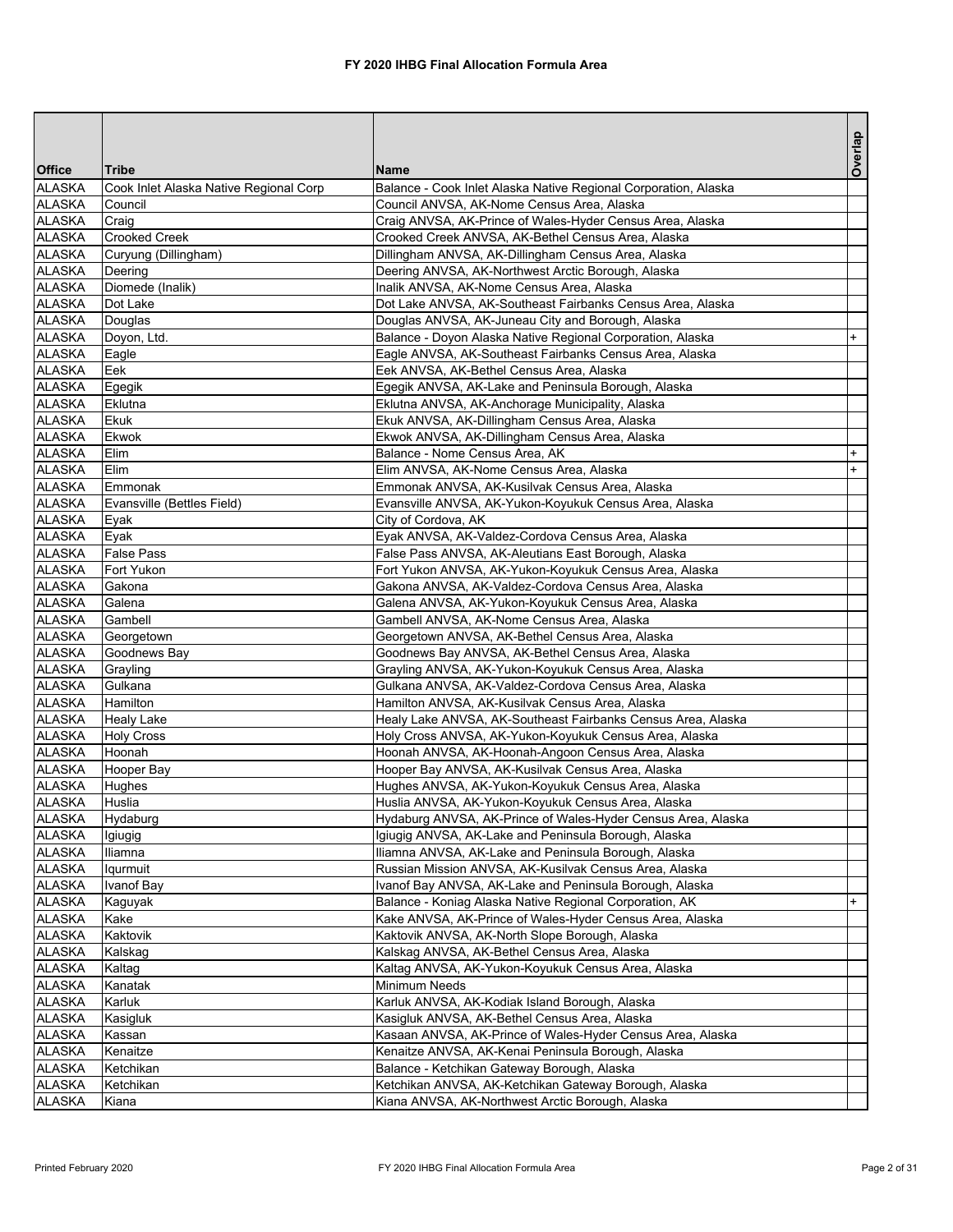# FY 2020 IHBG Final Allocation Formula Area

| Office | Tribe | Name | Overlap |
|---|---|---|---|
| ALASKA | Cook Inlet Alaska Native Regional Corp | Balance - Cook Inlet Alaska Native Regional Corporation, Alaska | |
| ALASKA | Council | Council ANVSA, AK-Nome Census Area, Alaska | |
| ALASKA | Craig | Craig ANVSA, AK-Prince of Wales-Hyder Census Area, Alaska | |
| ALASKA | Crooked Creek | Crooked Creek ANVSA, AK-Bethel Census Area, Alaska | |
| ALASKA | Curyung (Dillingham) | Dillingham ANVSA, AK-Dillingham Census Area, Alaska | |
| ALASKA | Deering | Deering ANVSA, AK-Northwest Arctic Borough, Alaska | |
| ALASKA | Diomede (Inalik) | Inalik ANVSA, AK-Nome Census Area, Alaska | |
| ALASKA | Dot Lake | Dot Lake ANVSA, AK-Southeast Fairbanks Census Area, Alaska | |
| ALASKA | Douglas | Douglas ANVSA, AK-Juneau City and Borough, Alaska | |
| ALASKA | Doyon, Ltd. | Balance - Doyon Alaska Native Regional Corporation, Alaska | + |
| ALASKA | Eagle | Eagle ANVSA, AK-Southeast Fairbanks Census Area, Alaska | |
| ALASKA | Eek | Eek ANVSA, AK-Bethel Census Area, Alaska | |
| ALASKA | Egegik | Egegik ANVSA, AK-Lake and Peninsula Borough, Alaska | |
| ALASKA | Eklutna | Eklutna ANVSA, AK-Anchorage Municipality, Alaska | |
| ALASKA | Ekuk | Ekuk ANVSA, AK-Dillingham Census Area, Alaska | |
| ALASKA | Ekwok | Ekwok ANVSA, AK-Dillingham Census Area, Alaska | |
| ALASKA | Elim | Balance - Nome Census Area, AK | + |
| ALASKA | Elim | Elim ANVSA, AK-Nome Census Area, Alaska | + |
| ALASKA | Emmonak | Emmonak ANVSA, AK-Kusilvak Census Area, Alaska | |
| ALASKA | Evansville (Bettles Field) | Evansville ANVSA, AK-Yukon-Koyukuk Census Area, Alaska | |
| ALASKA | Eyak | City of Cordova, AK | |
| ALASKA | Eyak | Eyak ANVSA, AK-Valdez-Cordova Census Area, Alaska | |
| ALASKA | False Pass | False Pass ANVSA, AK-Aleutians East Borough, Alaska | |
| ALASKA | Fort Yukon | Fort Yukon ANVSA, AK-Yukon-Koyukuk Census Area, Alaska | |
| ALASKA | Gakona | Gakona ANVSA, AK-Valdez-Cordova Census Area, Alaska | |
| ALASKA | Galena | Galena ANVSA, AK-Yukon-Koyukuk Census Area, Alaska | |
| ALASKA | Gambell | Gambell ANVSA, AK-Nome Census Area, Alaska | |
| ALASKA | Georgetown | Georgetown ANVSA, AK-Bethel Census Area, Alaska | |
| ALASKA | Goodnews Bay | Goodnews Bay ANVSA, AK-Bethel Census Area, Alaska | |
| ALASKA | Grayling | Grayling ANVSA, AK-Yukon-Koyukuk Census Area, Alaska | |
| ALASKA | Gulkana | Gulkana ANVSA, AK-Valdez-Cordova Census Area, Alaska | |
| ALASKA | Hamilton | Hamilton ANVSA, AK-Kusilvak Census Area, Alaska | |
| ALASKA | Healy Lake | Healy Lake ANVSA, AK-Southeast Fairbanks Census Area, Alaska | |
| ALASKA | Holy Cross | Holy Cross ANVSA, AK-Yukon-Koyukuk Census Area, Alaska | |
| ALASKA | Hoonah | Hoonah ANVSA, AK-Hoonah-Angoon Census Area, Alaska | |
| ALASKA | Hooper Bay | Hooper Bay ANVSA, AK-Kusilvak Census Area, Alaska | |
| ALASKA | Hughes | Hughes ANVSA, AK-Yukon-Koyukuk Census Area, Alaska | |
| ALASKA | Huslia | Huslia ANVSA, AK-Yukon-Koyukuk Census Area, Alaska | |
| ALASKA | Hydaburg | Hydaburg ANVSA, AK-Prince of Wales-Hyder Census Area, Alaska | |
| ALASKA | Igiugig | Igiugig ANVSA, AK-Lake and Peninsula Borough, Alaska | |
| ALASKA | Iliamna | Iliamna ANVSA, AK-Lake and Peninsula Borough, Alaska | |
| ALASKA | Iqurmuit | Russian Mission ANVSA, AK-Kusilvak Census Area, Alaska | |
| ALASKA | Ivanof Bay | Ivanof Bay ANVSA, AK-Lake and Peninsula Borough, Alaska | |
| ALASKA | Kaguyak | Balance - Koniag Alaska Native Regional Corporation, AK | + |
| ALASKA | Kake | Kake ANVSA, AK-Prince of Wales-Hyder Census Area, Alaska | |
| ALASKA | Kaktovik | Kaktovik ANVSA, AK-North Slope Borough, Alaska | |
| ALASKA | Kalskag | Kalskag ANVSA, AK-Bethel Census Area, Alaska | |
| ALASKA | Kaltag | Kaltag ANVSA, AK-Yukon-Koyukuk Census Area, Alaska | |
| ALASKA | Kanatak | Minimum Needs | |
| ALASKA | Karluk | Karluk ANVSA, AK-Kodiak Island Borough, Alaska | |
| ALASKA | Kasigluk | Kasigluk ANVSA, AK-Bethel Census Area, Alaska | |
| ALASKA | Kassan | Kasaan ANVSA, AK-Prince of Wales-Hyder Census Area, Alaska | |
| ALASKA | Kenaitze | Kenaitze ANVSA, AK-Kenai Peninsula Borough, Alaska | |
| ALASKA | Ketchikan | Balance - Ketchikan Gateway Borough, Alaska | |
| ALASKA | Ketchikan | Ketchikan ANVSA, AK-Ketchikan Gateway Borough, Alaska | |
| ALASKA | Kiana | Kiana ANVSA, AK-Northwest Arctic Borough, Alaska | |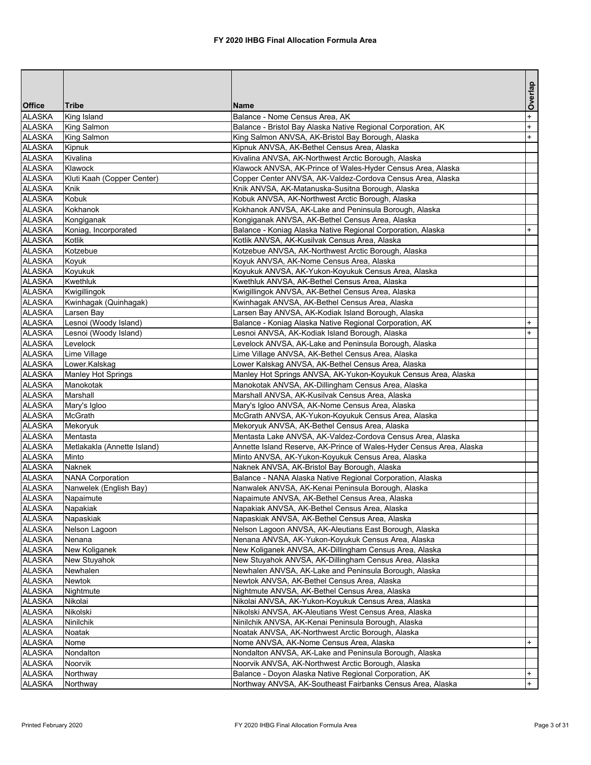# FY 2020 IHBG Final Allocation Formula Area

| Office | Tribe | Name | Overlap |
|---|---|---|---|
| ALASKA | King Island | Balance - Nome Census Area, AK | + |
| ALASKA | King Salmon | Balance - Bristol Bay Alaska Native Regional Corporation, AK | + |
| ALASKA | King Salmon | King Salmon ANVSA, AK-Bristol Bay Borough, Alaska | + |
| ALASKA | Kipnuk | Kipnuk ANVSA, AK-Bethel Census Area, Alaska | |
| ALASKA | Kivalina | Kivalina ANVSA, AK-Northwest Arctic Borough, Alaska | |
| ALASKA | Klawock | Klawock ANVSA, AK-Prince of Wales-Hyder Census Area, Alaska | |
| ALASKA | Kluti Kaah (Copper Center) | Copper Center ANVSA, AK-Valdez-Cordova Census Area, Alaska | |
| ALASKA | Knik | Knik ANVSA, AK-Matanuska-Susitna Borough, Alaska | |
| ALASKA | Kobuk | Kobuk ANVSA, AK-Northwest Arctic Borough, Alaska | |
| ALASKA | Kokhanok | Kokhanok ANVSA, AK-Lake and Peninsula Borough, Alaska | |
| ALASKA | Kongiganak | Kongiganak ANVSA, AK-Bethel Census Area, Alaska | |
| ALASKA | Koniag, Incorporated | Balance - Koniag Alaska Native Regional Corporation, Alaska | + |
| ALASKA | Kotlik | Kotlik ANVSA, AK-Kusilvak Census Area, Alaska | |
| ALASKA | Kotzebue | Kotzebue ANVSA, AK-Northwest Arctic Borough, Alaska | |
| ALASKA | Koyuk | Koyuk ANVSA, AK-Nome Census Area, Alaska | |
| ALASKA | Koyukuk | Koyukuk ANVSA, AK-Yukon-Koyukuk Census Area, Alaska | |
| ALASKA | Kwethluk | Kwethluk ANVSA, AK-Bethel Census Area, Alaska | |
| ALASKA | Kwigillingok | Kwigillingok ANVSA, AK-Bethel Census Area, Alaska | |
| ALASKA | Kwinhagak (Quinhagak) | Kwinhagak ANVSA, AK-Bethel Census Area, Alaska | |
| ALASKA | Larsen Bay | Larsen Bay ANVSA, AK-Kodiak Island Borough, Alaska | |
| ALASKA | Lesnoi (Woody Island) | Balance - Koniag Alaska Native Regional Corporation, AK | + |
| ALASKA | Lesnoi (Woody Island) | Lesnoi ANVSA, AK-Kodiak Island Borough, Alaska | + |
| ALASKA | Levelock | Levelock ANVSA, AK-Lake and Peninsula Borough, Alaska | |
| ALASKA | Lime Village | Lime Village ANVSA, AK-Bethel Census Area, Alaska | |
| ALASKA | Lower.Kalskag | Lower Kalskag ANVSA, AK-Bethel Census Area, Alaska | |
| ALASKA | Manley Hot Springs | Manley Hot Springs ANVSA, AK-Yukon-Koyukuk Census Area, Alaska | |
| ALASKA | Manokotak | Manokotak ANVSA, AK-Dillingham Census Area, Alaska | |
| ALASKA | Marshall | Marshall ANVSA, AK-Kusilvak Census Area, Alaska | |
| ALASKA | Mary's Igloo | Mary's Igloo ANVSA, AK-Nome Census Area, Alaska | |
| ALASKA | McGrath | McGrath ANVSA, AK-Yukon-Koyukuk Census Area, Alaska | |
| ALASKA | Mekoryuk | Mekoryuk ANVSA, AK-Bethel Census Area, Alaska | |
| ALASKA | Mentasta | Mentasta Lake ANVSA, AK-Valdez-Cordova Census Area, Alaska | |
| ALASKA | Metlakakla (Annette Island) | Annette Island Reserve, AK-Prince of Wales-Hyder Census Area, Alaska | |
| ALASKA | Minto | Minto ANVSA, AK-Yukon-Koyukuk Census Area, Alaska | |
| ALASKA | Naknek | Naknek ANVSA, AK-Bristol Bay Borough, Alaska | |
| ALASKA | NANA Corporation | Balance - NANA Alaska Native Regional Corporation, Alaska | |
| ALASKA | Nanwelek (English Bay) | Nanwalek ANVSA, AK-Kenai Peninsula Borough, Alaska | |
| ALASKA | Napaimute | Napaimute ANVSA, AK-Bethel Census Area, Alaska | |
| ALASKA | Napakiak | Napakiak ANVSA, AK-Bethel Census Area, Alaska | |
| ALASKA | Napaskiak | Napaskiak ANVSA, AK-Bethel Census Area, Alaska | |
| ALASKA | Nelson Lagoon | Nelson Lagoon ANVSA, AK-Aleutians East Borough, Alaska | |
| ALASKA | Nenana | Nenana ANVSA, AK-Yukon-Koyukuk Census Area, Alaska | |
| ALASKA | New Koliganek | New Koliganek ANVSA, AK-Dillingham Census Area, Alaska | |
| ALASKA | New Stuyahok | New Stuyahok ANVSA, AK-Dillingham Census Area, Alaska | |
| ALASKA | Newhalen | Newhalen ANVSA, AK-Lake and Peninsula Borough, Alaska | |
| ALASKA | Newtok | Newtok ANVSA, AK-Bethel Census Area, Alaska | |
| ALASKA | Nightmute | Nightmute ANVSA, AK-Bethel Census Area, Alaska | |
| ALASKA | Nikolai | Nikolai ANVSA, AK-Yukon-Koyukuk Census Area, Alaska | |
| ALASKA | Nikolski | Nikolski ANVSA, AK-Aleutians West Census Area, Alaska | |
| ALASKA | Ninilchik | Ninilchik ANVSA, AK-Kenai Peninsula Borough, Alaska | |
| ALASKA | Noatak | Noatak ANVSA, AK-Northwest Arctic Borough, Alaska | |
| ALASKA | Nome | Nome ANVSA, AK-Nome Census Area, Alaska | + |
| ALASKA | Nondalton | Nondalton ANVSA, AK-Lake and Peninsula Borough, Alaska | |
| ALASKA | Noorvik | Noorvik ANVSA, AK-Northwest Arctic Borough, Alaska | |
| ALASKA | Northway | Balance - Doyon Alaska Native Regional Corporation, AK | + |
| ALASKA | Northway | Northway ANVSA, AK-Southeast Fairbanks Census Area, Alaska | + |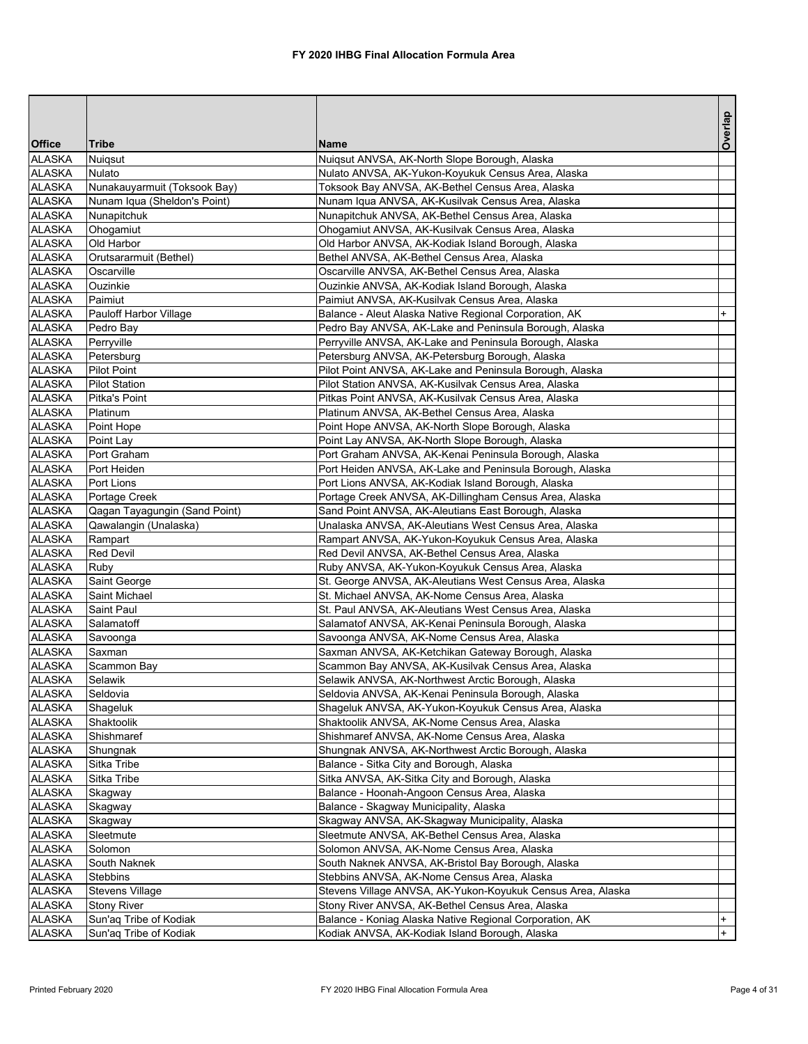# FY 2020 IHBG Final Allocation Formula Area

| Office | Tribe | Name | Overlap |
|---|---|---|---|
| ALASKA | Nuiqsut | Nuiqsut ANVSA, AK-North Slope Borough, Alaska | |
| ALASKA | Nulato | Nulato ANVSA, AK-Yukon-Koyukuk Census Area, Alaska | |
| ALASKA | Nunakauyarmuit (Toksook Bay) | Toksook Bay ANVSA, AK-Bethel Census Area, Alaska | |
| ALASKA | Nunam Iqua (Sheldon's Point) | Nunam Iqua ANVSA, AK-Kusilvak Census Area, Alaska | |
| ALASKA | Nunapitchuk | Nunapitchuk ANVSA, AK-Bethel Census Area, Alaska | |
| ALASKA | Ohogamiut | Ohogamiut ANVSA, AK-Kusilvak Census Area, Alaska | |
| ALASKA | Old Harbor | Old Harbor ANVSA, AK-Kodiak Island Borough, Alaska | |
| ALASKA | Orutsararmuit (Bethel) | Bethel ANVSA, AK-Bethel Census Area, Alaska | |
| ALASKA | Oscarville | Oscarville ANVSA, AK-Bethel Census Area, Alaska | |
| ALASKA | Ouzinkie | Ouzinkie ANVSA, AK-Kodiak Island Borough, Alaska | |
| ALASKA | Paimiut | Paimiut ANVSA, AK-Kusilvak Census Area, Alaska | |
| ALASKA | Pauloff Harbor Village | Balance - Aleut Alaska Native Regional Corporation, AK | + |
| ALASKA | Pedro Bay | Pedro Bay ANVSA, AK-Lake and Peninsula Borough, Alaska | |
| ALASKA | Perryville | Perryville ANVSA, AK-Lake and Peninsula Borough, Alaska | |
| ALASKA | Petersburg | Petersburg ANVSA, AK-Petersburg Borough, Alaska | |
| ALASKA | Pilot Point | Pilot Point ANVSA, AK-Lake and Peninsula Borough, Alaska | |
| ALASKA | Pilot Station | Pilot Station ANVSA, AK-Kusilvak Census Area, Alaska | |
| ALASKA | Pitka's Point | Pitkas Point ANVSA, AK-Kusilvak Census Area, Alaska | |
| ALASKA | Platinum | Platinum ANVSA, AK-Bethel Census Area, Alaska | |
| ALASKA | Point Hope | Point Hope ANVSA, AK-North Slope Borough, Alaska | |
| ALASKA | Point Lay | Point Lay ANVSA, AK-North Slope Borough, Alaska | |
| ALASKA | Port Graham | Port Graham ANVSA, AK-Kenai Peninsula Borough, Alaska | |
| ALASKA | Port Heiden | Port Heiden ANVSA, AK-Lake and Peninsula Borough, Alaska | |
| ALASKA | Port Lions | Port Lions ANVSA, AK-Kodiak Island Borough, Alaska | |
| ALASKA | Portage Creek | Portage Creek ANVSA, AK-Dillingham Census Area, Alaska | |
| ALASKA | Qagan Tayagungin (Sand Point) | Sand Point ANVSA, AK-Aleutians East Borough, Alaska | |
| ALASKA | Qawalangin (Unalaska) | Unalaska ANVSA, AK-Aleutians West Census Area, Alaska | |
| ALASKA | Rampart | Rampart ANVSA, AK-Yukon-Koyukuk Census Area, Alaska | |
| ALASKA | Red Devil | Red Devil ANVSA, AK-Bethel Census Area, Alaska | |
| ALASKA | Ruby | Ruby ANVSA, AK-Yukon-Koyukuk Census Area, Alaska | |
| ALASKA | Saint George | St. George ANVSA, AK-Aleutians West Census Area, Alaska | |
| ALASKA | Saint Michael | St. Michael ANVSA, AK-Nome Census Area, Alaska | |
| ALASKA | Saint Paul | St. Paul ANVSA, AK-Aleutians West Census Area, Alaska | |
| ALASKA | Salamatoff | Salamatof ANVSA, AK-Kenai Peninsula Borough, Alaska | |
| ALASKA | Savoonga | Savoonga ANVSA, AK-Nome Census Area, Alaska | |
| ALASKA | Saxman | Saxman ANVSA, AK-Ketchikan Gateway Borough, Alaska | |
| ALASKA | Scammon Bay | Scammon Bay ANVSA, AK-Kusilvak Census Area, Alaska | |
| ALASKA | Selawik | Selawik ANVSA, AK-Northwest Arctic Borough, Alaska | |
| ALASKA | Seldovia | Seldovia ANVSA, AK-Kenai Peninsula Borough, Alaska | |
| ALASKA | Shageluk | Shageluk ANVSA, AK-Yukon-Koyukuk Census Area, Alaska | |
| ALASKA | Shaktoolik | Shaktoolik ANVSA, AK-Nome Census Area, Alaska | |
| ALASKA | Shishmaref | Shishmaref ANVSA, AK-Nome Census Area, Alaska | |
| ALASKA | Shungnak | Shungnak ANVSA, AK-Northwest Arctic Borough, Alaska | |
| ALASKA | Sitka Tribe | Balance - Sitka City and Borough, Alaska | |
| ALASKA | Sitka Tribe | Sitka ANVSA, AK-Sitka City and Borough, Alaska | |
| ALASKA | Skagway | Balance - Hoonah-Angoon Census Area, Alaska | |
| ALASKA | Skagway | Balance - Skagway Municipality, Alaska | |
| ALASKA | Skagway | Skagway ANVSA, AK-Skagway Municipality, Alaska | |
| ALASKA | Sleetmute | Sleetmute ANVSA, AK-Bethel Census Area, Alaska | |
| ALASKA | Solomon | Solomon ANVSA, AK-Nome Census Area, Alaska | |
| ALASKA | South Naknek | South Naknek ANVSA, AK-Bristol Bay Borough, Alaska | |
| ALASKA | Stebbins | Stebbins ANVSA, AK-Nome Census Area, Alaska | |
| ALASKA | Stevens Village | Stevens Village ANVSA, AK-Yukon-Koyukuk Census Area, Alaska | |
| ALASKA | Stony River | Stony River ANVSA, AK-Bethel Census Area, Alaska | |
| ALASKA | Sun'aq Tribe of Kodiak | Balance - Koniag Alaska Native Regional Corporation, AK | + |
| ALASKA | Sun'aq Tribe of Kodiak | Kodiak ANVSA, AK-Kodiak Island Borough, Alaska | + |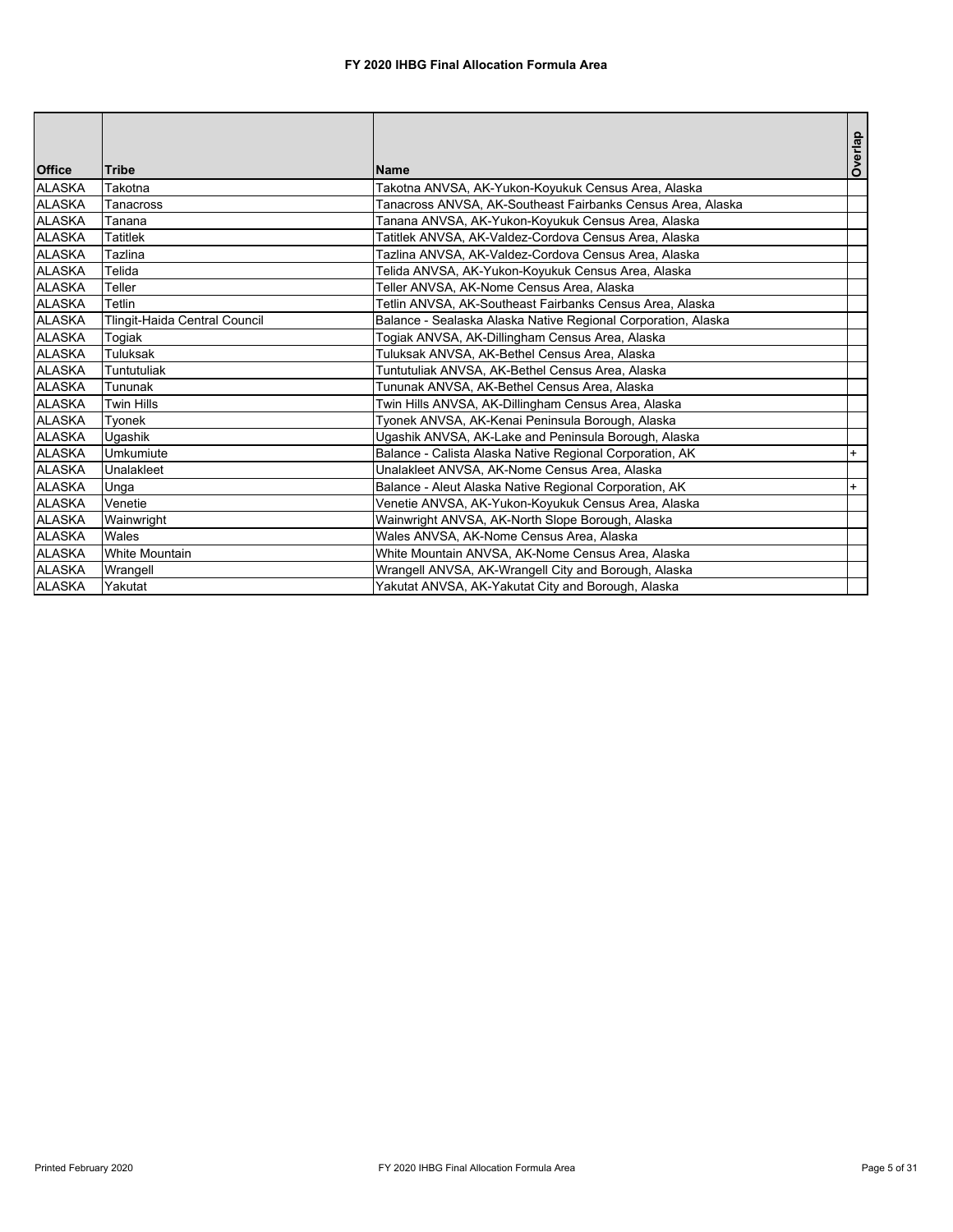# FY 2020 IHBG Final Allocation Formula Area

| Office | Tribe | Name | Overlap |
|---|---|---|---|
| ALASKA | Takotna | Takotna ANVSA, AK-Yukon-Koyukuk Census Area, Alaska | |
| ALASKA | Tanacross | Tanacross ANVSA, AK-Southeast Fairbanks Census Area, Alaska | |
| ALASKA | Tanana | Tanana ANVSA, AK-Yukon-Koyukuk Census Area, Alaska | |
| ALASKA | Tatitlek | Tatitlek ANVSA, AK-Valdez-Cordova Census Area, Alaska | |
| ALASKA | Tazlina | Tazlina ANVSA, AK-Valdez-Cordova Census Area, Alaska | |
| ALASKA | Telida | Telida ANVSA, AK-Yukon-Koyukuk Census Area, Alaska | |
| ALASKA | Teller | Teller ANVSA, AK-Nome Census Area, Alaska | |
| ALASKA | Tetlin | Tetlin ANVSA, AK-Southeast Fairbanks Census Area, Alaska | |
| ALASKA | Tlingit-Haida Central Council | Balance - Sealaska Alaska Native Regional Corporation, Alaska | |
| ALASKA | Togiak | Togiak ANVSA, AK-Dillingham Census Area, Alaska | |
| ALASKA | Tuluksak | Tuluksak ANVSA, AK-Bethel Census Area, Alaska | |
| ALASKA | Tuntutuliak | Tuntutuliak ANVSA, AK-Bethel Census Area, Alaska | |
| ALASKA | Tununak | Tununak ANVSA, AK-Bethel Census Area, Alaska | |
| ALASKA | Twin Hills | Twin Hills ANVSA, AK-Dillingham Census Area, Alaska | |
| ALASKA | Tyonek | Tyonek ANVSA, AK-Kenai Peninsula Borough, Alaska | |
| ALASKA | Ugashik | Ugashik ANVSA, AK-Lake and Peninsula Borough, Alaska | |
| ALASKA | Umkumiute | Balance - Calista Alaska Native Regional Corporation, AK | + |
| ALASKA | Unalakleet | Unalakleet ANVSA, AK-Nome Census Area, Alaska | |
| ALASKA | Unga | Balance - Aleut Alaska Native Regional Corporation, AK | + |
| ALASKA | Venetie | Venetie ANVSA, AK-Yukon-Koyukuk Census Area, Alaska | |
| ALASKA | Wainwright | Wainwright ANVSA, AK-North Slope Borough, Alaska | |
| ALASKA | Wales | Wales ANVSA, AK-Nome Census Area, Alaska | |
| ALASKA | White Mountain | White Mountain ANVSA, AK-Nome Census Area, Alaska | |
| ALASKA | Wrangell | Wrangell ANVSA, AK-Wrangell City and Borough, Alaska | |
| ALASKA | Yakutat | Yakutat ANVSA, AK-Yakutat City and Borough, Alaska | |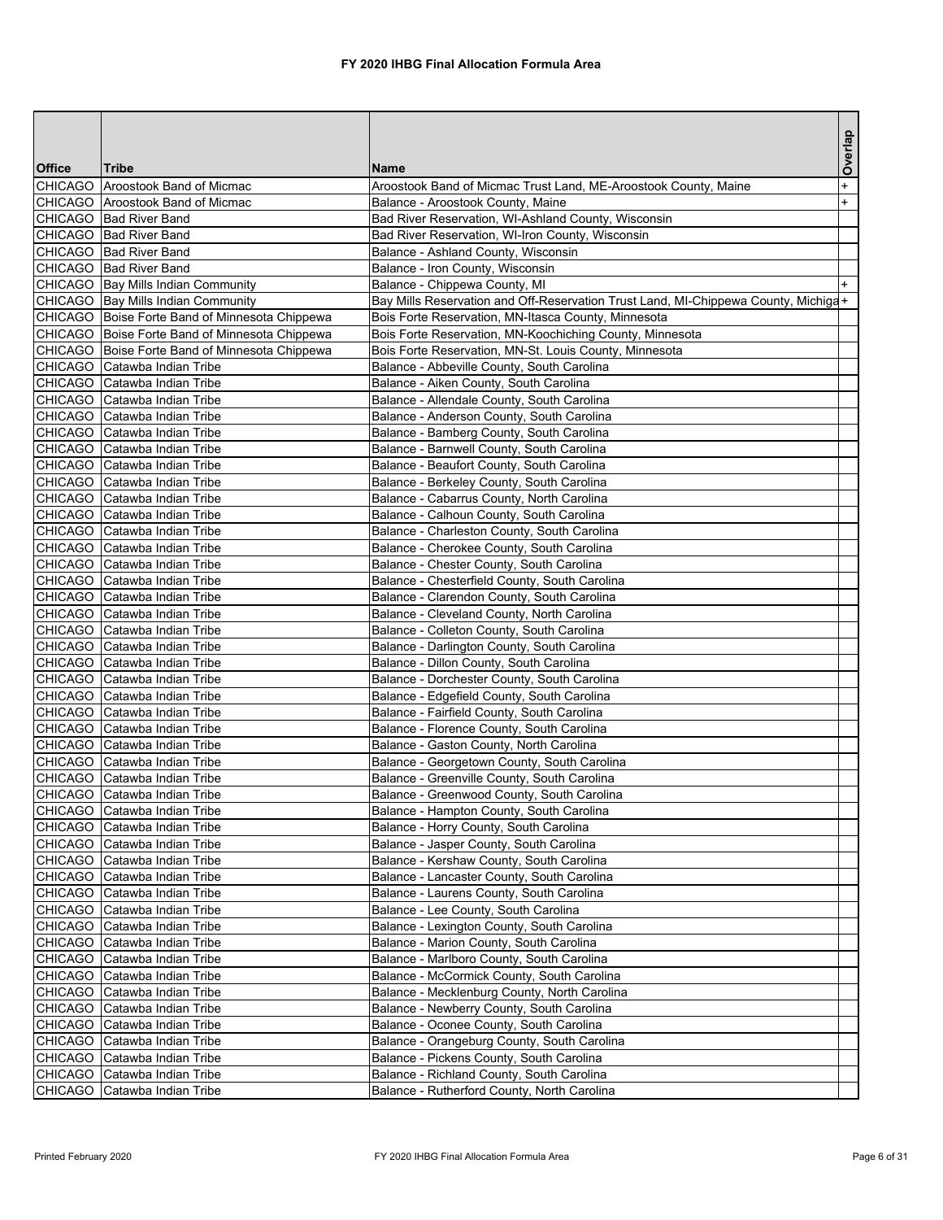# FY 2020 IHBG Final Allocation Formula Area

| Office | Tribe | Name | Overlap |
|---|---|---|---|
| CHICAGO | Aroostook Band of Micmac | Aroostook Band of Micmac Trust Land, ME-Aroostook County, Maine | + |
| CHICAGO | Aroostook Band of Micmac | Balance - Aroostook County, Maine | + |
| CHICAGO | Bad River Band | Bad River Reservation, WI-Ashland County, Wisconsin | |
| CHICAGO | Bad River Band | Bad River Reservation, WI-Iron County, Wisconsin | |
| CHICAGO | Bad River Band | Balance - Ashland County, Wisconsin | |
| CHICAGO | Bad River Band | Balance - Iron County, Wisconsin | |
| CHICAGO | Bay Mills Indian Community | Balance - Chippewa County, MI | + |
| CHICAGO | Bay Mills Indian Community | Bay Mills Reservation and Off-Reservation Trust Land, MI-Chippewa County, Michiga | + |
| CHICAGO | Boise Forte Band of Minnesota Chippewa | Bois Forte Reservation, MN-Itasca County, Minnesota | |
| CHICAGO | Boise Forte Band of Minnesota Chippewa | Bois Forte Reservation, MN-Koochiching County, Minnesota | |
| CHICAGO | Boise Forte Band of Minnesota Chippewa | Bois Forte Reservation, MN-St. Louis County, Minnesota | |
| CHICAGO | Catawba Indian Tribe | Balance - Abbeville County, South Carolina | |
| CHICAGO | Catawba Indian Tribe | Balance - Aiken County, South Carolina | |
| CHICAGO | Catawba Indian Tribe | Balance - Allendale County, South Carolina | |
| CHICAGO | Catawba Indian Tribe | Balance - Anderson County, South Carolina | |
| CHICAGO | Catawba Indian Tribe | Balance - Bamberg County, South Carolina | |
| CHICAGO | Catawba Indian Tribe | Balance - Barnwell County, South Carolina | |
| CHICAGO | Catawba Indian Tribe | Balance - Beaufort County, South Carolina | |
| CHICAGO | Catawba Indian Tribe | Balance - Berkeley County, South Carolina | |
| CHICAGO | Catawba Indian Tribe | Balance - Cabarrus County, North Carolina | |
| CHICAGO | Catawba Indian Tribe | Balance - Calhoun County, South Carolina | |
| CHICAGO | Catawba Indian Tribe | Balance - Charleston County, South Carolina | |
| CHICAGO | Catawba Indian Tribe | Balance - Cherokee County, South Carolina | |
| CHICAGO | Catawba Indian Tribe | Balance - Chester County, South Carolina | |
| CHICAGO | Catawba Indian Tribe | Balance - Chesterfield County, South Carolina | |
| CHICAGO | Catawba Indian Tribe | Balance - Clarendon County, South Carolina | |
| CHICAGO | Catawba Indian Tribe | Balance - Cleveland County, North Carolina | |
| CHICAGO | Catawba Indian Tribe | Balance - Colleton County, South Carolina | |
| CHICAGO | Catawba Indian Tribe | Balance - Darlington County, South Carolina | |
| CHICAGO | Catawba Indian Tribe | Balance - Dillon County, South Carolina | |
| CHICAGO | Catawba Indian Tribe | Balance - Dorchester County, South Carolina | |
| CHICAGO | Catawba Indian Tribe | Balance - Edgefield County, South Carolina | |
| CHICAGO | Catawba Indian Tribe | Balance - Fairfield County, South Carolina | |
| CHICAGO | Catawba Indian Tribe | Balance - Florence County, South Carolina | |
| CHICAGO | Catawba Indian Tribe | Balance - Gaston County, North Carolina | |
| CHICAGO | Catawba Indian Tribe | Balance - Georgetown County, South Carolina | |
| CHICAGO | Catawba Indian Tribe | Balance - Greenville County, South Carolina | |
| CHICAGO | Catawba Indian Tribe | Balance - Greenwood County, South Carolina | |
| CHICAGO | Catawba Indian Tribe | Balance - Hampton County, South Carolina | |
| CHICAGO | Catawba Indian Tribe | Balance - Horry County, South Carolina | |
| CHICAGO | Catawba Indian Tribe | Balance - Jasper County, South Carolina | |
| CHICAGO | Catawba Indian Tribe | Balance - Kershaw County, South Carolina | |
| CHICAGO | Catawba Indian Tribe | Balance - Lancaster County, South Carolina | |
| CHICAGO | Catawba Indian Tribe | Balance - Laurens County, South Carolina | |
| CHICAGO | Catawba Indian Tribe | Balance - Lee County, South Carolina | |
| CHICAGO | Catawba Indian Tribe | Balance - Lexington County, South Carolina | |
| CHICAGO | Catawba Indian Tribe | Balance - Marion County, South Carolina | |
| CHICAGO | Catawba Indian Tribe | Balance - Marlboro County, South Carolina | |
| CHICAGO | Catawba Indian Tribe | Balance - McCormick County, South Carolina | |
| CHICAGO | Catawba Indian Tribe | Balance - Mecklenburg County, North Carolina | |
| CHICAGO | Catawba Indian Tribe | Balance - Newberry County, South Carolina | |
| CHICAGO | Catawba Indian Tribe | Balance - Oconee County, South Carolina | |
| CHICAGO | Catawba Indian Tribe | Balance - Orangeburg County, South Carolina | |
| CHICAGO | Catawba Indian Tribe | Balance - Pickens County, South Carolina | |
| CHICAGO | Catawba Indian Tribe | Balance - Richland County, South Carolina | |
| CHICAGO | Catawba Indian Tribe | Balance - Rutherford County, North Carolina | |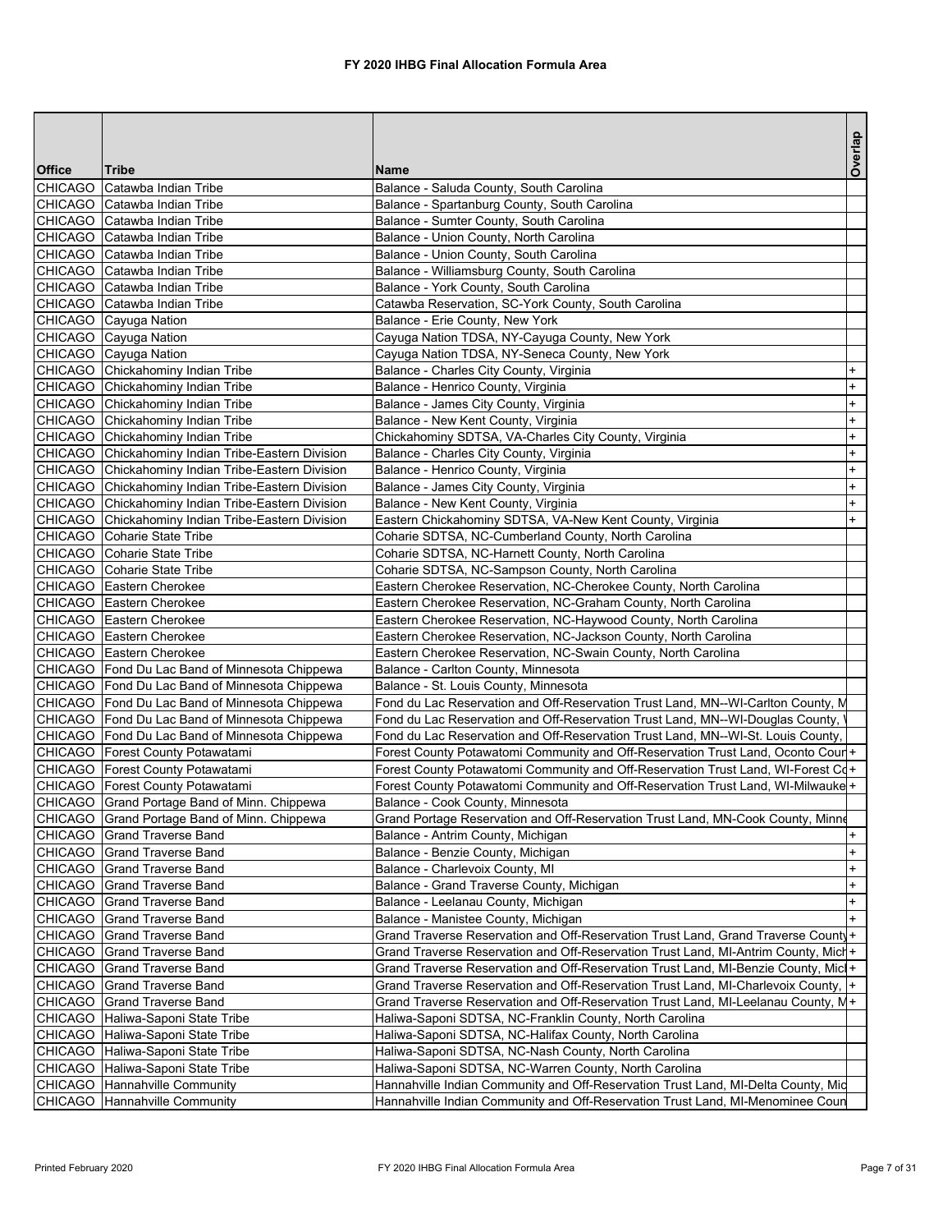# FY 2020 IHBG Final Allocation Formula Area

| Office | Tribe | Name | Overlap |
|---|---|---|---|
| CHICAGO | Catawba Indian Tribe | Balance - Saluda County, South Carolina | |
| CHICAGO | Catawba Indian Tribe | Balance - Spartanburg County, South Carolina | |
| CHICAGO | Catawba Indian Tribe | Balance - Sumter County, South Carolina | |
| CHICAGO | Catawba Indian Tribe | Balance - Union County, North Carolina | |
| CHICAGO | Catawba Indian Tribe | Balance - Union County, South Carolina | |
| CHICAGO | Catawba Indian Tribe | Balance - Williamsburg County, South Carolina | |
| CHICAGO | Catawba Indian Tribe | Balance - York County, South Carolina | |
| CHICAGO | Catawba Indian Tribe | Catawba Reservation, SC-York County, South Carolina | |
| CHICAGO | Cayuga Nation | Balance - Erie County, New York | |
| CHICAGO | Cayuga Nation | Cayuga Nation TDSA, NY-Cayuga County, New York | |
| CHICAGO | Cayuga Nation | Cayuga Nation TDSA, NY-Seneca County, New York | |
| CHICAGO | Chickahominy Indian Tribe | Balance - Charles City County, Virginia | + |
| CHICAGO | Chickahominy Indian Tribe | Balance - Henrico County, Virginia | + |
| CHICAGO | Chickahominy Indian Tribe | Balance - James City County, Virginia | + |
| CHICAGO | Chickahominy Indian Tribe | Balance - New Kent County, Virginia | + |
| CHICAGO | Chickahominy Indian Tribe | Chickahominy SDTSA, VA-Charles City County, Virginia | + |
| CHICAGO | Chickahominy Indian Tribe-Eastern Division | Balance - Charles City County, Virginia | + |
| CHICAGO | Chickahominy Indian Tribe-Eastern Division | Balance - Henrico County, Virginia | + |
| CHICAGO | Chickahominy Indian Tribe-Eastern Division | Balance - James City County, Virginia | + |
| CHICAGO | Chickahominy Indian Tribe-Eastern Division | Balance - New Kent County, Virginia | + |
| CHICAGO | Chickahominy Indian Tribe-Eastern Division | Eastern Chickahominy SDTSA, VA-New Kent County, Virginia | + |
| CHICAGO | Coharie State Tribe | Coharie SDTSA, NC-Cumberland County, North Carolina | |
| CHICAGO | Coharie State Tribe | Coharie SDTSA, NC-Harnett County, North Carolina | |
| CHICAGO | Coharie State Tribe | Coharie SDTSA, NC-Sampson County, North Carolina | |
| CHICAGO | Eastern Cherokee | Eastern Cherokee Reservation, NC-Cherokee County, North Carolina | |
| CHICAGO | Eastern Cherokee | Eastern Cherokee Reservation, NC-Graham County, North Carolina | |
| CHICAGO | Eastern Cherokee | Eastern Cherokee Reservation, NC-Haywood County, North Carolina | |
| CHICAGO | Eastern Cherokee | Eastern Cherokee Reservation, NC-Jackson County, North Carolina | |
| CHICAGO | Eastern Cherokee | Eastern Cherokee Reservation, NC-Swain County, North Carolina | |
| CHICAGO | Fond Du Lac Band of Minnesota Chippewa | Balance - Carlton County, Minnesota | |
| CHICAGO | Fond Du Lac Band of Minnesota Chippewa | Balance - St. Louis County, Minnesota | |
| CHICAGO | Fond Du Lac Band of Minnesota Chippewa | Fond du Lac Reservation and Off-Reservation Trust Land, MN--WI-Carlton County, M | |
| CHICAGO | Fond Du Lac Band of Minnesota Chippewa | Fond du Lac Reservation and Off-Reservation Trust Land, MN--WI-Douglas County, W | |
| CHICAGO | Fond Du Lac Band of Minnesota Chippewa | Fond du Lac Reservation and Off-Reservation Trust Land, MN--WI-St. Louis County, | |
| CHICAGO | Forest County Potawatami | Forest County Potawatomi Community and Off-Reservation Trust Land, Oconto Coun | + |
| CHICAGO | Forest County Potawatami | Forest County Potawatomi Community and Off-Reservation Trust Land, WI-Forest Co | + |
| CHICAGO | Forest County Potawatami | Forest County Potawatomi Community and Off-Reservation Trust Land, WI-Milwauke | + |
| CHICAGO | Grand Portage Band of Minn. Chippewa | Balance - Cook County, Minnesota | |
| CHICAGO | Grand Portage Band of Minn. Chippewa | Grand Portage Reservation and Off-Reservation Trust Land, MN-Cook County, Minne | |
| CHICAGO | Grand Traverse Band | Balance - Antrim County, Michigan | + |
| CHICAGO | Grand Traverse Band | Balance - Benzie County, Michigan | + |
| CHICAGO | Grand Traverse Band | Balance - Charlevoix County, MI | + |
| CHICAGO | Grand Traverse Band | Balance - Grand Traverse County, Michigan | + |
| CHICAGO | Grand Traverse Band | Balance - Leelanau County, Michigan | + |
| CHICAGO | Grand Traverse Band | Balance - Manistee County, Michigan | + |
| CHICAGO | Grand Traverse Band | Grand Traverse Reservation and Off-Reservation Trust Land, Grand Traverse County | + |
| CHICAGO | Grand Traverse Band | Grand Traverse Reservation and Off-Reservation Trust Land, MI-Antrim County, Mich | + |
| CHICAGO | Grand Traverse Band | Grand Traverse Reservation and Off-Reservation Trust Land, MI-Benzie County, Mic | + |
| CHICAGO | Grand Traverse Band | Grand Traverse Reservation and Off-Reservation Trust Land, MI-Charlevoix County, | + |
| CHICAGO | Grand Traverse Band | Grand Traverse Reservation and Off-Reservation Trust Land, MI-Leelanau County, M | + |
| CHICAGO | Haliwa-Saponi State Tribe | Haliwa-Saponi SDTSA, NC-Franklin County, North Carolina | |
| CHICAGO | Haliwa-Saponi State Tribe | Haliwa-Saponi SDTSA, NC-Halifax County, North Carolina | |
| CHICAGO | Haliwa-Saponi State Tribe | Haliwa-Saponi SDTSA, NC-Nash County, North Carolina | |
| CHICAGO | Haliwa-Saponi State Tribe | Haliwa-Saponi SDTSA, NC-Warren County, North Carolina | |
| CHICAGO | Hannahville Community | Hannahville Indian Community and Off-Reservation Trust Land, MI-Delta County, Mic | |
| CHICAGO | Hannahville Community | Hannahville Indian Community and Off-Reservation Trust Land, MI-Menominee Coun | |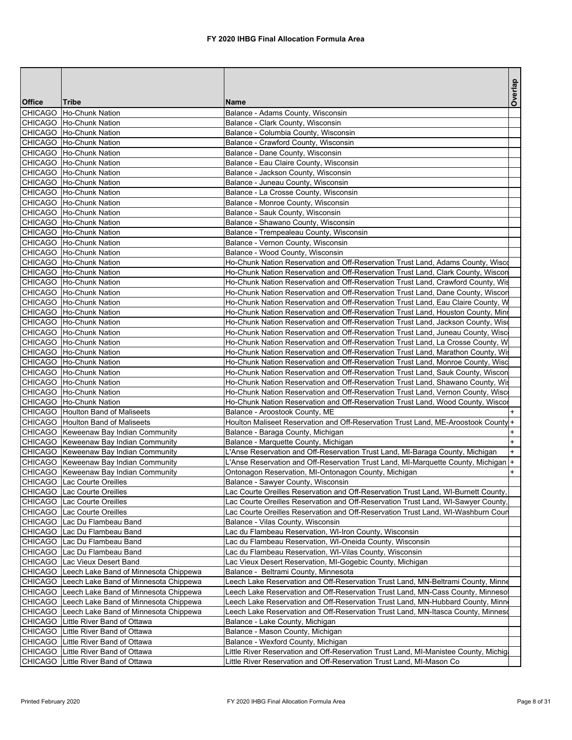# FY 2020 IHBG Final Allocation Formula Area

| Office | Tribe | Name | Overlap |
|---|---|---|---|
| CHICAGO | Ho-Chunk Nation | Balance - Adams County, Wisconsin | |
| CHICAGO | Ho-Chunk Nation | Balance - Clark County, Wisconsin | |
| CHICAGO | Ho-Chunk Nation | Balance - Columbia County, Wisconsin | |
| CHICAGO | Ho-Chunk Nation | Balance - Crawford County, Wisconsin | |
| CHICAGO | Ho-Chunk Nation | Balance - Dane County, Wisconsin | |
| CHICAGO | Ho-Chunk Nation | Balance - Eau Claire County, Wisconsin | |
| CHICAGO | Ho-Chunk Nation | Balance - Jackson County, Wisconsin | |
| CHICAGO | Ho-Chunk Nation | Balance - Juneau County, Wisconsin | |
| CHICAGO | Ho-Chunk Nation | Balance - La Crosse County, Wisconsin | |
| CHICAGO | Ho-Chunk Nation | Balance - Monroe County, Wisconsin | |
| CHICAGO | Ho-Chunk Nation | Balance - Sauk County, Wisconsin | |
| CHICAGO | Ho-Chunk Nation | Balance - Shawano County, Wisconsin | |
| CHICAGO | Ho-Chunk Nation | Balance - Trempealeau County, Wisconsin | |
| CHICAGO | Ho-Chunk Nation | Balance - Vernon County, Wisconsin | |
| CHICAGO | Ho-Chunk Nation | Balance - Wood County, Wisconsin | |
| CHICAGO | Ho-Chunk Nation | Ho-Chunk Nation Reservation and Off-Reservation Trust Land, Adams County, Wisco | |
| CHICAGO | Ho-Chunk Nation | Ho-Chunk Nation Reservation and Off-Reservation Trust Land, Clark County, Wiscon | |
| CHICAGO | Ho-Chunk Nation | Ho-Chunk Nation Reservation and Off-Reservation Trust Land, Crawford County, Wis | |
| CHICAGO | Ho-Chunk Nation | Ho-Chunk Nation Reservation and Off-Reservation Trust Land, Dane County, Wiscon | |
| CHICAGO | Ho-Chunk Nation | Ho-Chunk Nation Reservation and Off-Reservation Trust Land, Eau Claire County, W | |
| CHICAGO | Ho-Chunk Nation | Ho-Chunk Nation Reservation and Off-Reservation Trust Land, Houston County, Minn | |
| CHICAGO | Ho-Chunk Nation | Ho-Chunk Nation Reservation and Off-Reservation Trust Land, Jackson County, Wisc | |
| CHICAGO | Ho-Chunk Nation | Ho-Chunk Nation Reservation and Off-Reservation Trust Land, Juneau County, Wisc | |
| CHICAGO | Ho-Chunk Nation | Ho-Chunk Nation Reservation and Off-Reservation Trust Land, La Crosse County, W | |
| CHICAGO | Ho-Chunk Nation | Ho-Chunk Nation Reservation and Off-Reservation Trust Land, Marathon County, Wis | |
| CHICAGO | Ho-Chunk Nation | Ho-Chunk Nation Reservation and Off-Reservation Trust Land, Monroe County, Wisc | |
| CHICAGO | Ho-Chunk Nation | Ho-Chunk Nation Reservation and Off-Reservation Trust Land, Sauk County, Wiscon | |
| CHICAGO | Ho-Chunk Nation | Ho-Chunk Nation Reservation and Off-Reservation Trust Land, Shawano County, Wis | |
| CHICAGO | Ho-Chunk Nation | Ho-Chunk Nation Reservation and Off-Reservation Trust Land, Vernon County, Wisc | |
| CHICAGO | Ho-Chunk Nation | Ho-Chunk Nation Reservation and Off-Reservation Trust Land, Wood County, Wiscor | |
| CHICAGO | Houlton Band of Maliseets | Balance - Aroostook County, ME | + |
| CHICAGO | Houlton Band of Maliseets | Houlton Maliseet Reservation and Off-Reservation Trust Land, ME-Aroostook County | + |
| CHICAGO | Keweenaw Bay Indian Community | Balance - Baraga County, Michigan | + |
| CHICAGO | Keweenaw Bay Indian Community | Balance - Marquette County, Michigan | + |
| CHICAGO | Keweenaw Bay Indian Community | L'Anse Reservation and Off-Reservation Trust Land, MI-Baraga County, Michigan | + |
| CHICAGO | Keweenaw Bay Indian Community | L'Anse Reservation and Off-Reservation Trust Land, MI-Marquette County, Michigan | + |
| CHICAGO | Keweenaw Bay Indian Community | Ontonagon Reservation, MI-Ontonagon County, Michigan | + |
| CHICAGO | Lac Courte Oreilles | Balance - Sawyer County, Wisconsin | |
| CHICAGO | Lac Courte Oreilles | Lac Courte Oreilles Reservation and Off-Reservation Trust Land, WI-Burnett County, | |
| CHICAGO | Lac Courte Oreilles | Lac Courte Oreilles Reservation and Off-Reservation Trust Land, WI-Sawyer County, | |
| CHICAGO | Lac Courte Oreilles | Lac Courte Oreilles Reservation and Off-Reservation Trust Land, WI-Washburn Coun | |
| CHICAGO | Lac Du Flambeau Band | Balance - Vilas County, Wisconsin | |
| CHICAGO | Lac Du Flambeau Band | Lac du Flambeau Reservation, WI-Iron County, Wisconsin | |
| CHICAGO | Lac Du Flambeau Band | Lac du Flambeau Reservation, WI-Oneida County, Wisconsin | |
| CHICAGO | Lac Du Flambeau Band | Lac du Flambeau Reservation, WI-Vilas County, Wisconsin | |
| CHICAGO | Lac Vieux Desert Band | Lac Vieux Desert Reservation, MI-Gogebic County, Michigan | |
| CHICAGO | Leech Lake Band of Minnesota Chippewa | Balance - Beltrami County, Minnesota | |
| CHICAGO | Leech Lake Band of Minnesota Chippewa | Leech Lake Reservation and Off-Reservation Trust Land, MN-Beltrami County, Minne | |
| CHICAGO | Leech Lake Band of Minnesota Chippewa | Leech Lake Reservation and Off-Reservation Trust Land, MN-Cass County, Minneso | |
| CHICAGO | Leech Lake Band of Minnesota Chippewa | Leech Lake Reservation and Off-Reservation Trust Land, MN-Hubbard County, Minn | |
| CHICAGO | Leech Lake Band of Minnesota Chippewa | Leech Lake Reservation and Off-Reservation Trust Land, MN-Itasca County, Minneso | |
| CHICAGO | Little River Band of Ottawa | Balance - Lake County, Michigan | |
| CHICAGO | Little River Band of Ottawa | Balance - Mason County, Michigan | |
| CHICAGO | Little River Band of Ottawa | Balance - Wexford County, Michigan | |
| CHICAGO | Little River Band of Ottawa | Little River Reservation and Off-Reservation Trust Land, MI-Manistee County, Michig | |
| CHICAGO | Little River Band of Ottawa | Little River Reservation and Off-Reservation Trust Land, MI-Mason Co | |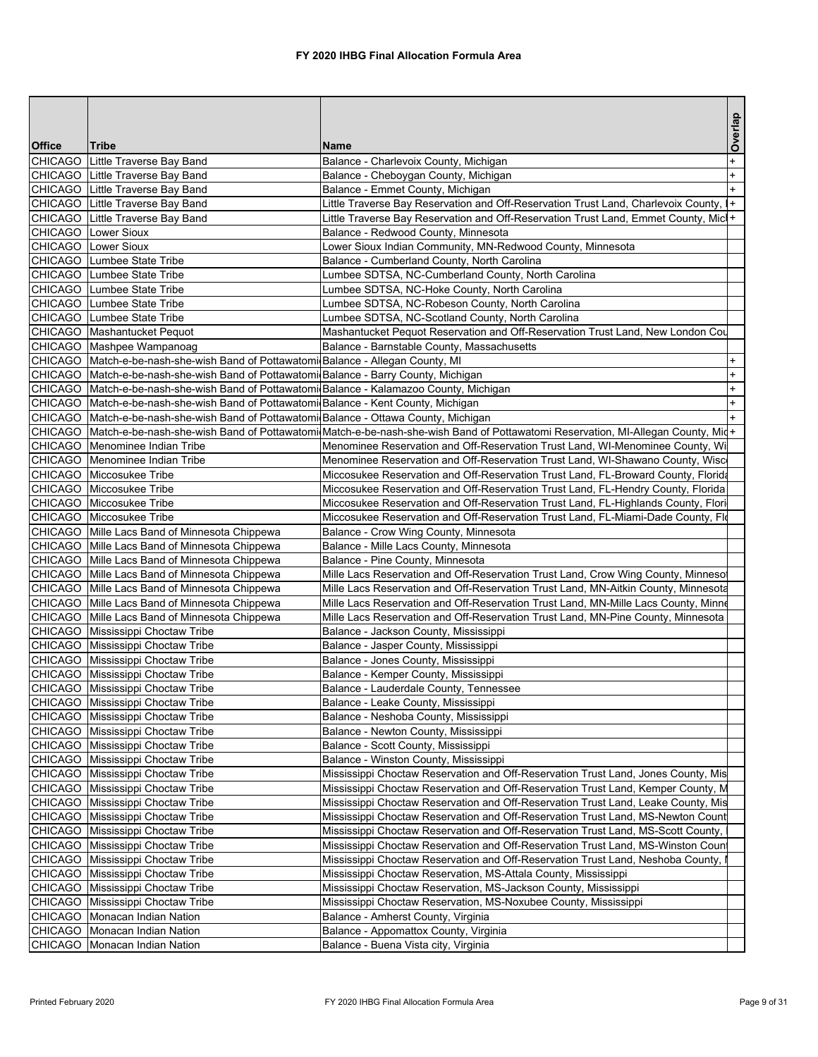# FY 2020 IHBG Final Allocation Formula Area

| Office | Tribe | Name | Overlap |
|---|---|---|---|
| CHICAGO | Little Traverse Bay Band | Balance - Charlevoix County, Michigan | + |
| CHICAGO | Little Traverse Bay Band | Balance - Cheboygan County, Michigan | + |
| CHICAGO | Little Traverse Bay Band | Balance - Emmet County, Michigan | + |
| CHICAGO | Little Traverse Bay Band | Little Traverse Bay Reservation and Off-Reservation Trust Land, Charlevoix County, I | + |
| CHICAGO | Little Traverse Bay Band | Little Traverse Bay Reservation and Off-Reservation Trust Land, Emmet County, Micl | + |
| CHICAGO | Lower Sioux | Balance - Redwood County, Minnesota | |
| CHICAGO | Lower Sioux | Lower Sioux Indian Community, MN-Redwood County, Minnesota | |
| CHICAGO | Lumbee State Tribe | Balance - Cumberland County, North Carolina | |
| CHICAGO | Lumbee State Tribe | Lumbee SDTSA, NC-Cumberland County, North Carolina | |
| CHICAGO | Lumbee State Tribe | Lumbee SDTSA, NC-Hoke County, North Carolina | |
| CHICAGO | Lumbee State Tribe | Lumbee SDTSA, NC-Robeson County, North Carolina | |
| CHICAGO | Lumbee State Tribe | Lumbee SDTSA, NC-Scotland County, North Carolina | |
| CHICAGO | Mashantucket Pequot | Mashantucket Pequot Reservation and Off-Reservation Trust Land, New London Cou | |
| CHICAGO | Mashpee Wampanoag | Balance - Barnstable County, Massachusetts | |
| CHICAGO | Match-e-be-nash-she-wish Band of Pottawatomi | Balance - Allegan County, MI | + |
| CHICAGO | Match-e-be-nash-she-wish Band of Pottawatomi | Balance - Barry County, Michigan | + |
| CHICAGO | Match-e-be-nash-she-wish Band of Pottawatomi | Balance - Kalamazoo County, Michigan | + |
| CHICAGO | Match-e-be-nash-she-wish Band of Pottawatomi | Balance - Kent County, Michigan | + |
| CHICAGO | Match-e-be-nash-she-wish Band of Pottawatomi | Balance - Ottawa County, Michigan | + |
| CHICAGO | Match-e-be-nash-she-wish Band of Pottawatomi | Match-e-be-nash-she-wish Band of Pottawatomi Reservation, MI-Allegan County, Mic | + |
| CHICAGO | Menominee Indian Tribe | Menominee Reservation and Off-Reservation Trust Land, WI-Menominee County, Wi | |
| CHICAGO | Menominee Indian Tribe | Menominee Reservation and Off-Reservation Trust Land, WI-Shawano County, Wisc | |
| CHICAGO | Miccosukee Tribe | Miccosukee Reservation and Off-Reservation Trust Land, FL-Broward County, Florida | |
| CHICAGO | Miccosukee Tribe | Miccosukee Reservation and Off-Reservation Trust Land, FL-Hendry County, Florida | |
| CHICAGO | Miccosukee Tribe | Miccosukee Reservation and Off-Reservation Trust Land, FL-Highlands County, Flori | |
| CHICAGO | Miccosukee Tribe | Miccosukee Reservation and Off-Reservation Trust Land, FL-Miami-Dade County, Fl | |
| CHICAGO | Mille Lacs Band of Minnesota Chippewa | Balance - Crow Wing County, Minnesota | |
| CHICAGO | Mille Lacs Band of Minnesota Chippewa | Balance - Mille Lacs County, Minnesota | |
| CHICAGO | Mille Lacs Band of Minnesota Chippewa | Balance - Pine County, Minnesota | |
| CHICAGO | Mille Lacs Band of Minnesota Chippewa | Mille Lacs Reservation and Off-Reservation Trust Land, Crow Wing County, Minneso | |
| CHICAGO | Mille Lacs Band of Minnesota Chippewa | Mille Lacs Reservation and Off-Reservation Trust Land, MN-Aitkin County, Minnesota | |
| CHICAGO | Mille Lacs Band of Minnesota Chippewa | Mille Lacs Reservation and Off-Reservation Trust Land, MN-Mille Lacs County, Minne | |
| CHICAGO | Mille Lacs Band of Minnesota Chippewa | Mille Lacs Reservation and Off-Reservation Trust Land, MN-Pine County, Minnesota | |
| CHICAGO | Mississippi Choctaw Tribe | Balance - Jackson County, Mississippi | |
| CHICAGO | Mississippi Choctaw Tribe | Balance - Jasper County, Mississippi | |
| CHICAGO | Mississippi Choctaw Tribe | Balance - Jones County, Mississippi | |
| CHICAGO | Mississippi Choctaw Tribe | Balance - Kemper County, Mississippi | |
| CHICAGO | Mississippi Choctaw Tribe | Balance - Lauderdale County, Tennessee | |
| CHICAGO | Mississippi Choctaw Tribe | Balance - Leake County, Mississippi | |
| CHICAGO | Mississippi Choctaw Tribe | Balance - Neshoba County, Mississippi | |
| CHICAGO | Mississippi Choctaw Tribe | Balance - Newton County, Mississippi | |
| CHICAGO | Mississippi Choctaw Tribe | Balance - Scott County, Mississippi | |
| CHICAGO | Mississippi Choctaw Tribe | Balance - Winston County, Mississippi | |
| CHICAGO | Mississippi Choctaw Tribe | Mississippi Choctaw Reservation and Off-Reservation Trust Land, Jones County, Mis | |
| CHICAGO | Mississippi Choctaw Tribe | Mississippi Choctaw Reservation and Off-Reservation Trust Land, Kemper County, M | |
| CHICAGO | Mississippi Choctaw Tribe | Mississippi Choctaw Reservation and Off-Reservation Trust Land, Leake County, Mis | |
| CHICAGO | Mississippi Choctaw Tribe | Mississippi Choctaw Reservation and Off-Reservation Trust Land, MS-Newton Count | |
| CHICAGO | Mississippi Choctaw Tribe | Mississippi Choctaw Reservation and Off-Reservation Trust Land, MS-Scott County, | |
| CHICAGO | Mississippi Choctaw Tribe | Mississippi Choctaw Reservation and Off-Reservation Trust Land, MS-Winston Count | |
| CHICAGO | Mississippi Choctaw Tribe | Mississippi Choctaw Reservation and Off-Reservation Trust Land, Neshoba County, I | |
| CHICAGO | Mississippi Choctaw Tribe | Mississippi Choctaw Reservation, MS-Attala County, Mississippi | |
| CHICAGO | Mississippi Choctaw Tribe | Mississippi Choctaw Reservation, MS-Jackson County, Mississippi | |
| CHICAGO | Mississippi Choctaw Tribe | Mississippi Choctaw Reservation, MS-Noxubee County, Mississippi | |
| CHICAGO | Monacan Indian Nation | Balance - Amherst County, Virginia | |
| CHICAGO | Monacan Indian Nation | Balance - Appomattox County, Virginia | |
| CHICAGO | Monacan Indian Nation | Balance - Buena Vista city, Virginia | |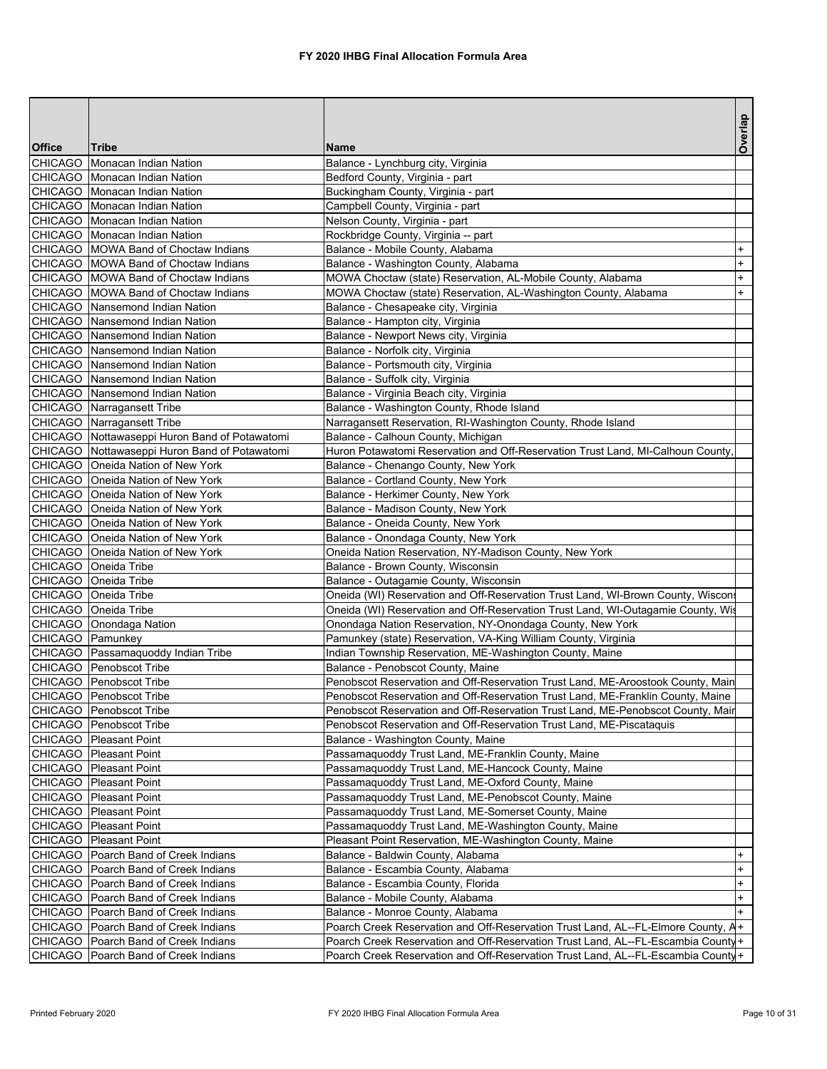# FY 2020 IHBG Final Allocation Formula Area

| Office | Tribe | Name | Overlap |
|---|---|---|---|
| CHICAGO | Monacan Indian Nation | Balance - Lynchburg city, Virginia | |
| CHICAGO | Monacan Indian Nation | Bedford County, Virginia - part | |
| CHICAGO | Monacan Indian Nation | Buckingham County, Virginia - part | |
| CHICAGO | Monacan Indian Nation | Campbell County, Virginia - part | |
| CHICAGO | Monacan Indian Nation | Nelson County, Virginia - part | |
| CHICAGO | Monacan Indian Nation | Rockbridge County, Virginia -- part | |
| CHICAGO | MOWA Band of Choctaw Indians | Balance - Mobile County, Alabama | + |
| CHICAGO | MOWA Band of Choctaw Indians | Balance - Washington County, Alabama | + |
| CHICAGO | MOWA Band of Choctaw Indians | MOWA Choctaw (state) Reservation, AL-Mobile County, Alabama | + |
| CHICAGO | MOWA Band of Choctaw Indians | MOWA Choctaw (state) Reservation, AL-Washington County, Alabama | + |
| CHICAGO | Nansemond Indian Nation | Balance - Chesapeake city, Virginia | |
| CHICAGO | Nansemond Indian Nation | Balance - Hampton city, Virginia | |
| CHICAGO | Nansemond Indian Nation | Balance - Newport News city, Virginia | |
| CHICAGO | Nansemond Indian Nation | Balance - Norfolk city, Virginia | |
| CHICAGO | Nansemond Indian Nation | Balance - Portsmouth city, Virginia | |
| CHICAGO | Nansemond Indian Nation | Balance - Suffolk city, Virginia | |
| CHICAGO | Nansemond Indian Nation | Balance - Virginia Beach city, Virginia | |
| CHICAGO | Narragansett Tribe | Balance - Washington County, Rhode Island | |
| CHICAGO | Narragansett Tribe | Narragansett Reservation, RI-Washington County, Rhode Island | |
| CHICAGO | Nottawaseppi Huron Band of Potawatomi | Balance - Calhoun County, Michigan | |
| CHICAGO | Nottawaseppi Huron Band of Potawatomi | Huron Potawatomi Reservation and Off-Reservation Trust Land, MI-Calhoun County, | |
| CHICAGO | Oneida Nation of New York | Balance - Chenango County, New York | |
| CHICAGO | Oneida Nation of New York | Balance - Cortland County, New York | |
| CHICAGO | Oneida Nation of New York | Balance - Herkimer County, New York | |
| CHICAGO | Oneida Nation of New York | Balance - Madison County, New York | |
| CHICAGO | Oneida Nation of New York | Balance - Oneida County, New York | |
| CHICAGO | Oneida Nation of New York | Balance - Onondaga County, New York | |
| CHICAGO | Oneida Nation of New York | Oneida Nation Reservation, NY-Madison County, New York | |
| CHICAGO | Oneida Tribe | Balance - Brown County, Wisconsin | |
| CHICAGO | Oneida Tribe | Balance - Outagamie County, Wisconsin | |
| CHICAGO | Oneida Tribe | Oneida (WI) Reservation and Off-Reservation Trust Land, WI-Brown County, Wiscons | |
| CHICAGO | Oneida Tribe | Oneida (WI) Reservation and Off-Reservation Trust Land, WI-Outagamie County, Wis | |
| CHICAGO | Onondaga Nation | Onondaga Nation Reservation, NY-Onondaga County, New York | |
| CHICAGO | Pamunkey | Pamunkey (state) Reservation, VA-King William County, Virginia | |
| CHICAGO | Passamaquoddy Indian Tribe | Indian Township Reservation, ME-Washington County, Maine | |
| CHICAGO | Penobscot Tribe | Balance - Penobscot County, Maine | |
| CHICAGO | Penobscot Tribe | Penobscot Reservation and Off-Reservation Trust Land, ME-Aroostook County, Main | |
| CHICAGO | Penobscot Tribe | Penobscot Reservation and Off-Reservation Trust Land, ME-Franklin County, Maine | |
| CHICAGO | Penobscot Tribe | Penobscot Reservation and Off-Reservation Trust Land, ME-Penobscot County, Mair | |
| CHICAGO | Penobscot Tribe | Penobscot Reservation and Off-Reservation Trust Land, ME-Piscataquis | |
| CHICAGO | Pleasant Point | Balance - Washington County, Maine | |
| CHICAGO | Pleasant Point | Passamaquoddy Trust Land, ME-Franklin County, Maine | |
| CHICAGO | Pleasant Point | Passamaquoddy Trust Land, ME-Hancock County, Maine | |
| CHICAGO | Pleasant Point | Passamaquoddy Trust Land, ME-Oxford County, Maine | |
| CHICAGO | Pleasant Point | Passamaquoddy Trust Land, ME-Penobscot County, Maine | |
| CHICAGO | Pleasant Point | Passamaquoddy Trust Land, ME-Somerset County, Maine | |
| CHICAGO | Pleasant Point | Passamaquoddy Trust Land, ME-Washington County, Maine | |
| CHICAGO | Pleasant Point | Pleasant Point Reservation, ME-Washington County, Maine | |
| CHICAGO | Poarch Band of Creek Indians | Balance - Baldwin County, Alabama | + |
| CHICAGO | Poarch Band of Creek Indians | Balance - Escambia County, Alabama | + |
| CHICAGO | Poarch Band of Creek Indians | Balance - Escambia County, Florida | + |
| CHICAGO | Poarch Band of Creek Indians | Balance - Mobile County, Alabama | + |
| CHICAGO | Poarch Band of Creek Indians | Balance - Monroe County, Alabama | + |
| CHICAGO | Poarch Band of Creek Indians | Poarch Creek Reservation and Off-Reservation Trust Land, AL--FL-Elmore County, A | + |
| CHICAGO | Poarch Band of Creek Indians | Poarch Creek Reservation and Off-Reservation Trust Land, AL--FL-Escambia County | + |
| CHICAGO | Poarch Band of Creek Indians | Poarch Creek Reservation and Off-Reservation Trust Land, AL--FL-Escambia County | + |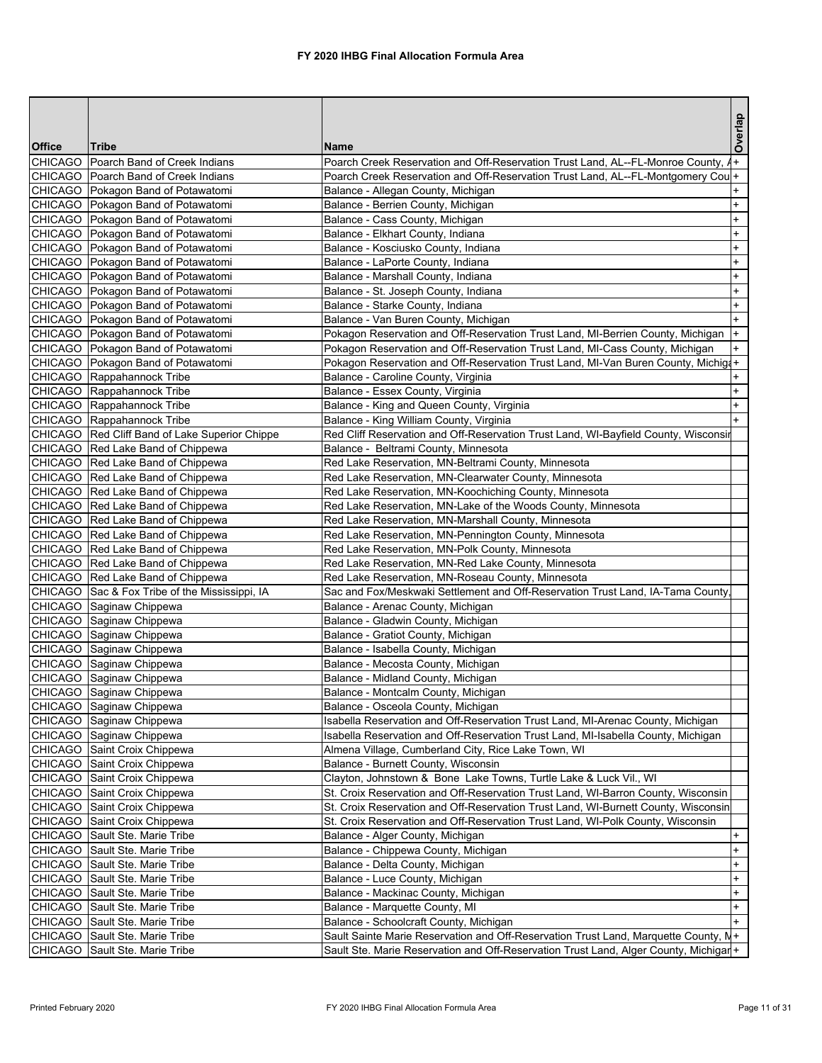# FY 2020 IHBG Final Allocation Formula Area

| Office | Tribe | Name | Overlap |
|---|---|---|---|
| CHICAGO | Poarch Band of Creek Indians | Poarch Creek Reservation and Off-Reservation Trust Land, AL--FL-Monroe County, A | + |
| CHICAGO | Poarch Band of Creek Indians | Poarch Creek Reservation and Off-Reservation Trust Land, AL--FL-Montgomery Cou | + |
| CHICAGO | Pokagon Band of Potawatomi | Balance - Allegan County, Michigan | + |
| CHICAGO | Pokagon Band of Potawatomi | Balance - Berrien County, Michigan | + |
| CHICAGO | Pokagon Band of Potawatomi | Balance - Cass County, Michigan | + |
| CHICAGO | Pokagon Band of Potawatomi | Balance - Elkhart County, Indiana | + |
| CHICAGO | Pokagon Band of Potawatomi | Balance - Kosciusko County, Indiana | + |
| CHICAGO | Pokagon Band of Potawatomi | Balance - LaPorte County, Indiana | + |
| CHICAGO | Pokagon Band of Potawatomi | Balance - Marshall County, Indiana | + |
| CHICAGO | Pokagon Band of Potawatomi | Balance - St. Joseph County, Indiana | + |
| CHICAGO | Pokagon Band of Potawatomi | Balance - Starke County, Indiana | + |
| CHICAGO | Pokagon Band of Potawatomi | Balance - Van Buren County, Michigan | + |
| CHICAGO | Pokagon Band of Potawatomi | Pokagon Reservation and Off-Reservation Trust Land, MI-Berrien County, Michigan | + |
| CHICAGO | Pokagon Band of Potawatomi | Pokagon Reservation and Off-Reservation Trust Land, MI-Cass County, Michigan | + |
| CHICAGO | Pokagon Band of Potawatomi | Pokagon Reservation and Off-Reservation Trust Land, MI-Van Buren County, Michiga | + |
| CHICAGO | Rappahannock Tribe | Balance - Caroline County, Virginia | + |
| CHICAGO | Rappahannock Tribe | Balance - Essex County, Virginia | + |
| CHICAGO | Rappahannock Tribe | Balance - King and Queen County, Virginia | + |
| CHICAGO | Rappahannock Tribe | Balance - King William County, Virginia | + |
| CHICAGO | Red Cliff Band of Lake Superior Chippe | Red Cliff Reservation and Off-Reservation Trust Land, WI-Bayfield County, Wisconsir | |
| CHICAGO | Red Lake Band of Chippewa | Balance - Beltrami County, Minnesota | |
| CHICAGO | Red Lake Band of Chippewa | Red Lake Reservation, MN-Beltrami County, Minnesota | |
| CHICAGO | Red Lake Band of Chippewa | Red Lake Reservation, MN-Clearwater County, Minnesota | |
| CHICAGO | Red Lake Band of Chippewa | Red Lake Reservation, MN-Koochiching County, Minnesota | |
| CHICAGO | Red Lake Band of Chippewa | Red Lake Reservation, MN-Lake of the Woods County, Minnesota | |
| CHICAGO | Red Lake Band of Chippewa | Red Lake Reservation, MN-Marshall County, Minnesota | |
| CHICAGO | Red Lake Band of Chippewa | Red Lake Reservation, MN-Pennington County, Minnesota | |
| CHICAGO | Red Lake Band of Chippewa | Red Lake Reservation, MN-Polk County, Minnesota | |
| CHICAGO | Red Lake Band of Chippewa | Red Lake Reservation, MN-Red Lake County, Minnesota | |
| CHICAGO | Red Lake Band of Chippewa | Red Lake Reservation, MN-Roseau County, Minnesota | |
| CHICAGO | Sac & Fox Tribe of the Mississippi, IA | Sac and Fox/Meskwaki Settlement and Off-Reservation Trust Land, IA-Tama County, | |
| CHICAGO | Saginaw Chippewa | Balance - Arenac County, Michigan | |
| CHICAGO | Saginaw Chippewa | Balance - Gladwin County, Michigan | |
| CHICAGO | Saginaw Chippewa | Balance - Gratiot County, Michigan | |
| CHICAGO | Saginaw Chippewa | Balance - Isabella County, Michigan | |
| CHICAGO | Saginaw Chippewa | Balance - Mecosta County, Michigan | |
| CHICAGO | Saginaw Chippewa | Balance - Midland County, Michigan | |
| CHICAGO | Saginaw Chippewa | Balance - Montcalm County, Michigan | |
| CHICAGO | Saginaw Chippewa | Balance - Osceola County, Michigan | |
| CHICAGO | Saginaw Chippewa | Isabella Reservation and Off-Reservation Trust Land, MI-Arenac County, Michigan | |
| CHICAGO | Saginaw Chippewa | Isabella Reservation and Off-Reservation Trust Land, MI-Isabella County, Michigan | |
| CHICAGO | Saint Croix Chippewa | Almena Village, Cumberland City, Rice Lake Town, WI | |
| CHICAGO | Saint Croix Chippewa | Balance - Burnett County, Wisconsin | |
| CHICAGO | Saint Croix Chippewa | Clayton, Johnstown & Bone Lake Towns, Turtle Lake & Luck Vil., WI | |
| CHICAGO | Saint Croix Chippewa | St. Croix Reservation and Off-Reservation Trust Land, WI-Barron County, Wisconsin | |
| CHICAGO | Saint Croix Chippewa | St. Croix Reservation and Off-Reservation Trust Land, WI-Burnett County, Wisconsin | |
| CHICAGO | Saint Croix Chippewa | St. Croix Reservation and Off-Reservation Trust Land, WI-Polk County, Wisconsin | |
| CHICAGO | Sault Ste. Marie Tribe | Balance - Alger County, Michigan | + |
| CHICAGO | Sault Ste. Marie Tribe | Balance - Chippewa County, Michigan | + |
| CHICAGO | Sault Ste. Marie Tribe | Balance - Delta County, Michigan | + |
| CHICAGO | Sault Ste. Marie Tribe | Balance - Luce County, Michigan | + |
| CHICAGO | Sault Ste. Marie Tribe | Balance - Mackinac County, Michigan | + |
| CHICAGO | Sault Ste. Marie Tribe | Balance - Marquette County, MI | + |
| CHICAGO | Sault Ste. Marie Tribe | Balance - Schoolcraft County, Michigan | + |
| CHICAGO | Sault Ste. Marie Tribe | Sault Sainte Marie Reservation and Off-Reservation Trust Land, Marquette County, M | + |
| CHICAGO | Sault Ste. Marie Tribe | Sault Ste. Marie Reservation and Off-Reservation Trust Land, Alger County, Michigar | + |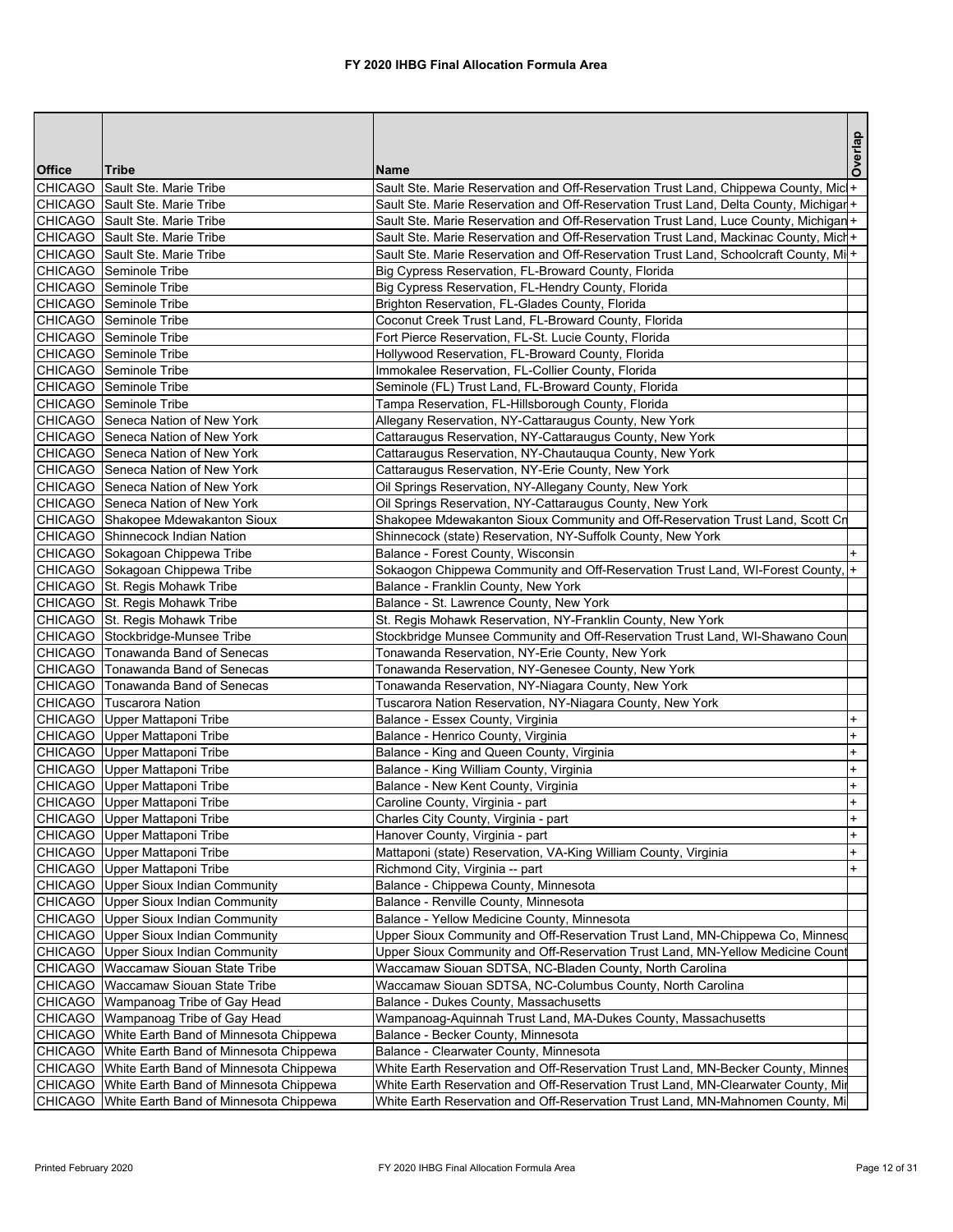# FY 2020 IHBG Final Allocation Formula Area

| Office | Tribe | Name | Overlap |
|---|---|---|---|
| CHICAGO | Sault Ste. Marie Tribe | Sault Ste. Marie Reservation and Off-Reservation Trust Land, Chippewa County, Mic | + |
| CHICAGO | Sault Ste. Marie Tribe | Sault Ste. Marie Reservation and Off-Reservation Trust Land, Delta County, Michigan | + |
| CHICAGO | Sault Ste. Marie Tribe | Sault Ste. Marie Reservation and Off-Reservation Trust Land, Luce County, Michigan | + |
| CHICAGO | Sault Ste. Marie Tribe | Sault Ste. Marie Reservation and Off-Reservation Trust Land, Mackinac County, Mich | + |
| CHICAGO | Sault Ste. Marie Tribe | Sault Ste. Marie Reservation and Off-Reservation Trust Land, Schoolcraft County, Mi | + |
| CHICAGO | Seminole Tribe | Big Cypress Reservation, FL-Broward County, Florida | |
| CHICAGO | Seminole Tribe | Big Cypress Reservation, FL-Hendry County, Florida | |
| CHICAGO | Seminole Tribe | Brighton Reservation, FL-Glades County, Florida | |
| CHICAGO | Seminole Tribe | Coconut Creek Trust Land, FL-Broward County, Florida | |
| CHICAGO | Seminole Tribe | Fort Pierce Reservation, FL-St. Lucie County, Florida | |
| CHICAGO | Seminole Tribe | Hollywood Reservation, FL-Broward County, Florida | |
| CHICAGO | Seminole Tribe | Immokalee Reservation, FL-Collier County, Florida | |
| CHICAGO | Seminole Tribe | Seminole (FL) Trust Land, FL-Broward County, Florida | |
| CHICAGO | Seminole Tribe | Tampa Reservation, FL-Hillsborough County, Florida | |
| CHICAGO | Seneca Nation of New York | Allegany Reservation, NY-Cattaraugus County, New York | |
| CHICAGO | Seneca Nation of New York | Cattaraugus Reservation, NY-Cattaraugus County, New York | |
| CHICAGO | Seneca Nation of New York | Cattaraugus Reservation, NY-Chautauqua County, New York | |
| CHICAGO | Seneca Nation of New York | Cattaraugus Reservation, NY-Erie County, New York | |
| CHICAGO | Seneca Nation of New York | Oil Springs Reservation, NY-Allegany County, New York | |
| CHICAGO | Seneca Nation of New York | Oil Springs Reservation, NY-Cattaraugus County, New York | |
| CHICAGO | Shakopee Mdewakanton Sioux | Shakopee Mdewakanton Sioux Community and Off-Reservation Trust Land, Scott Cn | |
| CHICAGO | Shinnecock Indian Nation | Shinnecock (state) Reservation, NY-Suffolk County, New York | |
| CHICAGO | Sokagoan Chippewa Tribe | Balance - Forest County, Wisconsin | + |
| CHICAGO | Sokagoan Chippewa Tribe | Sokaogon Chippewa Community and Off-Reservation Trust Land, WI-Forest County, | + |
| CHICAGO | St. Regis Mohawk Tribe | Balance - Franklin County, New York | |
| CHICAGO | St. Regis Mohawk Tribe | Balance - St. Lawrence County, New York | |
| CHICAGO | St. Regis Mohawk Tribe | St. Regis Mohawk Reservation, NY-Franklin County, New York | |
| CHICAGO | Stockbridge-Munsee Tribe | Stockbridge Munsee Community and Off-Reservation Trust Land, WI-Shawano Coun | |
| CHICAGO | Tonawanda Band of Senecas | Tonawanda Reservation, NY-Erie County, New York | |
| CHICAGO | Tonawanda Band of Senecas | Tonawanda Reservation, NY-Genesee County, New York | |
| CHICAGO | Tonawanda Band of Senecas | Tonawanda Reservation, NY-Niagara County, New York | |
| CHICAGO | Tuscarora Nation | Tuscarora Nation Reservation, NY-Niagara County, New York | |
| CHICAGO | Upper Mattaponi Tribe | Balance - Essex County, Virginia | + |
| CHICAGO | Upper Mattaponi Tribe | Balance - Henrico County, Virginia | + |
| CHICAGO | Upper Mattaponi Tribe | Balance - King and Queen County, Virginia | + |
| CHICAGO | Upper Mattaponi Tribe | Balance - King William County, Virginia | + |
| CHICAGO | Upper Mattaponi Tribe | Balance - New Kent County, Virginia | + |
| CHICAGO | Upper Mattaponi Tribe | Caroline County, Virginia - part | + |
| CHICAGO | Upper Mattaponi Tribe | Charles City County, Virginia - part | + |
| CHICAGO | Upper Mattaponi Tribe | Hanover County, Virginia - part | + |
| CHICAGO | Upper Mattaponi Tribe | Mattaponi (state) Reservation, VA-King William County, Virginia | + |
| CHICAGO | Upper Mattaponi Tribe | Richmond City, Virginia -- part | + |
| CHICAGO | Upper Sioux Indian Community | Balance - Chippewa County, Minnesota | |
| CHICAGO | Upper Sioux Indian Community | Balance - Renville County, Minnesota | |
| CHICAGO | Upper Sioux Indian Community | Balance - Yellow Medicine County, Minnesota | |
| CHICAGO | Upper Sioux Indian Community | Upper Sioux Community and Off-Reservation Trust Land, MN-Chippewa Co, Minneso | |
| CHICAGO | Upper Sioux Indian Community | Upper Sioux Community and Off-Reservation Trust Land, MN-Yellow Medicine Count | |
| CHICAGO | Waccamaw Siouan State Tribe | Waccamaw Siouan SDTSA, NC-Bladen County, North Carolina | |
| CHICAGO | Waccamaw Siouan State Tribe | Waccamaw Siouan SDTSA, NC-Columbus County, North Carolina | |
| CHICAGO | Wampanoag Tribe of Gay Head | Balance - Dukes County, Massachusetts | |
| CHICAGO | Wampanoag Tribe of Gay Head | Wampanoag-Aquinnah Trust Land, MA-Dukes County, Massachusetts | |
| CHICAGO | White Earth Band of Minnesota Chippewa | Balance - Becker County, Minnesota | |
| CHICAGO | White Earth Band of Minnesota Chippewa | Balance - Clearwater County, Minnesota | |
| CHICAGO | White Earth Band of Minnesota Chippewa | White Earth Reservation and Off-Reservation Trust Land, MN-Becker County, Minnes | |
| CHICAGO | White Earth Band of Minnesota Chippewa | White Earth Reservation and Off-Reservation Trust Land, MN-Clearwater County, Mir | |
| CHICAGO | White Earth Band of Minnesota Chippewa | White Earth Reservation and Off-Reservation Trust Land, MN-Mahnomen County, Mi | |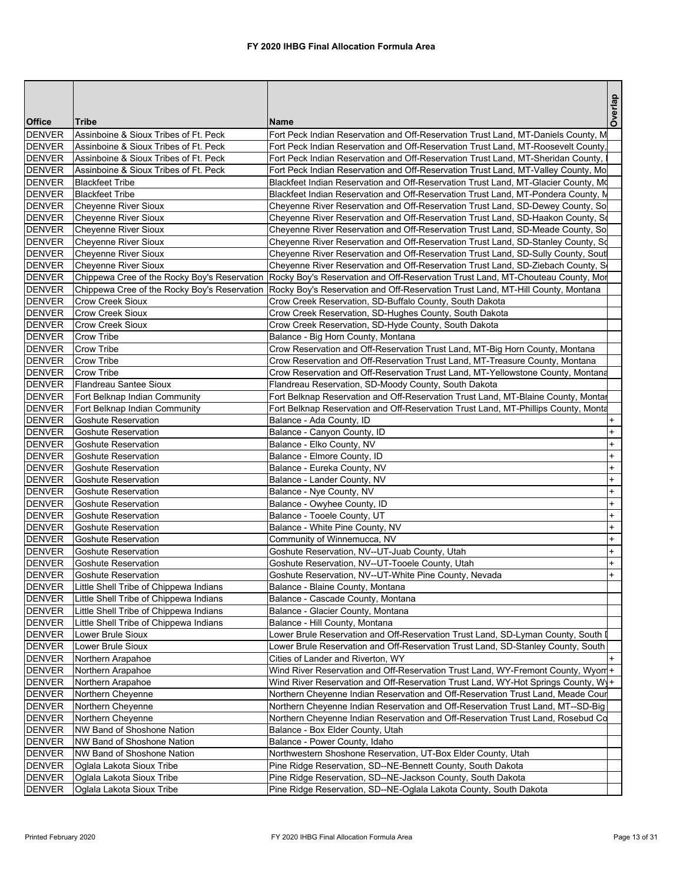# FY 2020 IHBG Final Allocation Formula Area

| Office | Tribe | Name | Overlap |
|---|---|---|---|
| DENVER | Assinboine & Sioux Tribes of Ft. Peck | Fort Peck Indian Reservation and Off-Reservation Trust Land, MT-Daniels County, M | |
| DENVER | Assinboine & Sioux Tribes of Ft. Peck | Fort Peck Indian Reservation and Off-Reservation Trust Land, MT-Roosevelt County, | |
| DENVER | Assinboine & Sioux Tribes of Ft. Peck | Fort Peck Indian Reservation and Off-Reservation Trust Land, MT-Sheridan County, | |
| DENVER | Assinboine & Sioux Tribes of Ft. Peck | Fort Peck Indian Reservation and Off-Reservation Trust Land, MT-Valley County, Mo | |
| DENVER | Blackfeet Tribe | Blackfeet Indian Reservation and Off-Reservation Trust Land, MT-Glacier County, Mo | |
| DENVER | Blackfeet Tribe | Blackfeet Indian Reservation and Off-Reservation Trust Land, MT-Pondera County, M | |
| DENVER | Cheyenne River Sioux | Cheyenne River Reservation and Off-Reservation Trust Land, SD-Dewey County, So | |
| DENVER | Cheyenne River Sioux | Cheyenne River Reservation and Off-Reservation Trust Land, SD-Haakon County, So | |
| DENVER | Cheyenne River Sioux | Cheyenne River Reservation and Off-Reservation Trust Land, SD-Meade County, So | |
| DENVER | Cheyenne River Sioux | Cheyenne River Reservation and Off-Reservation Trust Land, SD-Stanley County, So | |
| DENVER | Cheyenne River Sioux | Cheyenne River Reservation and Off-Reservation Trust Land, SD-Sully County, Sout | |
| DENVER | Cheyenne River Sioux | Cheyenne River Reservation and Off-Reservation Trust Land, SD-Ziebach County, S | |
| DENVER | Chippewa Cree of the Rocky Boy's Reservation | Rocky Boy's Reservation and Off-Reservation Trust Land, MT-Chouteau County, Mor | |
| DENVER | Chippewa Cree of the Rocky Boy's Reservation | Rocky Boy's Reservation and Off-Reservation Trust Land, MT-Hill County, Montana | |
| DENVER | Crow Creek Sioux | Crow Creek Reservation, SD-Buffalo County, South Dakota | |
| DENVER | Crow Creek Sioux | Crow Creek Reservation, SD-Hughes County, South Dakota | |
| DENVER | Crow Creek Sioux | Crow Creek Reservation, SD-Hyde County, South Dakota | |
| DENVER | Crow Tribe | Balance - Big Horn County, Montana | |
| DENVER | Crow Tribe | Crow Reservation and Off-Reservation Trust Land, MT-Big Horn County, Montana | |
| DENVER | Crow Tribe | Crow Reservation and Off-Reservation Trust Land, MT-Treasure County, Montana | |
| DENVER | Crow Tribe | Crow Reservation and Off-Reservation Trust Land, MT-Yellowstone County, Montana | |
| DENVER | Flandreau Santee Sioux | Flandreau Reservation, SD-Moody County, South Dakota | |
| DENVER | Fort Belknap Indian Community | Fort Belknap Reservation and Off-Reservation Trust Land, MT-Blaine County, Montar | |
| DENVER | Fort Belknap Indian Community | Fort Belknap Reservation and Off-Reservation Trust Land, MT-Phillips County, Monta | |
| DENVER | Goshute Reservation | Balance - Ada County, ID | + |
| DENVER | Goshute Reservation | Balance - Canyon County, ID | + |
| DENVER | Goshute Reservation | Balance - Elko County, NV | + |
| DENVER | Goshute Reservation | Balance - Elmore County, ID | + |
| DENVER | Goshute Reservation | Balance - Eureka County, NV | + |
| DENVER | Goshute Reservation | Balance - Lander County, NV | + |
| DENVER | Goshute Reservation | Balance - Nye County, NV | + |
| DENVER | Goshute Reservation | Balance - Owyhee County, ID | + |
| DENVER | Goshute Reservation | Balance - Tooele County, UT | + |
| DENVER | Goshute Reservation | Balance - White Pine County, NV | + |
| DENVER | Goshute Reservation | Community of Winnemucca, NV | + |
| DENVER | Goshute Reservation | Goshute Reservation, NV--UT-Juab County, Utah | + |
| DENVER | Goshute Reservation | Goshute Reservation, NV--UT-Tooele County, Utah | + |
| DENVER | Goshute Reservation | Goshute Reservation, NV--UT-White Pine County, Nevada | + |
| DENVER | Little Shell Tribe of Chippewa Indians | Balance - Blaine County, Montana | |
| DENVER | Little Shell Tribe of Chippewa Indians | Balance - Cascade County, Montana | |
| DENVER | Little Shell Tribe of Chippewa Indians | Balance - Glacier County, Montana | |
| DENVER | Little Shell Tribe of Chippewa Indians | Balance - Hill County, Montana | |
| DENVER | Lower Brule Sioux | Lower Brule Reservation and Off-Reservation Trust Land, SD-Lyman County, South I | |
| DENVER | Lower Brule Sioux | Lower Brule Reservation and Off-Reservation Trust Land, SD-Stanley County, South | |
| DENVER | Northern Arapahoe | Cities of Lander and Riverton, WY | + |
| DENVER | Northern Arapahoe | Wind River Reservation and Off-Reservation Trust Land, WY-Fremont County, Wyom | + |
| DENVER | Northern Arapahoe | Wind River Reservation and Off-Reservation Trust Land, WY-Hot Springs County, Wy | + |
| DENVER | Northern Cheyenne | Northern Cheyenne Indian Reservation and Off-Reservation Trust Land, Meade Cour | |
| DENVER | Northern Cheyenne | Northern Cheyenne Indian Reservation and Off-Reservation Trust Land, MT--SD-Big | |
| DENVER | Northern Cheyenne | Northern Cheyenne Indian Reservation and Off-Reservation Trust Land, Rosebud Co | |
| DENVER | NW Band of Shoshone Nation | Balance - Box Elder County, Utah | |
| DENVER | NW Band of Shoshone Nation | Balance - Power County, Idaho | |
| DENVER | NW Band of Shoshone Nation | Northwestern Shoshone Reservation, UT-Box Elder County, Utah | |
| DENVER | Oglala Lakota Sioux Tribe | Pine Ridge Reservation, SD--NE-Bennett County, South Dakota | |
| DENVER | Oglala Lakota Sioux Tribe | Pine Ridge Reservation, SD--NE-Jackson County, South Dakota | |
| DENVER | Oglala Lakota Sioux Tribe | Pine Ridge Reservation, SD--NE-Oglala Lakota County, South Dakota | |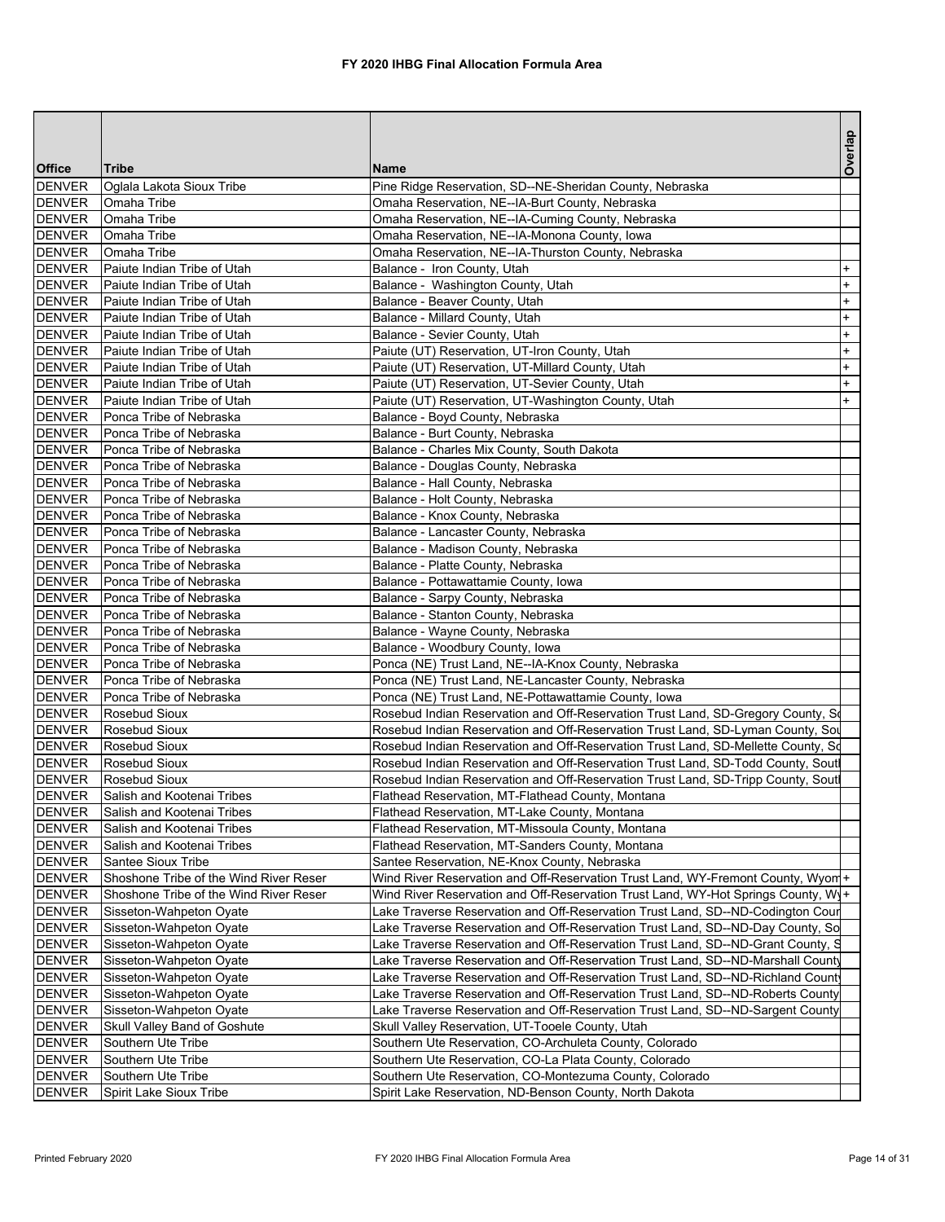# FY 2020 IHBG Final Allocation Formula Area

| Office | Tribe | Name | Overlap |
|---|---|---|---|
| DENVER | Oglala Lakota Sioux Tribe | Pine Ridge Reservation, SD--NE-Sheridan County, Nebraska | |
| DENVER | Omaha Tribe | Omaha Reservation, NE--IA-Burt County, Nebraska | |
| DENVER | Omaha Tribe | Omaha Reservation, NE--IA-Cuming County, Nebraska | |
| DENVER | Omaha Tribe | Omaha Reservation, NE--IA-Monona County, Iowa | |
| DENVER | Omaha Tribe | Omaha Reservation, NE--IA-Thurston County, Nebraska | |
| DENVER | Paiute Indian Tribe of Utah | Balance - Iron County, Utah | + |
| DENVER | Paiute Indian Tribe of Utah | Balance - Washington County, Utah | + |
| DENVER | Paiute Indian Tribe of Utah | Balance - Beaver County, Utah | + |
| DENVER | Paiute Indian Tribe of Utah | Balance - Millard County, Utah | + |
| DENVER | Paiute Indian Tribe of Utah | Balance - Sevier County, Utah | + |
| DENVER | Paiute Indian Tribe of Utah | Paiute (UT) Reservation, UT-Iron County, Utah | + |
| DENVER | Paiute Indian Tribe of Utah | Paiute (UT) Reservation, UT-Millard County, Utah | + |
| DENVER | Paiute Indian Tribe of Utah | Paiute (UT) Reservation, UT-Sevier County, Utah | + |
| DENVER | Paiute Indian Tribe of Utah | Paiute (UT) Reservation, UT-Washington County, Utah | + |
| DENVER | Ponca Tribe of Nebraska | Balance - Boyd County, Nebraska | |
| DENVER | Ponca Tribe of Nebraska | Balance - Burt County, Nebraska | |
| DENVER | Ponca Tribe of Nebraska | Balance - Charles Mix County, South Dakota | |
| DENVER | Ponca Tribe of Nebraska | Balance - Douglas County, Nebraska | |
| DENVER | Ponca Tribe of Nebraska | Balance - Hall County, Nebraska | |
| DENVER | Ponca Tribe of Nebraska | Balance - Holt County, Nebraska | |
| DENVER | Ponca Tribe of Nebraska | Balance - Knox County, Nebraska | |
| DENVER | Ponca Tribe of Nebraska | Balance - Lancaster County, Nebraska | |
| DENVER | Ponca Tribe of Nebraska | Balance - Madison County, Nebraska | |
| DENVER | Ponca Tribe of Nebraska | Balance - Platte County, Nebraska | |
| DENVER | Ponca Tribe of Nebraska | Balance - Pottawattamie County, Iowa | |
| DENVER | Ponca Tribe of Nebraska | Balance - Sarpy County, Nebraska | |
| DENVER | Ponca Tribe of Nebraska | Balance - Stanton County, Nebraska | |
| DENVER | Ponca Tribe of Nebraska | Balance - Wayne County, Nebraska | |
| DENVER | Ponca Tribe of Nebraska | Balance - Woodbury County, Iowa | |
| DENVER | Ponca Tribe of Nebraska | Ponca (NE) Trust Land, NE--IA-Knox County, Nebraska | |
| DENVER | Ponca Tribe of Nebraska | Ponca (NE) Trust Land, NE-Lancaster County, Nebraska | |
| DENVER | Ponca Tribe of Nebraska | Ponca (NE) Trust Land, NE-Pottawattamie County, Iowa | |
| DENVER | Rosebud Sioux | Rosebud Indian Reservation and Off-Reservation Trust Land, SD-Gregory County, So | |
| DENVER | Rosebud Sioux | Rosebud Indian Reservation and Off-Reservation Trust Land, SD-Lyman County, Sou | |
| DENVER | Rosebud Sioux | Rosebud Indian Reservation and Off-Reservation Trust Land, SD-Mellette County, So | |
| DENVER | Rosebud Sioux | Rosebud Indian Reservation and Off-Reservation Trust Land, SD-Todd County, South | |
| DENVER | Rosebud Sioux | Rosebud Indian Reservation and Off-Reservation Trust Land, SD-Tripp County, South | |
| DENVER | Salish and Kootenai Tribes | Flathead Reservation, MT-Flathead County, Montana | |
| DENVER | Salish and Kootenai Tribes | Flathead Reservation, MT-Lake County, Montana | |
| DENVER | Salish and Kootenai Tribes | Flathead Reservation, MT-Missoula County, Montana | |
| DENVER | Salish and Kootenai Tribes | Flathead Reservation, MT-Sanders County, Montana | |
| DENVER | Santee Sioux Tribe | Santee Reservation, NE-Knox County, Nebraska | |
| DENVER | Shoshone Tribe of the Wind River Reser | Wind River Reservation and Off-Reservation Trust Land, WY-Fremont County, Wyom | + |
| DENVER | Shoshone Tribe of the Wind River Reser | Wind River Reservation and Off-Reservation Trust Land, WY-Hot Springs County, Wy | + |
| DENVER | Sisseton-Wahpeton Oyate | Lake Traverse Reservation and Off-Reservation Trust Land, SD--ND-Codington Coun | |
| DENVER | Sisseton-Wahpeton Oyate | Lake Traverse Reservation and Off-Reservation Trust Land, SD--ND-Day County, So | |
| DENVER | Sisseton-Wahpeton Oyate | Lake Traverse Reservation and Off-Reservation Trust Land, SD--ND-Grant County, S | |
| DENVER | Sisseton-Wahpeton Oyate | Lake Traverse Reservation and Off-Reservation Trust Land, SD--ND-Marshall County | |
| DENVER | Sisseton-Wahpeton Oyate | Lake Traverse Reservation and Off-Reservation Trust Land, SD--ND-Richland County | |
| DENVER | Sisseton-Wahpeton Oyate | Lake Traverse Reservation and Off-Reservation Trust Land, SD--ND-Roberts County | |
| DENVER | Sisseton-Wahpeton Oyate | Lake Traverse Reservation and Off-Reservation Trust Land, SD--ND-Sargent County | |
| DENVER | Skull Valley Band of Goshute | Skull Valley Reservation, UT-Tooele County, Utah | |
| DENVER | Southern Ute Tribe | Southern Ute Reservation, CO-Archuleta County, Colorado | |
| DENVER | Southern Ute Tribe | Southern Ute Reservation, CO-La Plata County, Colorado | |
| DENVER | Southern Ute Tribe | Southern Ute Reservation, CO-Montezuma County, Colorado | |
| DENVER | Spirit Lake Sioux Tribe | Spirit Lake Reservation, ND-Benson County, North Dakota | |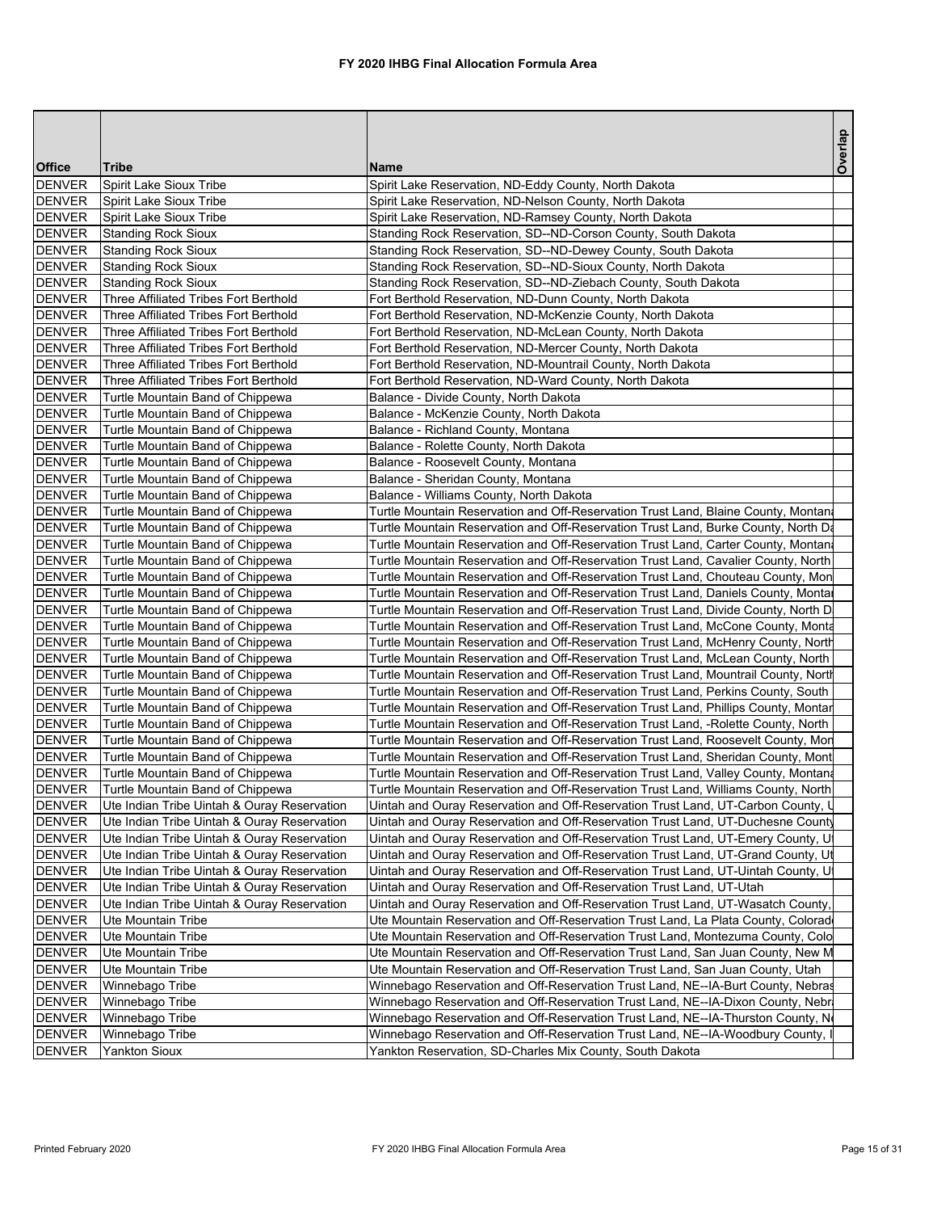# FY 2020 IHBG Final Allocation Formula Area

| Office | Tribe | Name | Overlap |
|---|---|---|---|
| DENVER | Spirit Lake Sioux Tribe | Spirit Lake Reservation, ND-Eddy County, North Dakota | |
| DENVER | Spirit Lake Sioux Tribe | Spirit Lake Reservation, ND-Nelson County, North Dakota | |
| DENVER | Spirit Lake Sioux Tribe | Spirit Lake Reservation, ND-Ramsey County, North Dakota | |
| DENVER | Standing Rock Sioux | Standing Rock Reservation, SD--ND-Corson County, South Dakota | |
| DENVER | Standing Rock Sioux | Standing Rock Reservation, SD--ND-Dewey County, South Dakota | |
| DENVER | Standing Rock Sioux | Standing Rock Reservation, SD--ND-Sioux County, North Dakota | |
| DENVER | Standing Rock Sioux | Standing Rock Reservation, SD--ND-Ziebach County, South Dakota | |
| DENVER | Three Affiliated Tribes Fort Berthold | Fort Berthold Reservation, ND-Dunn County, North Dakota | |
| DENVER | Three Affiliated Tribes Fort Berthold | Fort Berthold Reservation, ND-McKenzie County, North Dakota | |
| DENVER | Three Affiliated Tribes Fort Berthold | Fort Berthold Reservation, ND-McLean County, North Dakota | |
| DENVER | Three Affiliated Tribes Fort Berthold | Fort Berthold Reservation, ND-Mercer County, North Dakota | |
| DENVER | Three Affiliated Tribes Fort Berthold | Fort Berthold Reservation, ND-Mountrail County, North Dakota | |
| DENVER | Three Affiliated Tribes Fort Berthold | Fort Berthold Reservation, ND-Ward County, North Dakota | |
| DENVER | Turtle Mountain Band of Chippewa | Balance - Divide County, North Dakota | |
| DENVER | Turtle Mountain Band of Chippewa | Balance - McKenzie County, North Dakota | |
| DENVER | Turtle Mountain Band of Chippewa | Balance - Richland County, Montana | |
| DENVER | Turtle Mountain Band of Chippewa | Balance - Rolette County, North Dakota | |
| DENVER | Turtle Mountain Band of Chippewa | Balance - Roosevelt County, Montana | |
| DENVER | Turtle Mountain Band of Chippewa | Balance - Sheridan County, Montana | |
| DENVER | Turtle Mountain Band of Chippewa | Balance - Williams County, North Dakota | |
| DENVER | Turtle Mountain Band of Chippewa | Turtle Mountain Reservation and Off-Reservation Trust Land, Blaine County, Montana | |
| DENVER | Turtle Mountain Band of Chippewa | Turtle Mountain Reservation and Off-Reservation Trust Land, Burke County, North Da | |
| DENVER | Turtle Mountain Band of Chippewa | Turtle Mountain Reservation and Off-Reservation Trust Land, Carter County, Montana | |
| DENVER | Turtle Mountain Band of Chippewa | Turtle Mountain Reservation and Off-Reservation Trust Land, Cavalier County, North | |
| DENVER | Turtle Mountain Band of Chippewa | Turtle Mountain Reservation and Off-Reservation Trust Land, Chouteau County, Mon | |
| DENVER | Turtle Mountain Band of Chippewa | Turtle Mountain Reservation and Off-Reservation Trust Land, Daniels County, Montar | |
| DENVER | Turtle Mountain Band of Chippewa | Turtle Mountain Reservation and Off-Reservation Trust Land, Divide County, North D | |
| DENVER | Turtle Mountain Band of Chippewa | Turtle Mountain Reservation and Off-Reservation Trust Land, McCone County, Monta | |
| DENVER | Turtle Mountain Band of Chippewa | Turtle Mountain Reservation and Off-Reservation Trust Land, McHenry County, North | |
| DENVER | Turtle Mountain Band of Chippewa | Turtle Mountain Reservation and Off-Reservation Trust Land, McLean County, North | |
| DENVER | Turtle Mountain Band of Chippewa | Turtle Mountain Reservation and Off-Reservation Trust Land, Mountrail County, North | |
| DENVER | Turtle Mountain Band of Chippewa | Turtle Mountain Reservation and Off-Reservation Trust Land, Perkins County, South | |
| DENVER | Turtle Mountain Band of Chippewa | Turtle Mountain Reservation and Off-Reservation Trust Land, Phillips County, Montar | |
| DENVER | Turtle Mountain Band of Chippewa | Turtle Mountain Reservation and Off-Reservation Trust Land, -Rolette County, North | |
| DENVER | Turtle Mountain Band of Chippewa | Turtle Mountain Reservation and Off-Reservation Trust Land, Roosevelt County, Mon | |
| DENVER | Turtle Mountain Band of Chippewa | Turtle Mountain Reservation and Off-Reservation Trust Land, Sheridan County, Mont | |
| DENVER | Turtle Mountain Band of Chippewa | Turtle Mountain Reservation and Off-Reservation Trust Land, Valley County, Montana | |
| DENVER | Turtle Mountain Band of Chippewa | Turtle Mountain Reservation and Off-Reservation Trust Land, Williams County, North | |
| DENVER | Ute Indian Tribe Uintah & Ouray Reservation | Uintah and Ouray Reservation and Off-Reservation Trust Land, UT-Carbon County, U | |
| DENVER | Ute Indian Tribe Uintah & Ouray Reservation | Uintah and Ouray Reservation and Off-Reservation Trust Land, UT-Duchesne County | |
| DENVER | Ute Indian Tribe Uintah & Ouray Reservation | Uintah and Ouray Reservation and Off-Reservation Trust Land, UT-Emery County, U | |
| DENVER | Ute Indian Tribe Uintah & Ouray Reservation | Uintah and Ouray Reservation and Off-Reservation Trust Land, UT-Grand County, Ut | |
| DENVER | Ute Indian Tribe Uintah & Ouray Reservation | Uintah and Ouray Reservation and Off-Reservation Trust Land, UT-Uintah County, U | |
| DENVER | Ute Indian Tribe Uintah & Ouray Reservation | Uintah and Ouray Reservation and Off-Reservation Trust Land, UT-Utah | |
| DENVER | Ute Indian Tribe Uintah & Ouray Reservation | Uintah and Ouray Reservation and Off-Reservation Trust Land, UT-Wasatch County, | |
| DENVER | Ute Mountain Tribe | Ute Mountain Reservation and Off-Reservation Trust Land, La Plata County, Colorado | |
| DENVER | Ute Mountain Tribe | Ute Mountain Reservation and Off-Reservation Trust Land, Montezuma County, Colo | |
| DENVER | Ute Mountain Tribe | Ute Mountain Reservation and Off-Reservation Trust Land, San Juan County, New M | |
| DENVER | Ute Mountain Tribe | Ute Mountain Reservation and Off-Reservation Trust Land, San Juan County, Utah | |
| DENVER | Winnebago Tribe | Winnebago Reservation and Off-Reservation Trust Land, NE--IA-Burt County, Nebras | |
| DENVER | Winnebago Tribe | Winnebago Reservation and Off-Reservation Trust Land, NE--IA-Dixon County, Nebra | |
| DENVER | Winnebago Tribe | Winnebago Reservation and Off-Reservation Trust Land, NE--IA-Thurston County, N | |
| DENVER | Winnebago Tribe | Winnebago Reservation and Off-Reservation Trust Land, NE--IA-Woodbury County, I | |
| DENVER | Yankton Sioux | Yankton Reservation, SD-Charles Mix County, South Dakota | |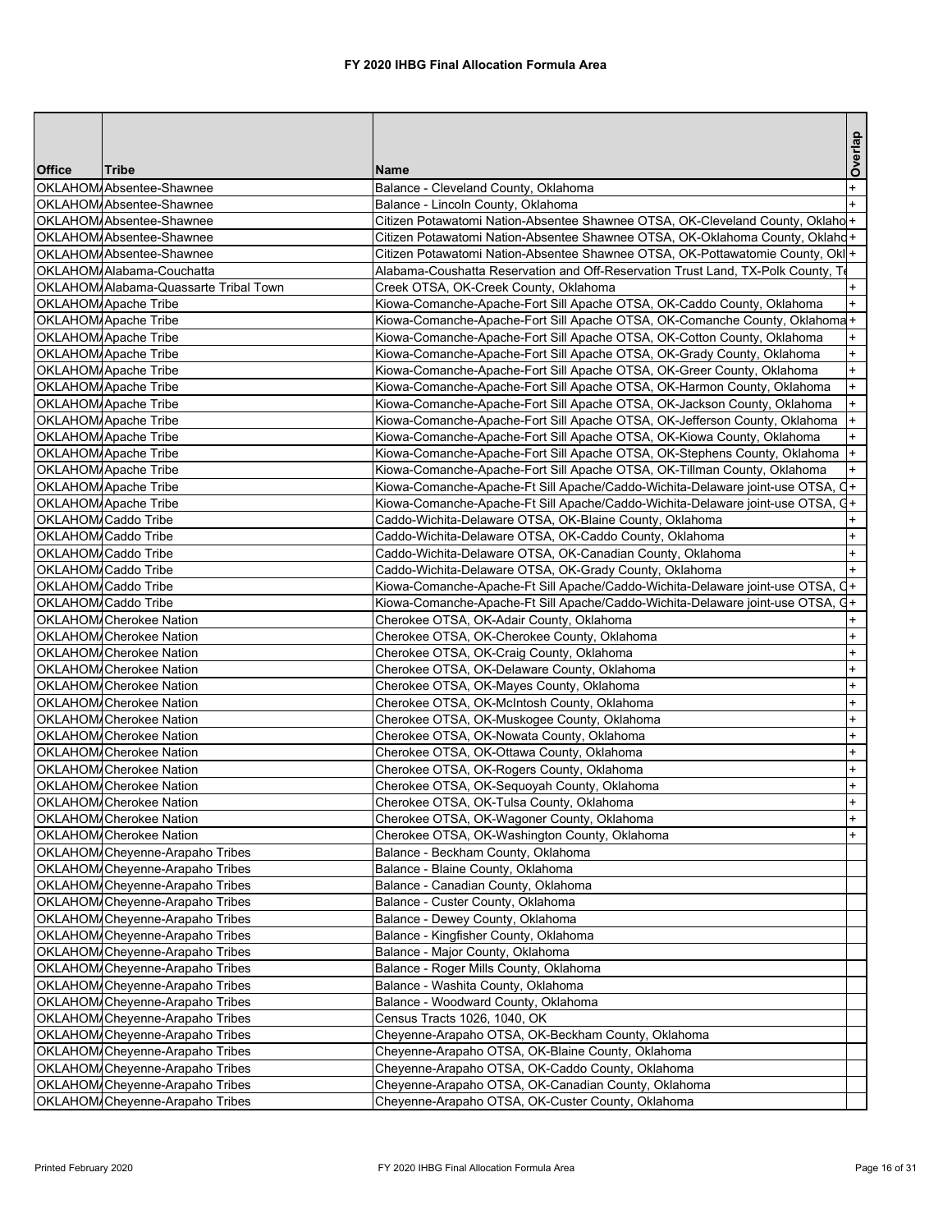# FY 2020 IHBG Final Allocation Formula Area

| Office | Tribe | Name | Overlap |
|---|---|---|---|
| OKLAHOM | Absentee-Shawnee | Balance - Cleveland County, Oklahoma | + |
| OKLAHOM | Absentee-Shawnee | Balance - Lincoln County, Oklahoma | + |
| OKLAHOM | Absentee-Shawnee | Citizen Potawatomi Nation-Absentee Shawnee OTSA, OK-Cleveland County, Oklaho | + |
| OKLAHOM | Absentee-Shawnee | Citizen Potawatomi Nation-Absentee Shawnee OTSA, OK-Oklahoma County, Oklaho | + |
| OKLAHOM | Absentee-Shawnee | Citizen Potawatomi Nation-Absentee Shawnee OTSA, OK-Pottawatomie County, Okl | + |
| OKLAHOM | Alabama-Couchatta | Alabama-Coushatta Reservation and Off-Reservation Trust Land, TX-Polk County, Te | |
| OKLAHOM | Alabama-Quassarte Tribal Town | Creek OTSA, OK-Creek County, Oklahoma | + |
| OKLAHOM | Apache Tribe | Kiowa-Comanche-Apache-Fort Sill Apache OTSA, OK-Caddo County, Oklahoma | + |
| OKLAHOM | Apache Tribe | Kiowa-Comanche-Apache-Fort Sill Apache OTSA, OK-Comanche County, Oklahoma | + |
| OKLAHOM | Apache Tribe | Kiowa-Comanche-Apache-Fort Sill Apache OTSA, OK-Cotton County, Oklahoma | + |
| OKLAHOM | Apache Tribe | Kiowa-Comanche-Apache-Fort Sill Apache OTSA, OK-Grady County, Oklahoma | + |
| OKLAHOM | Apache Tribe | Kiowa-Comanche-Apache-Fort Sill Apache OTSA, OK-Greer County, Oklahoma | + |
| OKLAHOM | Apache Tribe | Kiowa-Comanche-Apache-Fort Sill Apache OTSA, OK-Harmon County, Oklahoma | + |
| OKLAHOM | Apache Tribe | Kiowa-Comanche-Apache-Fort Sill Apache OTSA, OK-Jackson County, Oklahoma | + |
| OKLAHOM | Apache Tribe | Kiowa-Comanche-Apache-Fort Sill Apache OTSA, OK-Jefferson County, Oklahoma | + |
| OKLAHOM | Apache Tribe | Kiowa-Comanche-Apache-Fort Sill Apache OTSA, OK-Kiowa County, Oklahoma | + |
| OKLAHOM | Apache Tribe | Kiowa-Comanche-Apache-Fort Sill Apache OTSA, OK-Stephens County, Oklahoma | + |
| OKLAHOM | Apache Tribe | Kiowa-Comanche-Apache-Fort Sill Apache OTSA, OK-Tillman County, Oklahoma | + |
| OKLAHOM | Apache Tribe | Kiowa-Comanche-Apache-Ft Sill Apache/Caddo-Wichita-Delaware joint-use OTSA, C | + |
| OKLAHOM | Apache Tribe | Kiowa-Comanche-Apache-Ft Sill Apache/Caddo-Wichita-Delaware joint-use OTSA, G | + |
| OKLAHOM | Caddo Tribe | Caddo-Wichita-Delaware OTSA, OK-Blaine County, Oklahoma | + |
| OKLAHOM | Caddo Tribe | Caddo-Wichita-Delaware OTSA, OK-Caddo County, Oklahoma | + |
| OKLAHOM | Caddo Tribe | Caddo-Wichita-Delaware OTSA, OK-Canadian County, Oklahoma | + |
| OKLAHOM | Caddo Tribe | Caddo-Wichita-Delaware OTSA, OK-Grady County, Oklahoma | + |
| OKLAHOM | Caddo Tribe | Kiowa-Comanche-Apache-Ft Sill Apache/Caddo-Wichita-Delaware joint-use OTSA, C | + |
| OKLAHOM | Caddo Tribe | Kiowa-Comanche-Apache-Ft Sill Apache/Caddo-Wichita-Delaware joint-use OTSA, G | + |
| OKLAHOM | Cherokee Nation | Cherokee OTSA, OK-Adair County, Oklahoma | + |
| OKLAHOM | Cherokee Nation | Cherokee OTSA, OK-Cherokee County, Oklahoma | + |
| OKLAHOM | Cherokee Nation | Cherokee OTSA, OK-Craig County, Oklahoma | + |
| OKLAHOM | Cherokee Nation | Cherokee OTSA, OK-Delaware County, Oklahoma | + |
| OKLAHOM | Cherokee Nation | Cherokee OTSA, OK-Mayes County, Oklahoma | + |
| OKLAHOM | Cherokee Nation | Cherokee OTSA, OK-McIntosh County, Oklahoma | + |
| OKLAHOM | Cherokee Nation | Cherokee OTSA, OK-Muskogee County, Oklahoma | + |
| OKLAHOM | Cherokee Nation | Cherokee OTSA, OK-Nowata County, Oklahoma | + |
| OKLAHOM | Cherokee Nation | Cherokee OTSA, OK-Ottawa County, Oklahoma | + |
| OKLAHOM | Cherokee Nation | Cherokee OTSA, OK-Rogers County, Oklahoma | + |
| OKLAHOM | Cherokee Nation | Cherokee OTSA, OK-Sequoyah County, Oklahoma | + |
| OKLAHOM | Cherokee Nation | Cherokee OTSA, OK-Tulsa County, Oklahoma | + |
| OKLAHOM | Cherokee Nation | Cherokee OTSA, OK-Wagoner County, Oklahoma | + |
| OKLAHOM | Cherokee Nation | Cherokee OTSA, OK-Washington County, Oklahoma | + |
| OKLAHOM | Cheyenne-Arapaho Tribes | Balance - Beckham County, Oklahoma | |
| OKLAHOM | Cheyenne-Arapaho Tribes | Balance - Blaine County, Oklahoma | |
| OKLAHOM | Cheyenne-Arapaho Tribes | Balance - Canadian County, Oklahoma | |
| OKLAHOM | Cheyenne-Arapaho Tribes | Balance - Custer County, Oklahoma | |
| OKLAHOM | Cheyenne-Arapaho Tribes | Balance - Dewey County, Oklahoma | |
| OKLAHOM | Cheyenne-Arapaho Tribes | Balance - Kingfisher County, Oklahoma | |
| OKLAHOM | Cheyenne-Arapaho Tribes | Balance - Major County, Oklahoma | |
| OKLAHOM | Cheyenne-Arapaho Tribes | Balance - Roger Mills County, Oklahoma | |
| OKLAHOM | Cheyenne-Arapaho Tribes | Balance - Washita County, Oklahoma | |
| OKLAHOM | Cheyenne-Arapaho Tribes | Balance - Woodward County, Oklahoma | |
| OKLAHOM | Cheyenne-Arapaho Tribes | Census Tracts 1026, 1040, OK | |
| OKLAHOM | Cheyenne-Arapaho Tribes | Cheyenne-Arapaho OTSA, OK-Beckham County, Oklahoma | |
| OKLAHOM | Cheyenne-Arapaho Tribes | Cheyenne-Arapaho OTSA, OK-Blaine County, Oklahoma | |
| OKLAHOM | Cheyenne-Arapaho Tribes | Cheyenne-Arapaho OTSA, OK-Caddo County, Oklahoma | |
| OKLAHOM | Cheyenne-Arapaho Tribes | Cheyenne-Arapaho OTSA, OK-Canadian County, Oklahoma | |
| OKLAHOM | Cheyenne-Arapaho Tribes | Cheyenne-Arapaho OTSA, OK-Custer County, Oklahoma | |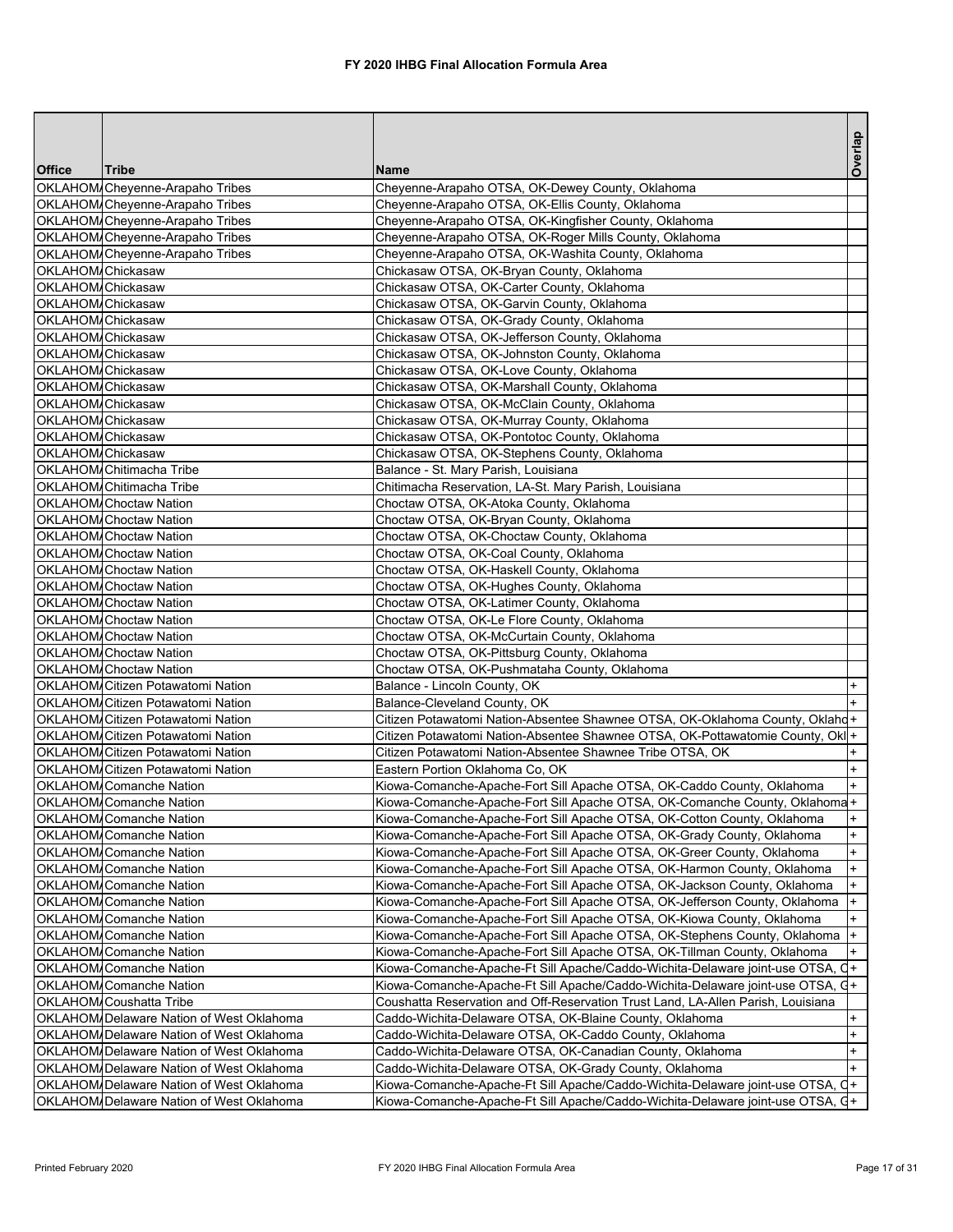# FY 2020 IHBG Final Allocation Formula Area

| Office | Tribe | Name | Overlap |
|---|---|---|---|
| OKLAHOM | Cheyenne-Arapaho Tribes | Cheyenne-Arapaho OTSA, OK-Dewey County, Oklahoma | |
| OKLAHOM | Cheyenne-Arapaho Tribes | Cheyenne-Arapaho OTSA, OK-Ellis County, Oklahoma | |
| OKLAHOM | Cheyenne-Arapaho Tribes | Cheyenne-Arapaho OTSA, OK-Kingfisher County, Oklahoma | |
| OKLAHOM | Cheyenne-Arapaho Tribes | Cheyenne-Arapaho OTSA, OK-Roger Mills County, Oklahoma | |
| OKLAHOM | Cheyenne-Arapaho Tribes | Cheyenne-Arapaho OTSA, OK-Washita County, Oklahoma | |
| OKLAHOM | Chickasaw | Chickasaw OTSA, OK-Bryan County, Oklahoma | |
| OKLAHOM | Chickasaw | Chickasaw OTSA, OK-Carter County, Oklahoma | |
| OKLAHOM | Chickasaw | Chickasaw OTSA, OK-Garvin County, Oklahoma | |
| OKLAHOM | Chickasaw | Chickasaw OTSA, OK-Grady County, Oklahoma | |
| OKLAHOM | Chickasaw | Chickasaw OTSA, OK-Jefferson County, Oklahoma | |
| OKLAHOM | Chickasaw | Chickasaw OTSA, OK-Johnston County, Oklahoma | |
| OKLAHOM | Chickasaw | Chickasaw OTSA, OK-Love County, Oklahoma | |
| OKLAHOM | Chickasaw | Chickasaw OTSA, OK-Marshall County, Oklahoma | |
| OKLAHOM | Chickasaw | Chickasaw OTSA, OK-McClain County, Oklahoma | |
| OKLAHOM | Chickasaw | Chickasaw OTSA, OK-Murray County, Oklahoma | |
| OKLAHOM | Chickasaw | Chickasaw OTSA, OK-Pontotoc County, Oklahoma | |
| OKLAHOM | Chickasaw | Chickasaw OTSA, OK-Stephens County, Oklahoma | |
| OKLAHOM | Chitimacha Tribe | Balance - St. Mary Parish, Louisiana | |
| OKLAHOM | Chitimacha Tribe | Chitimacha Reservation, LA-St. Mary Parish, Louisiana | |
| OKLAHOM | Choctaw Nation | Choctaw OTSA, OK-Atoka County, Oklahoma | |
| OKLAHOM | Choctaw Nation | Choctaw OTSA, OK-Bryan County, Oklahoma | |
| OKLAHOM | Choctaw Nation | Choctaw OTSA, OK-Choctaw County, Oklahoma | |
| OKLAHOM | Choctaw Nation | Choctaw OTSA, OK-Coal County, Oklahoma | |
| OKLAHOM | Choctaw Nation | Choctaw OTSA, OK-Haskell County, Oklahoma | |
| OKLAHOM | Choctaw Nation | Choctaw OTSA, OK-Hughes County, Oklahoma | |
| OKLAHOM | Choctaw Nation | Choctaw OTSA, OK-Latimer County, Oklahoma | |
| OKLAHOM | Choctaw Nation | Choctaw OTSA, OK-Le Flore County, Oklahoma | |
| OKLAHOM | Choctaw Nation | Choctaw OTSA, OK-McCurtain County, Oklahoma | |
| OKLAHOM | Choctaw Nation | Choctaw OTSA, OK-Pittsburg County, Oklahoma | |
| OKLAHOM | Choctaw Nation | Choctaw OTSA, OK-Pushmataha County, Oklahoma | |
| OKLAHOM | Citizen Potawatomi Nation | Balance - Lincoln County, OK | + |
| OKLAHOM | Citizen Potawatomi Nation | Balance-Cleveland County, OK | + |
| OKLAHOM | Citizen Potawatomi Nation | Citizen Potawatomi Nation-Absentee Shawnee OTSA, OK-Oklahoma County, Oklaho | + |
| OKLAHOM | Citizen Potawatomi Nation | Citizen Potawatomi Nation-Absentee Shawnee OTSA, OK-Pottawatomie County, Okl | + |
| OKLAHOM | Citizen Potawatomi Nation | Citizen Potawatomi Nation-Absentee Shawnee Tribe OTSA, OK | + |
| OKLAHOM | Citizen Potawatomi Nation | Eastern Portion Oklahoma Co, OK | + |
| OKLAHOM | Comanche Nation | Kiowa-Comanche-Apache-Fort Sill Apache OTSA, OK-Caddo County, Oklahoma | + |
| OKLAHOM | Comanche Nation | Kiowa-Comanche-Apache-Fort Sill Apache OTSA, OK-Comanche County, Oklahoma | + |
| OKLAHOM | Comanche Nation | Kiowa-Comanche-Apache-Fort Sill Apache OTSA, OK-Cotton County, Oklahoma | + |
| OKLAHOM | Comanche Nation | Kiowa-Comanche-Apache-Fort Sill Apache OTSA, OK-Grady County, Oklahoma | + |
| OKLAHOM | Comanche Nation | Kiowa-Comanche-Apache-Fort Sill Apache OTSA, OK-Greer County, Oklahoma | + |
| OKLAHOM | Comanche Nation | Kiowa-Comanche-Apache-Fort Sill Apache OTSA, OK-Harmon County, Oklahoma | + |
| OKLAHOM | Comanche Nation | Kiowa-Comanche-Apache-Fort Sill Apache OTSA, OK-Jackson County, Oklahoma | + |
| OKLAHOM | Comanche Nation | Kiowa-Comanche-Apache-Fort Sill Apache OTSA, OK-Jefferson County, Oklahoma | + |
| OKLAHOM | Comanche Nation | Kiowa-Comanche-Apache-Fort Sill Apache OTSA, OK-Kiowa County, Oklahoma | + |
| OKLAHOM | Comanche Nation | Kiowa-Comanche-Apache-Fort Sill Apache OTSA, OK-Stephens County, Oklahoma | + |
| OKLAHOM | Comanche Nation | Kiowa-Comanche-Apache-Fort Sill Apache OTSA, OK-Tillman County, Oklahoma | + |
| OKLAHOM | Comanche Nation | Kiowa-Comanche-Apache-Ft Sill Apache/Caddo-Wichita-Delaware joint-use OTSA, C | + |
| OKLAHOM | Comanche Nation | Kiowa-Comanche-Apache-Ft Sill Apache/Caddo-Wichita-Delaware joint-use OTSA, G | + |
| OKLAHOM | Coushatta Tribe | Coushatta Reservation and Off-Reservation Trust Land, LA-Allen Parish, Louisiana | |
| OKLAHOM | Delaware Nation of West Oklahoma | Caddo-Wichita-Delaware OTSA, OK-Blaine County, Oklahoma | + |
| OKLAHOM | Delaware Nation of West Oklahoma | Caddo-Wichita-Delaware OTSA, OK-Caddo County, Oklahoma | + |
| OKLAHOM | Delaware Nation of West Oklahoma | Caddo-Wichita-Delaware OTSA, OK-Canadian County, Oklahoma | + |
| OKLAHOM | Delaware Nation of West Oklahoma | Caddo-Wichita-Delaware OTSA, OK-Grady County, Oklahoma | + |
| OKLAHOM | Delaware Nation of West Oklahoma | Kiowa-Comanche-Apache-Ft Sill Apache/Caddo-Wichita-Delaware joint-use OTSA, C | + |
| OKLAHOM | Delaware Nation of West Oklahoma | Kiowa-Comanche-Apache-Ft Sill Apache/Caddo-Wichita-Delaware joint-use OTSA, G | + |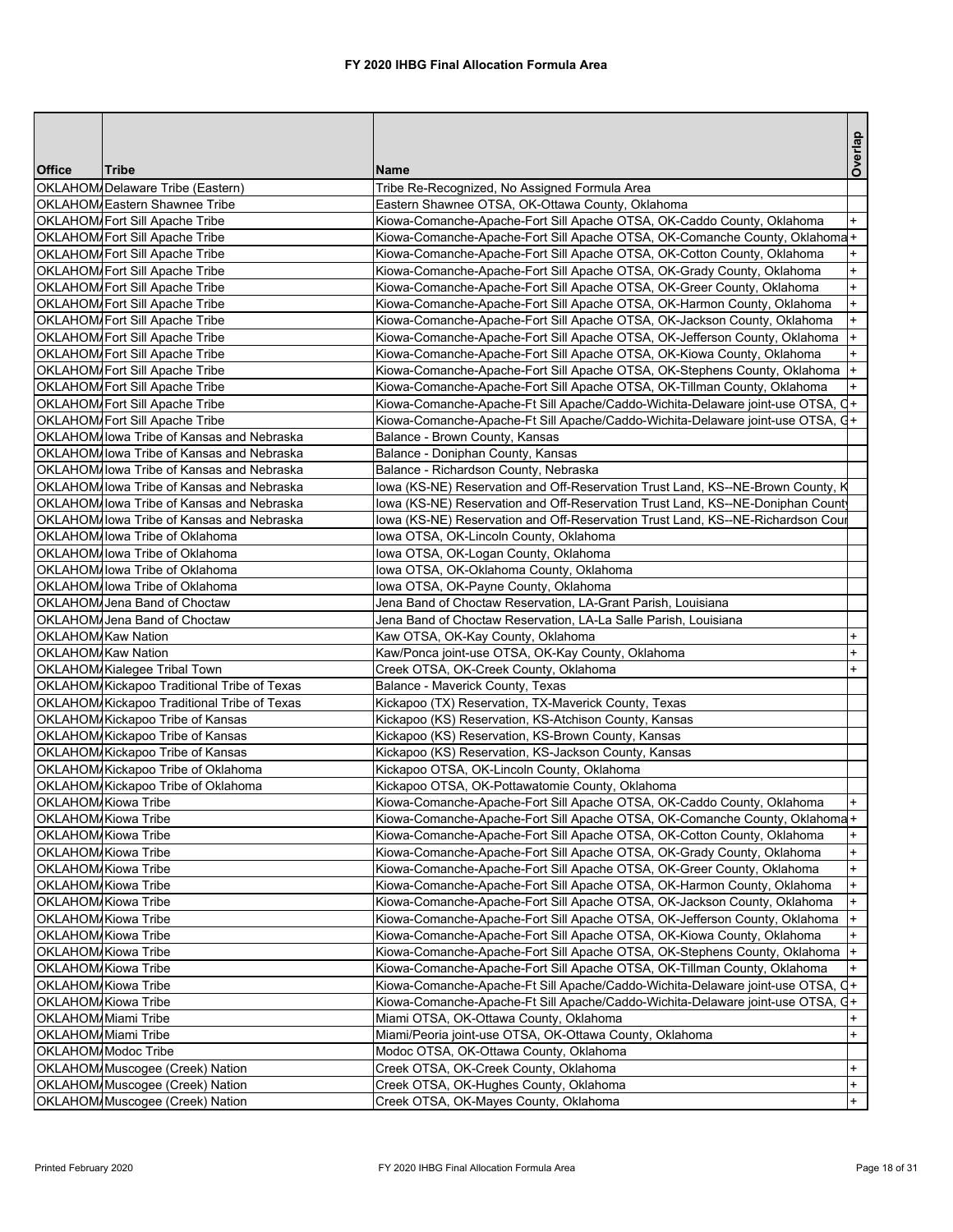# FY 2020 IHBG Final Allocation Formula Area

| Office | Tribe | Name | Overlap |
|---|---|---|---|
| OKLAHOM/ | Delaware Tribe (Eastern) | Tribe Re-Recognized, No Assigned Formula Area | |
| OKLAHOM/ | Eastern Shawnee Tribe | Eastern Shawnee OTSA, OK-Ottawa County, Oklahoma | |
| OKLAHOM/ | Fort Sill Apache Tribe | Kiowa-Comanche-Apache-Fort Sill Apache OTSA, OK-Caddo County, Oklahoma | + |
| OKLAHOM/ | Fort Sill Apache Tribe | Kiowa-Comanche-Apache-Fort Sill Apache OTSA, OK-Comanche County, Oklahoma | + |
| OKLAHOM/ | Fort Sill Apache Tribe | Kiowa-Comanche-Apache-Fort Sill Apache OTSA, OK-Cotton County, Oklahoma | + |
| OKLAHOM/ | Fort Sill Apache Tribe | Kiowa-Comanche-Apache-Fort Sill Apache OTSA, OK-Grady County, Oklahoma | + |
| OKLAHOM/ | Fort Sill Apache Tribe | Kiowa-Comanche-Apache-Fort Sill Apache OTSA, OK-Greer County, Oklahoma | + |
| OKLAHOM/ | Fort Sill Apache Tribe | Kiowa-Comanche-Apache-Fort Sill Apache OTSA, OK-Harmon County, Oklahoma | + |
| OKLAHOM/ | Fort Sill Apache Tribe | Kiowa-Comanche-Apache-Fort Sill Apache OTSA, OK-Jackson County, Oklahoma | + |
| OKLAHOM/ | Fort Sill Apache Tribe | Kiowa-Comanche-Apache-Fort Sill Apache OTSA, OK-Jefferson County, Oklahoma | + |
| OKLAHOM/ | Fort Sill Apache Tribe | Kiowa-Comanche-Apache-Fort Sill Apache OTSA, OK-Kiowa County, Oklahoma | + |
| OKLAHOM/ | Fort Sill Apache Tribe | Kiowa-Comanche-Apache-Fort Sill Apache OTSA, OK-Stephens County, Oklahoma | + |
| OKLAHOM/ | Fort Sill Apache Tribe | Kiowa-Comanche-Apache-Fort Sill Apache OTSA, OK-Tillman County, Oklahoma | + |
| OKLAHOM/ | Fort Sill Apache Tribe | Kiowa-Comanche-Apache-Ft Sill Apache/Caddo-Wichita-Delaware joint-use OTSA, C | + |
| OKLAHOM/ | Fort Sill Apache Tribe | Kiowa-Comanche-Apache-Ft Sill Apache/Caddo-Wichita-Delaware joint-use OTSA, G | + |
| OKLAHOM/ | Iowa Tribe of Kansas and Nebraska | Balance - Brown County, Kansas | |
| OKLAHOM/ | Iowa Tribe of Kansas and Nebraska | Balance - Doniphan County, Kansas | |
| OKLAHOM/ | Iowa Tribe of Kansas and Nebraska | Balance - Richardson County, Nebraska | |
| OKLAHOM/ | Iowa Tribe of Kansas and Nebraska | Iowa (KS-NE) Reservation and Off-Reservation Trust Land, KS--NE-Brown County, K | |
| OKLAHOM/ | Iowa Tribe of Kansas and Nebraska | Iowa (KS-NE) Reservation and Off-Reservation Trust Land, KS--NE-Doniphan County | |
| OKLAHOM/ | Iowa Tribe of Kansas and Nebraska | Iowa (KS-NE) Reservation and Off-Reservation Trust Land, KS--NE-Richardson Cour | |
| OKLAHOM/ | Iowa Tribe of Oklahoma | Iowa OTSA, OK-Lincoln County, Oklahoma | |
| OKLAHOM/ | Iowa Tribe of Oklahoma | Iowa OTSA, OK-Logan County, Oklahoma | |
| OKLAHOM/ | Iowa Tribe of Oklahoma | Iowa OTSA, OK-Oklahoma County, Oklahoma | |
| OKLAHOM/ | Iowa Tribe of Oklahoma | Iowa OTSA, OK-Payne County, Oklahoma | |
| OKLAHOM/ | Jena Band of Choctaw | Jena Band of Choctaw Reservation, LA-Grant Parish, Louisiana | |
| OKLAHOM/ | Jena Band of Choctaw | Jena Band of Choctaw Reservation, LA-La Salle Parish, Louisiana | |
| OKLAHOM/ | Kaw Nation | Kaw OTSA, OK-Kay County, Oklahoma | + |
| OKLAHOM/ | Kaw Nation | Kaw/Ponca joint-use OTSA, OK-Kay County, Oklahoma | + |
| OKLAHOM/ | Kialegee Tribal Town | Creek OTSA, OK-Creek County, Oklahoma | + |
| OKLAHOM/ | Kickapoo Traditional Tribe of Texas | Balance - Maverick County, Texas | |
| OKLAHOM/ | Kickapoo Traditional Tribe of Texas | Kickapoo (TX) Reservation, TX-Maverick County, Texas | |
| OKLAHOM/ | Kickapoo Tribe of Kansas | Kickapoo (KS) Reservation, KS-Atchison County, Kansas | |
| OKLAHOM/ | Kickapoo Tribe of Kansas | Kickapoo (KS) Reservation, KS-Brown County, Kansas | |
| OKLAHOM/ | Kickapoo Tribe of Kansas | Kickapoo (KS) Reservation, KS-Jackson County, Kansas | |
| OKLAHOM/ | Kickapoo Tribe of Oklahoma | Kickapoo OTSA, OK-Lincoln County, Oklahoma | |
| OKLAHOM/ | Kickapoo Tribe of Oklahoma | Kickapoo OTSA, OK-Pottawatomie County, Oklahoma | |
| OKLAHOM/ | Kiowa Tribe | Kiowa-Comanche-Apache-Fort Sill Apache OTSA, OK-Caddo County, Oklahoma | + |
| OKLAHOM/ | Kiowa Tribe | Kiowa-Comanche-Apache-Fort Sill Apache OTSA, OK-Comanche County, Oklahoma | + |
| OKLAHOM/ | Kiowa Tribe | Kiowa-Comanche-Apache-Fort Sill Apache OTSA, OK-Cotton County, Oklahoma | + |
| OKLAHOM/ | Kiowa Tribe | Kiowa-Comanche-Apache-Fort Sill Apache OTSA, OK-Grady County, Oklahoma | + |
| OKLAHOM/ | Kiowa Tribe | Kiowa-Comanche-Apache-Fort Sill Apache OTSA, OK-Greer County, Oklahoma | + |
| OKLAHOM/ | Kiowa Tribe | Kiowa-Comanche-Apache-Fort Sill Apache OTSA, OK-Harmon County, Oklahoma | + |
| OKLAHOM/ | Kiowa Tribe | Kiowa-Comanche-Apache-Fort Sill Apache OTSA, OK-Jackson County, Oklahoma | + |
| OKLAHOM/ | Kiowa Tribe | Kiowa-Comanche-Apache-Fort Sill Apache OTSA, OK-Jefferson County, Oklahoma | + |
| OKLAHOM/ | Kiowa Tribe | Kiowa-Comanche-Apache-Fort Sill Apache OTSA, OK-Kiowa County, Oklahoma | + |
| OKLAHOM/ | Kiowa Tribe | Kiowa-Comanche-Apache-Fort Sill Apache OTSA, OK-Stephens County, Oklahoma | + |
| OKLAHOM/ | Kiowa Tribe | Kiowa-Comanche-Apache-Fort Sill Apache OTSA, OK-Tillman County, Oklahoma | + |
| OKLAHOM/ | Kiowa Tribe | Kiowa-Comanche-Apache-Ft Sill Apache/Caddo-Wichita-Delaware joint-use OTSA, C | + |
| OKLAHOM/ | Kiowa Tribe | Kiowa-Comanche-Apache-Ft Sill Apache/Caddo-Wichita-Delaware joint-use OTSA, G | + |
| OKLAHOM/ | Miami Tribe | Miami OTSA, OK-Ottawa County, Oklahoma | + |
| OKLAHOM/ | Miami Tribe | Miami/Peoria joint-use OTSA, OK-Ottawa County, Oklahoma | + |
| OKLAHOM/ | Modoc Tribe | Modoc OTSA, OK-Ottawa County, Oklahoma | |
| OKLAHOM/ | Muscogee (Creek) Nation | Creek OTSA, OK-Creek County, Oklahoma | + |
| OKLAHOM/ | Muscogee (Creek) Nation | Creek OTSA, OK-Hughes County, Oklahoma | + |
| OKLAHOM/ | Muscogee (Creek) Nation | Creek OTSA, OK-Mayes County, Oklahoma | + |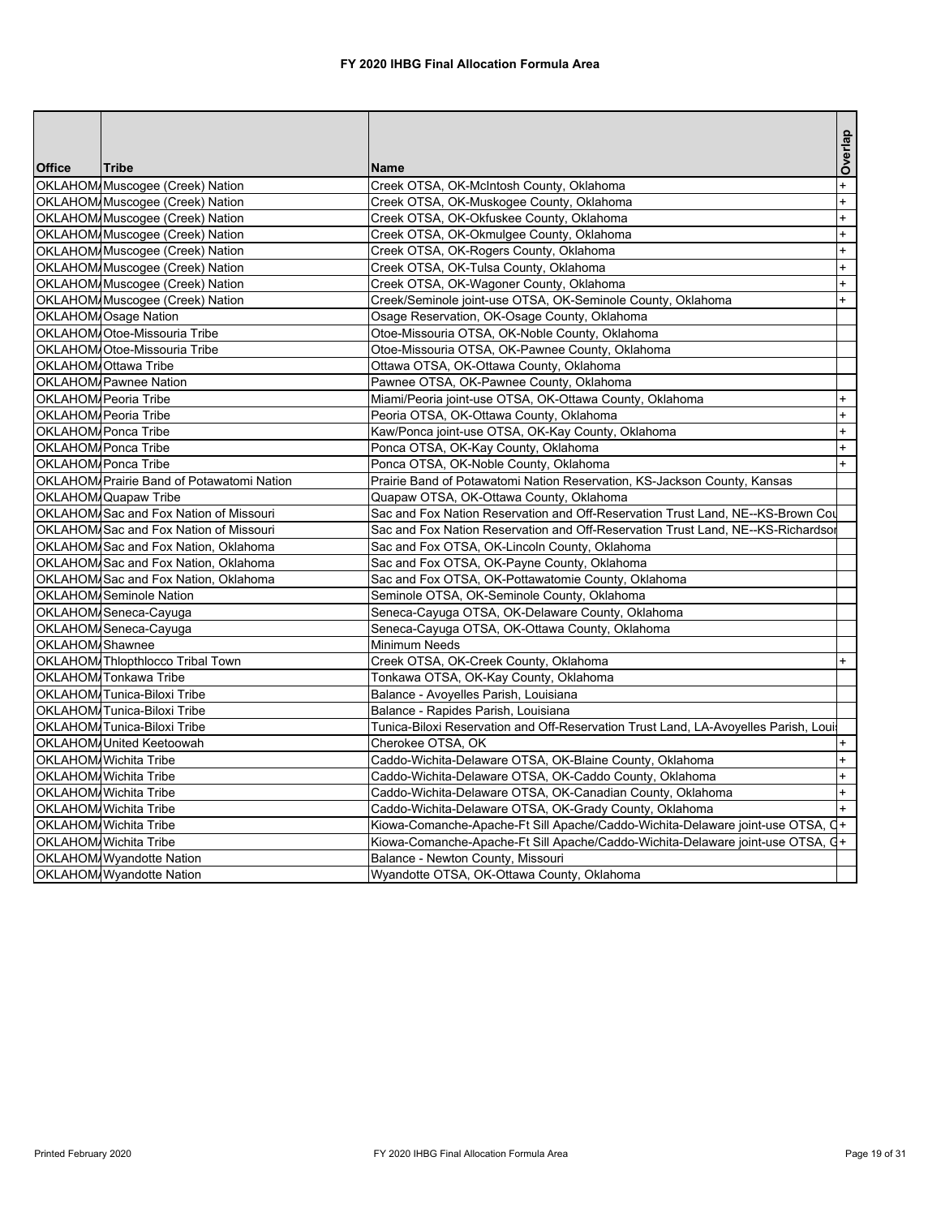# FY 2020 IHBG Final Allocation Formula Area

| Office | Tribe | Name | Overlap |
|---|---|---|---|
| OKLAHOM/ | Muscogee (Creek) Nation | Creek OTSA, OK-McIntosh County, Oklahoma | + |
| OKLAHOM/ | Muscogee (Creek) Nation | Creek OTSA, OK-Muskogee County, Oklahoma | + |
| OKLAHOM/ | Muscogee (Creek) Nation | Creek OTSA, OK-Okfuskee County, Oklahoma | + |
| OKLAHOM/ | Muscogee (Creek) Nation | Creek OTSA, OK-Okmulgee County, Oklahoma | + |
| OKLAHOM/ | Muscogee (Creek) Nation | Creek OTSA, OK-Rogers County, Oklahoma | + |
| OKLAHOM/ | Muscogee (Creek) Nation | Creek OTSA, OK-Tulsa County, Oklahoma | + |
| OKLAHOM/ | Muscogee (Creek) Nation | Creek OTSA, OK-Wagoner County, Oklahoma | + |
| OKLAHOM/ | Muscogee (Creek) Nation | Creek/Seminole joint-use OTSA, OK-Seminole County, Oklahoma | + |
| OKLAHOM/ | Osage Nation | Osage Reservation, OK-Osage County, Oklahoma | |
| OKLAHOM/ | Otoe-Missouria Tribe | Otoe-Missouria OTSA, OK-Noble County, Oklahoma | |
| OKLAHOM/ | Otoe-Missouria Tribe | Otoe-Missouria OTSA, OK-Pawnee County, Oklahoma | |
| OKLAHOM/ | Ottawa Tribe | Ottawa OTSA, OK-Ottawa County, Oklahoma | |
| OKLAHOM/ | Pawnee Nation | Pawnee OTSA, OK-Pawnee County, Oklahoma | |
| OKLAHOM/ | Peoria Tribe | Miami/Peoria joint-use OTSA, OK-Ottawa County, Oklahoma | + |
| OKLAHOM/ | Peoria Tribe | Peoria OTSA, OK-Ottawa County, Oklahoma | + |
| OKLAHOM/ | Ponca Tribe | Kaw/Ponca joint-use OTSA, OK-Kay County, Oklahoma | + |
| OKLAHOM/ | Ponca Tribe | Ponca OTSA, OK-Kay County, Oklahoma | + |
| OKLAHOM/ | Ponca Tribe | Ponca OTSA, OK-Noble County, Oklahoma | + |
| OKLAHOM/ | Prairie Band of Potawatomi Nation | Prairie Band of Potawatomi Nation Reservation, KS-Jackson County, Kansas | |
| OKLAHOM/ | Quapaw Tribe | Quapaw OTSA, OK-Ottawa County, Oklahoma | |
| OKLAHOM/ | Sac and Fox Nation of Missouri | Sac and Fox Nation Reservation and Off-Reservation Trust Land, NE--KS-Brown Cou | |
| OKLAHOM/ | Sac and Fox Nation of Missouri | Sac and Fox Nation Reservation and Off-Reservation Trust Land, NE--KS-Richardsor | |
| OKLAHOM/ | Sac and Fox Nation, Oklahoma | Sac and Fox OTSA, OK-Lincoln County, Oklahoma | |
| OKLAHOM/ | Sac and Fox Nation, Oklahoma | Sac and Fox OTSA, OK-Payne County, Oklahoma | |
| OKLAHOM/ | Sac and Fox Nation, Oklahoma | Sac and Fox OTSA, OK-Pottawatomie County, Oklahoma | |
| OKLAHOM/ | Seminole Nation | Seminole OTSA, OK-Seminole County, Oklahoma | |
| OKLAHOM/ | Seneca-Cayuga | Seneca-Cayuga OTSA, OK-Delaware County, Oklahoma | |
| OKLAHOM/ | Seneca-Cayuga | Seneca-Cayuga OTSA, OK-Ottawa County, Oklahoma | |
| OKLAHOM/ | Shawnee | Minimum Needs | |
| OKLAHOM/ | Thlopthlocco Tribal Town | Creek OTSA, OK-Creek County, Oklahoma | + |
| OKLAHOM/ | Tonkawa Tribe | Tonkawa OTSA, OK-Kay County, Oklahoma | |
| OKLAHOM/ | Tunica-Biloxi Tribe | Balance - Avoyelles Parish, Louisiana | |
| OKLAHOM/ | Tunica-Biloxi Tribe | Balance - Rapides Parish, Louisiana | |
| OKLAHOM/ | Tunica-Biloxi Tribe | Tunica-Biloxi Reservation and Off-Reservation Trust Land, LA-Avoyelles Parish, Loui | |
| OKLAHOM/ | United Keetoowah | Cherokee OTSA, OK | + |
| OKLAHOM/ | Wichita Tribe | Caddo-Wichita-Delaware OTSA, OK-Blaine County, Oklahoma | + |
| OKLAHOM/ | Wichita Tribe | Caddo-Wichita-Delaware OTSA, OK-Caddo County, Oklahoma | + |
| OKLAHOM/ | Wichita Tribe | Caddo-Wichita-Delaware OTSA, OK-Canadian County, Oklahoma | + |
| OKLAHOM/ | Wichita Tribe | Caddo-Wichita-Delaware OTSA, OK-Grady County, Oklahoma | + |
| OKLAHOM/ | Wichita Tribe | Kiowa-Comanche-Apache-Ft Sill Apache/Caddo-Wichita-Delaware joint-use OTSA, C | + |
| OKLAHOM/ | Wichita Tribe | Kiowa-Comanche-Apache-Ft Sill Apache/Caddo-Wichita-Delaware joint-use OTSA, G | + |
| OKLAHOM/ | Wyandotte Nation | Balance - Newton County, Missouri | |
| OKLAHOM/ | Wyandotte Nation | Wyandotte OTSA, OK-Ottawa County, Oklahoma | |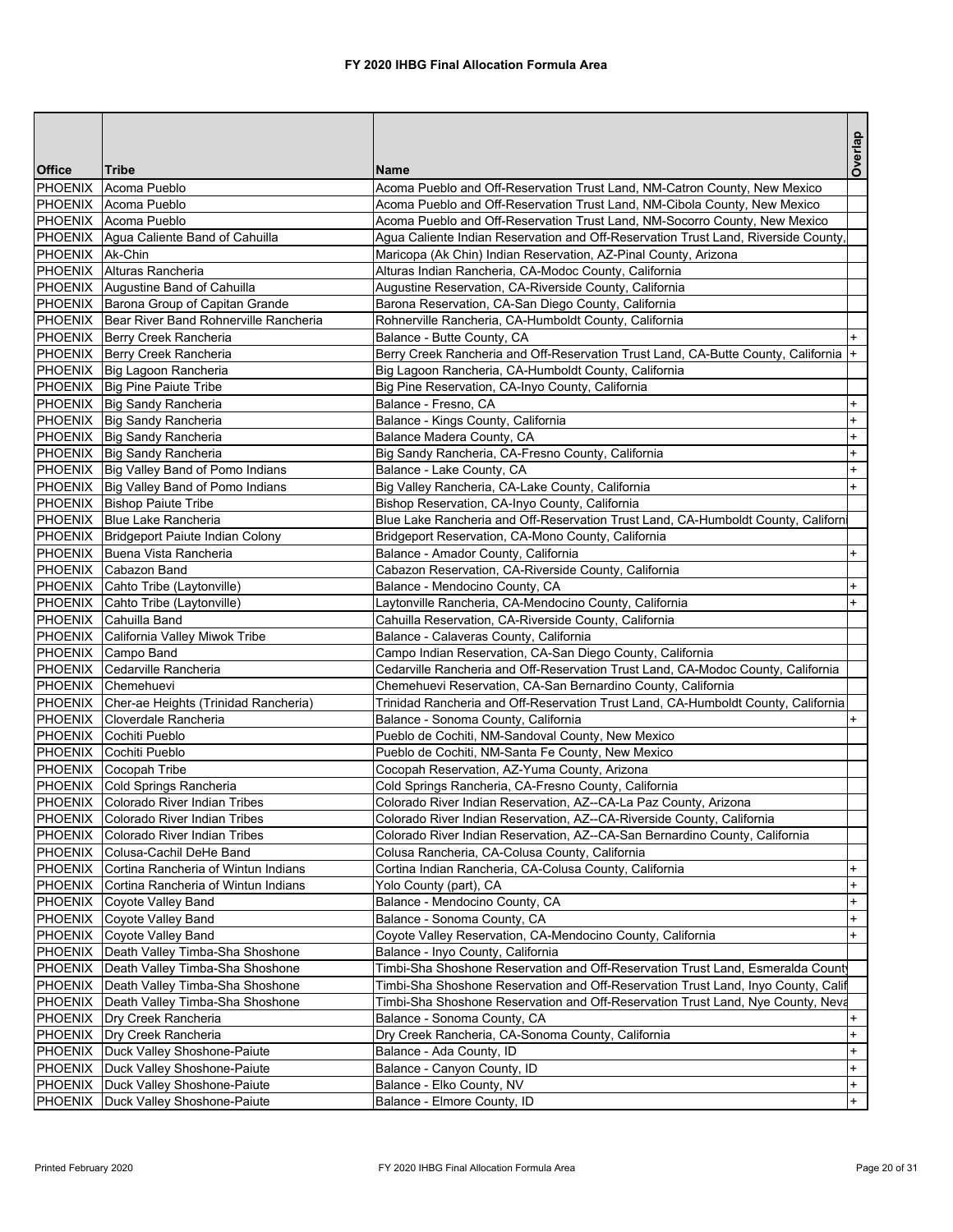# FY 2020 IHBG Final Allocation Formula Area

| Office | Tribe | Name | Overlap |
|---|---|---|---|
| PHOENIX | Acoma Pueblo | Acoma Pueblo and Off-Reservation Trust Land, NM-Catron County, New Mexico | |
| PHOENIX | Acoma Pueblo | Acoma Pueblo and Off-Reservation Trust Land, NM-Cibola County, New Mexico | |
| PHOENIX | Acoma Pueblo | Acoma Pueblo and Off-Reservation Trust Land, NM-Socorro County, New Mexico | |
| PHOENIX | Agua Caliente Band of Cahuilla | Agua Caliente Indian Reservation and Off-Reservation Trust Land, Riverside County, | |
| PHOENIX | Ak-Chin | Maricopa (Ak Chin) Indian Reservation, AZ-Pinal County, Arizona | |
| PHOENIX | Alturas Rancheria | Alturas Indian Rancheria, CA-Modoc County, California | |
| PHOENIX | Augustine Band of Cahuilla | Augustine Reservation, CA-Riverside County, California | |
| PHOENIX | Barona Group of Capitan Grande | Barona Reservation, CA-San Diego County, California | |
| PHOENIX | Bear River Band Rohnerville Rancheria | Rohnerville Rancheria, CA-Humboldt County, California | |
| PHOENIX | Berry Creek Rancheria | Balance - Butte County, CA | + |
| PHOENIX | Berry Creek Rancheria | Berry Creek Rancheria and Off-Reservation Trust Land, CA-Butte County, California | + |
| PHOENIX | Big Lagoon Rancheria | Big Lagoon Rancheria, CA-Humboldt County, California | |
| PHOENIX | Big Pine Paiute Tribe | Big Pine Reservation, CA-Inyo County, California | |
| PHOENIX | Big Sandy Rancheria | Balance - Fresno, CA | + |
| PHOENIX | Big Sandy Rancheria | Balance - Kings County, California | + |
| PHOENIX | Big Sandy Rancheria | Balance Madera County, CA | + |
| PHOENIX | Big Sandy Rancheria | Big Sandy Rancheria, CA-Fresno County, California | + |
| PHOENIX | Big Valley Band of Pomo Indians | Balance - Lake County, CA | + |
| PHOENIX | Big Valley Band of Pomo Indians | Big Valley Rancheria, CA-Lake County, California | + |
| PHOENIX | Bishop Paiute Tribe | Bishop Reservation, CA-Inyo County, California | |
| PHOENIX | Blue Lake Rancheria | Blue Lake Rancheria and Off-Reservation Trust Land, CA-Humboldt County, Californi | |
| PHOENIX | Bridgeport Paiute Indian Colony | Bridgeport Reservation, CA-Mono County, California | |
| PHOENIX | Buena Vista Rancheria | Balance - Amador County, California | + |
| PHOENIX | Cabazon Band | Cabazon Reservation, CA-Riverside County, California | |
| PHOENIX | Cahto Tribe (Laytonville) | Balance - Mendocino County, CA | + |
| PHOENIX | Cahto Tribe (Laytonville) | Laytonville Rancheria, CA-Mendocino County, California | + |
| PHOENIX | Cahuilla Band | Cahuilla Reservation, CA-Riverside County, California | |
| PHOENIX | California Valley Miwok Tribe | Balance - Calaveras County, California | |
| PHOENIX | Campo Band | Campo Indian Reservation, CA-San Diego County, California | |
| PHOENIX | Cedarville Rancheria | Cedarville Rancheria and Off-Reservation Trust Land, CA-Modoc County, California | |
| PHOENIX | Chemehuevi | Chemehuevi Reservation, CA-San Bernardino County, California | |
| PHOENIX | Cher-ae Heights (Trinidad Rancheria) | Trinidad Rancheria and Off-Reservation Trust Land, CA-Humboldt County, California | |
| PHOENIX | Cloverdale Rancheria | Balance - Sonoma County, California | + |
| PHOENIX | Cochiti Pueblo | Pueblo de Cochiti, NM-Sandoval County, New Mexico | |
| PHOENIX | Cochiti Pueblo | Pueblo de Cochiti, NM-Santa Fe County, New Mexico | |
| PHOENIX | Cocopah Tribe | Cocopah Reservation, AZ-Yuma County, Arizona | |
| PHOENIX | Cold Springs Rancheria | Cold Springs Rancheria, CA-Fresno County, California | |
| PHOENIX | Colorado River Indian Tribes | Colorado River Indian Reservation, AZ--CA-La Paz County, Arizona | |
| PHOENIX | Colorado River Indian Tribes | Colorado River Indian Reservation, AZ--CA-Riverside County, California | |
| PHOENIX | Colorado River Indian Tribes | Colorado River Indian Reservation, AZ--CA-San Bernardino County, California | |
| PHOENIX | Colusa-Cachil DeHe Band | Colusa Rancheria, CA-Colusa County, California | |
| PHOENIX | Cortina Rancheria of Wintun Indians | Cortina Indian Rancheria, CA-Colusa County, California | + |
| PHOENIX | Cortina Rancheria of Wintun Indians | Yolo County (part), CA | + |
| PHOENIX | Coyote Valley Band | Balance - Mendocino County, CA | + |
| PHOENIX | Coyote Valley Band | Balance - Sonoma County, CA | + |
| PHOENIX | Coyote Valley Band | Coyote Valley Reservation, CA-Mendocino County, California | + |
| PHOENIX | Death Valley Timba-Sha Shoshone | Balance - Inyo County, California | |
| PHOENIX | Death Valley Timba-Sha Shoshone | Timbi-Sha Shoshone Reservation and Off-Reservation Trust Land, Esmeralda County | |
| PHOENIX | Death Valley Timba-Sha Shoshone | Timbi-Sha Shoshone Reservation and Off-Reservation Trust Land, Inyo County, Calif | |
| PHOENIX | Death Valley Timba-Sha Shoshone | Timbi-Sha Shoshone Reservation and Off-Reservation Trust Land, Nye County, Neva | |
| PHOENIX | Dry Creek Rancheria | Balance - Sonoma County, CA | + |
| PHOENIX | Dry Creek Rancheria | Dry Creek Rancheria, CA-Sonoma County, California | + |
| PHOENIX | Duck Valley Shoshone-Paiute | Balance - Ada County, ID | + |
| PHOENIX | Duck Valley Shoshone-Paiute | Balance - Canyon County, ID | + |
| PHOENIX | Duck Valley Shoshone-Paiute | Balance - Elko County, NV | + |
| PHOENIX | Duck Valley Shoshone-Paiute | Balance - Elmore County, ID | + |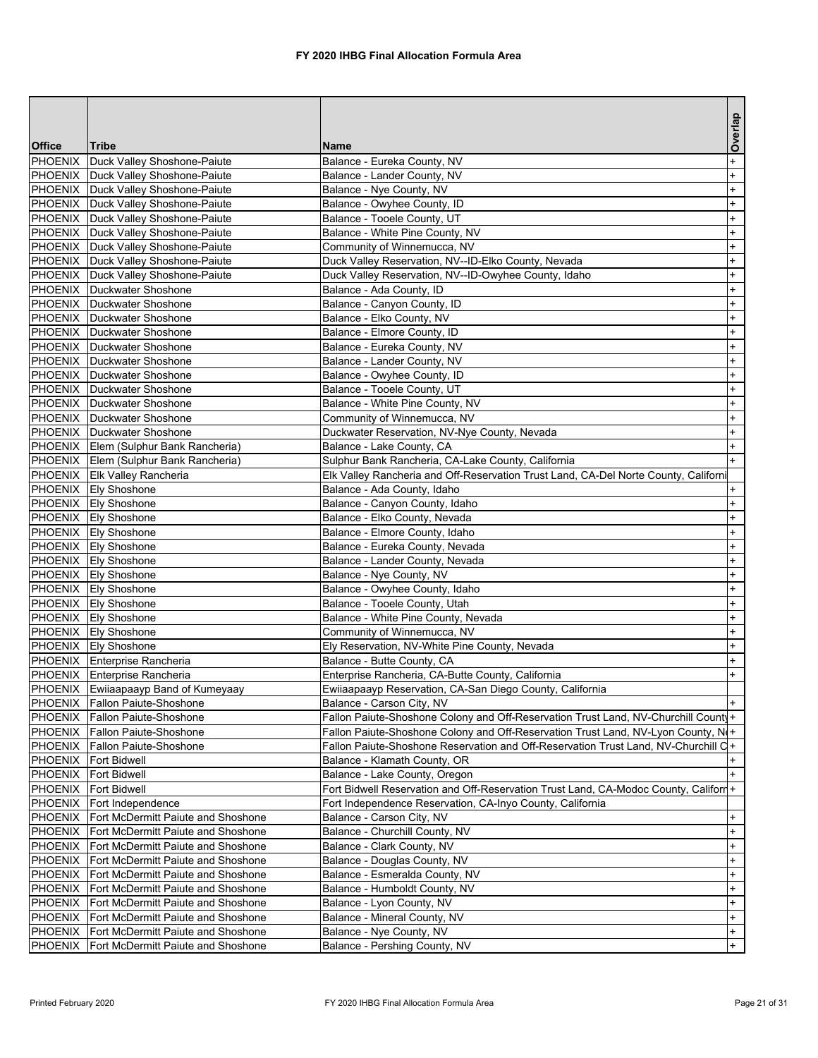# FY 2020 IHBG Final Allocation Formula Area

| Office | Tribe | Name | Overlap |
|---|---|---|---|
| PHOENIX | Duck Valley Shoshone-Paiute | Balance - Eureka County, NV | + |
| PHOENIX | Duck Valley Shoshone-Paiute | Balance - Lander County, NV | + |
| PHOENIX | Duck Valley Shoshone-Paiute | Balance - Nye County, NV | + |
| PHOENIX | Duck Valley Shoshone-Paiute | Balance - Owyhee County, ID | + |
| PHOENIX | Duck Valley Shoshone-Paiute | Balance - Tooele County, UT | + |
| PHOENIX | Duck Valley Shoshone-Paiute | Balance - White Pine County, NV | + |
| PHOENIX | Duck Valley Shoshone-Paiute | Community of Winnemucca, NV | + |
| PHOENIX | Duck Valley Shoshone-Paiute | Duck Valley Reservation, NV--ID-Elko County, Nevada | + |
| PHOENIX | Duck Valley Shoshone-Paiute | Duck Valley Reservation, NV--ID-Owyhee County, Idaho | + |
| PHOENIX | Duckwater Shoshone | Balance - Ada County, ID | + |
| PHOENIX | Duckwater Shoshone | Balance - Canyon County, ID | + |
| PHOENIX | Duckwater Shoshone | Balance - Elko County, NV | + |
| PHOENIX | Duckwater Shoshone | Balance - Elmore County, ID | + |
| PHOENIX | Duckwater Shoshone | Balance - Eureka County, NV | + |
| PHOENIX | Duckwater Shoshone | Balance - Lander County, NV | + |
| PHOENIX | Duckwater Shoshone | Balance - Owyhee County, ID | + |
| PHOENIX | Duckwater Shoshone | Balance - Tooele County, UT | + |
| PHOENIX | Duckwater Shoshone | Balance - White Pine County, NV | + |
| PHOENIX | Duckwater Shoshone | Community of Winnemucca, NV | + |
| PHOENIX | Duckwater Shoshone | Duckwater Reservation, NV-Nye County, Nevada | + |
| PHOENIX | Elem (Sulphur Bank Rancheria) | Balance - Lake County, CA | + |
| PHOENIX | Elem (Sulphur Bank Rancheria) | Sulphur Bank Rancheria, CA-Lake County, California | + |
| PHOENIX | Elk Valley Rancheria | Elk Valley Rancheria and Off-Reservation Trust Land, CA-Del Norte County, Californi | |
| PHOENIX | Ely Shoshone | Balance - Ada County, Idaho | + |
| PHOENIX | Ely Shoshone | Balance - Canyon County, Idaho | + |
| PHOENIX | Ely Shoshone | Balance - Elko County, Nevada | + |
| PHOENIX | Ely Shoshone | Balance - Elmore County, Idaho | + |
| PHOENIX | Ely Shoshone | Balance - Eureka County, Nevada | + |
| PHOENIX | Ely Shoshone | Balance - Lander County, Nevada | + |
| PHOENIX | Ely Shoshone | Balance - Nye County, NV | + |
| PHOENIX | Ely Shoshone | Balance - Owyhee County, Idaho | + |
| PHOENIX | Ely Shoshone | Balance - Tooele County, Utah | + |
| PHOENIX | Ely Shoshone | Balance - White Pine County, Nevada | + |
| PHOENIX | Ely Shoshone | Community of Winnemucca, NV | + |
| PHOENIX | Ely Shoshone | Ely Reservation, NV-White Pine County, Nevada | + |
| PHOENIX | Enterprise Rancheria | Balance - Butte County, CA | + |
| PHOENIX | Enterprise Rancheria | Enterprise Rancheria, CA-Butte County, California | + |
| PHOENIX | Ewiiaapaayp Band of Kumeyaay | Ewiiaapaayp Reservation, CA-San Diego County, California | |
| PHOENIX | Fallon Paiute-Shoshone | Balance - Carson City, NV | + |
| PHOENIX | Fallon Paiute-Shoshone | Fallon Paiute-Shoshone Colony and Off-Reservation Trust Land, NV-Churchill County | + |
| PHOENIX | Fallon Paiute-Shoshone | Fallon Paiute-Shoshone Colony and Off-Reservation Trust Land, NV-Lyon County, N | + |
| PHOENIX | Fallon Paiute-Shoshone | Fallon Paiute-Shoshone Reservation and Off-Reservation Trust Land, NV-Churchill C | + |
| PHOENIX | Fort Bidwell | Balance - Klamath County, OR | + |
| PHOENIX | Fort Bidwell | Balance - Lake County, Oregon | + |
| PHOENIX | Fort Bidwell | Fort Bidwell Reservation and Off-Reservation Trust Land, CA-Modoc County, Californ | + |
| PHOENIX | Fort Independence | Fort Independence Reservation, CA-Inyo County, California | |
| PHOENIX | Fort McDermitt Paiute and Shoshone | Balance - Carson City, NV | + |
| PHOENIX | Fort McDermitt Paiute and Shoshone | Balance - Churchill County, NV | + |
| PHOENIX | Fort McDermitt Paiute and Shoshone | Balance - Clark County, NV | + |
| PHOENIX | Fort McDermitt Paiute and Shoshone | Balance - Douglas County, NV | + |
| PHOENIX | Fort McDermitt Paiute and Shoshone | Balance - Esmeralda County, NV | + |
| PHOENIX | Fort McDermitt Paiute and Shoshone | Balance - Humboldt County, NV | + |
| PHOENIX | Fort McDermitt Paiute and Shoshone | Balance - Lyon County, NV | + |
| PHOENIX | Fort McDermitt Paiute and Shoshone | Balance - Mineral County, NV | + |
| PHOENIX | Fort McDermitt Paiute and Shoshone | Balance - Nye County, NV | + |
| PHOENIX | Fort McDermitt Paiute and Shoshone | Balance - Pershing County, NV | + |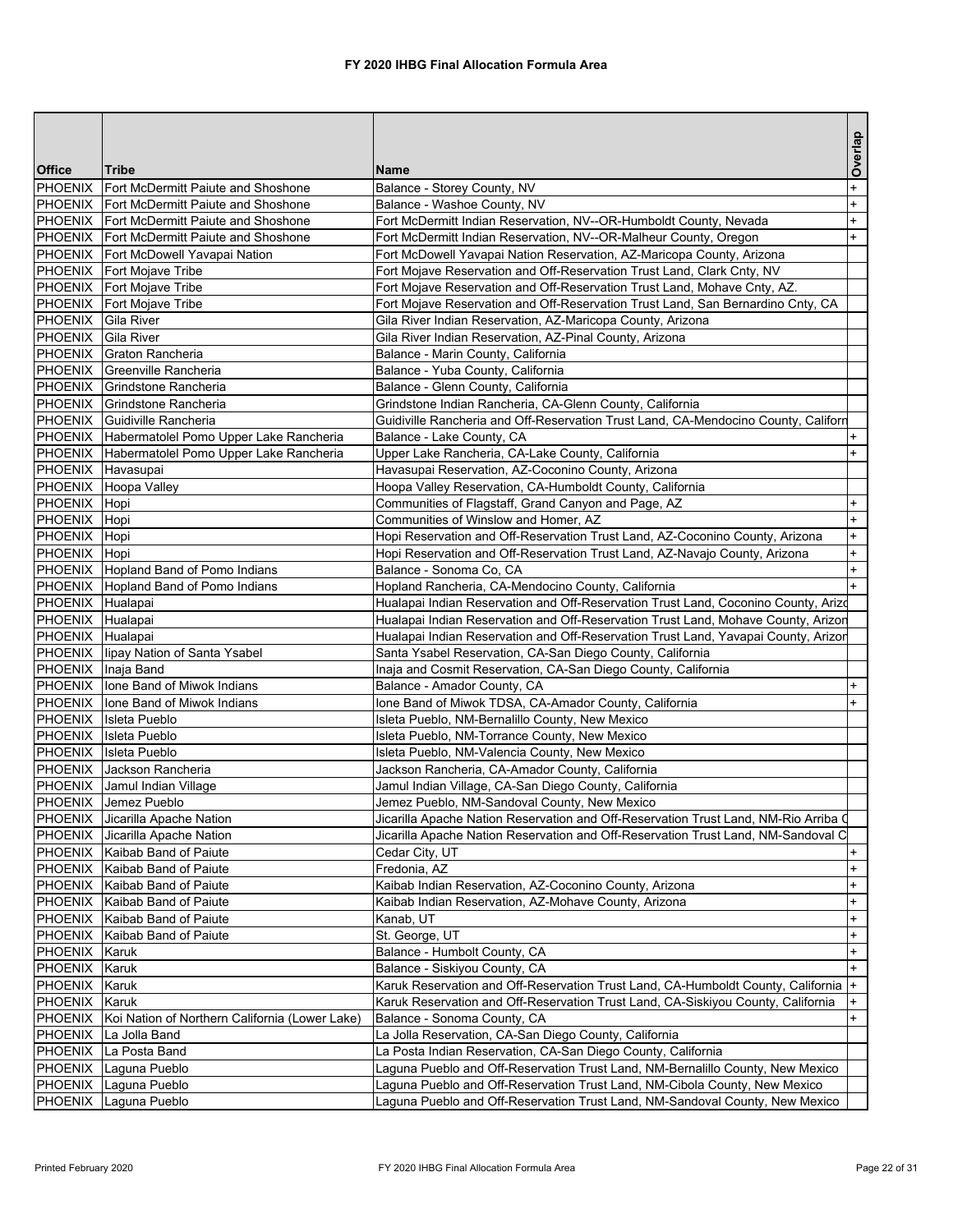# FY 2020 IHBG Final Allocation Formula Area

| Office | Tribe | Name | Overlap |
|---|---|---|---|
| PHOENIX | Fort McDermitt Paiute and Shoshone | Balance - Storey County, NV | + |
| PHOENIX | Fort McDermitt Paiute and Shoshone | Balance - Washoe County, NV | + |
| PHOENIX | Fort McDermitt Paiute and Shoshone | Fort McDermitt Indian Reservation, NV--OR-Humboldt County, Nevada | + |
| PHOENIX | Fort McDermitt Paiute and Shoshone | Fort McDermitt Indian Reservation, NV--OR-Malheur County, Oregon | + |
| PHOENIX | Fort McDowell Yavapai Nation | Fort McDowell Yavapai Nation Reservation, AZ-Maricopa County, Arizona | |
| PHOENIX | Fort Mojave Tribe | Fort Mojave Reservation and Off-Reservation Trust Land, Clark Cnty, NV | |
| PHOENIX | Fort Mojave Tribe | Fort Mojave Reservation and Off-Reservation Trust Land, Mohave Cnty, AZ. | |
| PHOENIX | Fort Mojave Tribe | Fort Mojave Reservation and Off-Reservation Trust Land, San Bernardino Cnty, CA | |
| PHOENIX | Gila River | Gila River Indian Reservation, AZ-Maricopa County, Arizona | |
| PHOENIX | Gila River | Gila River Indian Reservation, AZ-Pinal County, Arizona | |
| PHOENIX | Graton Rancheria | Balance - Marin County, California | |
| PHOENIX | Greenville Rancheria | Balance - Yuba County, California | |
| PHOENIX | Grindstone Rancheria | Balance - Glenn County, California | |
| PHOENIX | Grindstone Rancheria | Grindstone Indian Rancheria, CA-Glenn County, California | |
| PHOENIX | Guidiville Rancheria | Guidiville Rancheria and Off-Reservation Trust Land, CA-Mendocino County, Californ | |
| PHOENIX | Habermatolel Pomo Upper Lake Rancheria | Balance - Lake County, CA | + |
| PHOENIX | Habermatolel Pomo Upper Lake Rancheria | Upper Lake Rancheria, CA-Lake County, California | + |
| PHOENIX | Havasupai | Havasupai Reservation, AZ-Coconino County, Arizona | |
| PHOENIX | Hoopa Valley | Hoopa Valley Reservation, CA-Humboldt County, California | |
| PHOENIX | Hopi | Communities of Flagstaff, Grand Canyon and Page, AZ | + |
| PHOENIX | Hopi | Communities of Winslow and Homer, AZ | + |
| PHOENIX | Hopi | Hopi Reservation and Off-Reservation Trust Land, AZ-Coconino County, Arizona | + |
| PHOENIX | Hopi | Hopi Reservation and Off-Reservation Trust Land, AZ-Navajo County, Arizona | + |
| PHOENIX | Hopland Band of Pomo Indians | Balance - Sonoma Co, CA | + |
| PHOENIX | Hopland Band of Pomo Indians | Hopland Rancheria, CA-Mendocino County, California | + |
| PHOENIX | Hualapai | Hualapai Indian Reservation and Off-Reservation Trust Land, Coconino County, Arizo | |
| PHOENIX | Hualapai | Hualapai Indian Reservation and Off-Reservation Trust Land, Mohave County, Arizon | |
| PHOENIX | Hualapai | Hualapai Indian Reservation and Off-Reservation Trust Land, Yavapai County, Arizor | |
| PHOENIX | Iipay Nation of Santa Ysabel | Santa Ysabel Reservation, CA-San Diego County, California | |
| PHOENIX | Inaja Band | Inaja and Cosmit Reservation, CA-San Diego County, California | |
| PHOENIX | Ione Band of Miwok Indians | Balance - Amador County, CA | + |
| PHOENIX | Ione Band of Miwok Indians | Ione Band of Miwok TDSA, CA-Amador County, California | + |
| PHOENIX | Isleta Pueblo | Isleta Pueblo, NM-Bernalillo County, New Mexico | |
| PHOENIX | Isleta Pueblo | Isleta Pueblo, NM-Torrance County, New Mexico | |
| PHOENIX | Isleta Pueblo | Isleta Pueblo, NM-Valencia County, New Mexico | |
| PHOENIX | Jackson Rancheria | Jackson Rancheria, CA-Amador County, California | |
| PHOENIX | Jamul Indian Village | Jamul Indian Village, CA-San Diego County, California | |
| PHOENIX | Jemez Pueblo | Jemez Pueblo, NM-Sandoval County, New Mexico | |
| PHOENIX | Jicarilla Apache Nation | Jicarilla Apache Nation Reservation and Off-Reservation Trust Land, NM-Rio Arriba C | |
| PHOENIX | Jicarilla Apache Nation | Jicarilla Apache Nation Reservation and Off-Reservation Trust Land, NM-Sandoval C | |
| PHOENIX | Kaibab Band of Paiute | Cedar City, UT | + |
| PHOENIX | Kaibab Band of Paiute | Fredonia, AZ | + |
| PHOENIX | Kaibab Band of Paiute | Kaibab Indian Reservation, AZ-Coconino County, Arizona | + |
| PHOENIX | Kaibab Band of Paiute | Kaibab Indian Reservation, AZ-Mohave County, Arizona | + |
| PHOENIX | Kaibab Band of Paiute | Kanab, UT | + |
| PHOENIX | Kaibab Band of Paiute | St. George, UT | + |
| PHOENIX | Karuk | Balance - Humbolt County, CA | + |
| PHOENIX | Karuk | Balance - Siskiyou County, CA | + |
| PHOENIX | Karuk | Karuk Reservation and Off-Reservation Trust Land, CA-Humboldt County, California | + |
| PHOENIX | Karuk | Karuk Reservation and Off-Reservation Trust Land, CA-Siskiyou County, California | + |
| PHOENIX | Koi Nation of Northern California (Lower Lake) | Balance - Sonoma County, CA | + |
| PHOENIX | La Jolla Band | La Jolla Reservation, CA-San Diego County, California | |
| PHOENIX | La Posta Band | La Posta Indian Reservation, CA-San Diego County, California | |
| PHOENIX | Laguna Pueblo | Laguna Pueblo and Off-Reservation Trust Land, NM-Bernalillo County, New Mexico | |
| PHOENIX | Laguna Pueblo | Laguna Pueblo and Off-Reservation Trust Land, NM-Cibola County, New Mexico | |
| PHOENIX | Laguna Pueblo | Laguna Pueblo and Off-Reservation Trust Land, NM-Sandoval County, New Mexico | |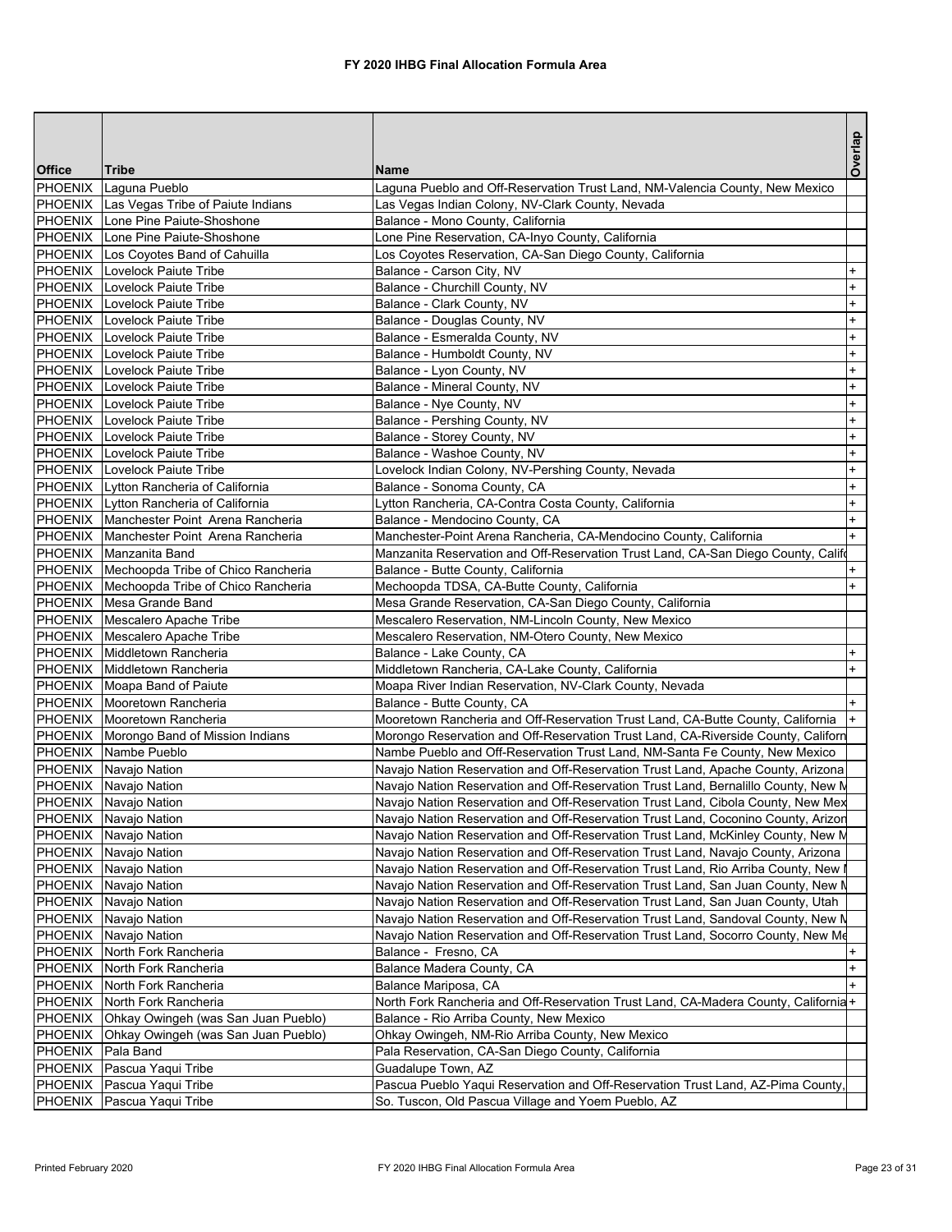# FY 2020 IHBG Final Allocation Formula Area

| Office | Tribe | Name | Overlap |
|---|---|---|---|
| PHOENIX | Laguna Pueblo | Laguna Pueblo and Off-Reservation Trust Land, NM-Valencia County, New Mexico | |
| PHOENIX | Las Vegas Tribe of Paiute Indians | Las Vegas Indian Colony, NV-Clark County, Nevada | |
| PHOENIX | Lone Pine Paiute-Shoshone | Balance - Mono County, California | |
| PHOENIX | Lone Pine Paiute-Shoshone | Lone Pine Reservation, CA-Inyo County, California | |
| PHOENIX | Los Coyotes Band of Cahuilla | Los Coyotes Reservation, CA-San Diego County, California | |
| PHOENIX | Lovelock Paiute Tribe | Balance - Carson City, NV | + |
| PHOENIX | Lovelock Paiute Tribe | Balance - Churchill County, NV | + |
| PHOENIX | Lovelock Paiute Tribe | Balance - Clark County, NV | + |
| PHOENIX | Lovelock Paiute Tribe | Balance - Douglas County, NV | + |
| PHOENIX | Lovelock Paiute Tribe | Balance - Esmeralda County, NV | + |
| PHOENIX | Lovelock Paiute Tribe | Balance - Humboldt County, NV | + |
| PHOENIX | Lovelock Paiute Tribe | Balance - Lyon County, NV | + |
| PHOENIX | Lovelock Paiute Tribe | Balance - Mineral County, NV | + |
| PHOENIX | Lovelock Paiute Tribe | Balance - Nye County, NV | + |
| PHOENIX | Lovelock Paiute Tribe | Balance - Pershing County, NV | + |
| PHOENIX | Lovelock Paiute Tribe | Balance - Storey County, NV | + |
| PHOENIX | Lovelock Paiute Tribe | Balance - Washoe County, NV | + |
| PHOENIX | Lovelock Paiute Tribe | Lovelock Indian Colony, NV-Pershing County, Nevada | + |
| PHOENIX | Lytton Rancheria of California | Balance - Sonoma County, CA | + |
| PHOENIX | Lytton Rancheria of California | Lytton Rancheria, CA-Contra Costa County, California | + |
| PHOENIX | Manchester Point Arena Rancheria | Balance - Mendocino County, CA | + |
| PHOENIX | Manchester Point Arena Rancheria | Manchester-Point Arena Rancheria, CA-Mendocino County, California | + |
| PHOENIX | Manzanita Band | Manzanita Reservation and Off-Reservation Trust Land, CA-San Diego County, Califo | |
| PHOENIX | Mechoopda Tribe of Chico Rancheria | Balance - Butte County, California | + |
| PHOENIX | Mechoopda Tribe of Chico Rancheria | Mechoopda TDSA, CA-Butte County, California | + |
| PHOENIX | Mesa Grande Band | Mesa Grande Reservation, CA-San Diego County, California | |
| PHOENIX | Mescalero Apache Tribe | Mescalero Reservation, NM-Lincoln County, New Mexico | |
| PHOENIX | Mescalero Apache Tribe | Mescalero Reservation, NM-Otero County, New Mexico | |
| PHOENIX | Middletown Rancheria | Balance - Lake County, CA | + |
| PHOENIX | Middletown Rancheria | Middletown Rancheria, CA-Lake County, California | + |
| PHOENIX | Moapa Band of Paiute | Moapa River Indian Reservation, NV-Clark County, Nevada | |
| PHOENIX | Mooretown Rancheria | Balance - Butte County, CA | + |
| PHOENIX | Mooretown Rancheria | Mooretown Rancheria and Off-Reservation Trust Land, CA-Butte County, California | + |
| PHOENIX | Morongo Band of Mission Indians | Morongo Reservation and Off-Reservation Trust Land, CA-Riverside County, Californ | |
| PHOENIX | Nambe Pueblo | Nambe Pueblo and Off-Reservation Trust Land, NM-Santa Fe County, New Mexico | |
| PHOENIX | Navajo Nation | Navajo Nation Reservation and Off-Reservation Trust Land, Apache County, Arizona | |
| PHOENIX | Navajo Nation | Navajo Nation Reservation and Off-Reservation Trust Land, Bernalillo County, New M | |
| PHOENIX | Navajo Nation | Navajo Nation Reservation and Off-Reservation Trust Land, Cibola County, New Mex | |
| PHOENIX | Navajo Nation | Navajo Nation Reservation and Off-Reservation Trust Land, Coconino County, Arizon | |
| PHOENIX | Navajo Nation | Navajo Nation Reservation and Off-Reservation Trust Land, McKinley County, New M | |
| PHOENIX | Navajo Nation | Navajo Nation Reservation and Off-Reservation Trust Land, Navajo County, Arizona | |
| PHOENIX | Navajo Nation | Navajo Nation Reservation and Off-Reservation Trust Land, Rio Arriba County, New M | |
| PHOENIX | Navajo Nation | Navajo Nation Reservation and Off-Reservation Trust Land, San Juan County, New M | |
| PHOENIX | Navajo Nation | Navajo Nation Reservation and Off-Reservation Trust Land, San Juan County, Utah | |
| PHOENIX | Navajo Nation | Navajo Nation Reservation and Off-Reservation Trust Land, Sandoval County, New M | |
| PHOENIX | Navajo Nation | Navajo Nation Reservation and Off-Reservation Trust Land, Socorro County, New Me | |
| PHOENIX | North Fork Rancheria | Balance - Fresno, CA | + |
| PHOENIX | North Fork Rancheria | Balance Madera County, CA | + |
| PHOENIX | North Fork Rancheria | Balance Mariposa, CA | + |
| PHOENIX | North Fork Rancheria | North Fork Rancheria and Off-Reservation Trust Land, CA-Madera County, California | + |
| PHOENIX | Ohkay Owingeh (was San Juan Pueblo) | Balance - Rio Arriba County, New Mexico | |
| PHOENIX | Ohkay Owingeh (was San Juan Pueblo) | Ohkay Owingeh, NM-Rio Arriba County, New Mexico | |
| PHOENIX | Pala Band | Pala Reservation, CA-San Diego County, California | |
| PHOENIX | Pascua Yaqui Tribe | Guadalupe Town, AZ | |
| PHOENIX | Pascua Yaqui Tribe | Pascua Pueblo Yaqui Reservation and Off-Reservation Trust Land, AZ-Pima County, | |
| PHOENIX | Pascua Yaqui Tribe | So. Tuscon, Old Pascua Village and Yoem Pueblo, AZ | |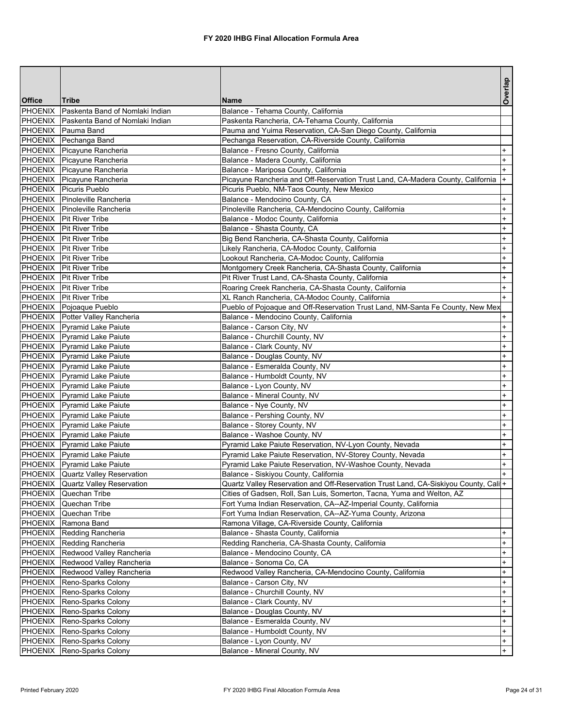# FY 2020 IHBG Final Allocation Formula Area

| Office | Tribe | Name | Overlap |
|---|---|---|---|
| PHOENIX | Paskenta Band of Nomlaki Indian | Balance - Tehama County, California | |
| PHOENIX | Paskenta Band of Nomlaki Indian | Paskenta Rancheria, CA-Tehama County, California | |
| PHOENIX | Pauma Band | Pauma and Yuima Reservation, CA-San Diego County, California | |
| PHOENIX | Pechanga Band | Pechanga Reservation, CA-Riverside County, California | |
| PHOENIX | Picayune Rancheria | Balance - Fresno County, California | + |
| PHOENIX | Picayune Rancheria | Balance - Madera County, California | + |
| PHOENIX | Picayune Rancheria | Balance - Mariposa County, California | + |
| PHOENIX | Picayune Rancheria | Picayune Rancheria and Off-Reservation Trust Land, CA-Madera County, California | + |
| PHOENIX | Picuris Pueblo | Picuris Pueblo, NM-Taos County, New Mexico | |
| PHOENIX | Pinoleville Rancheria | Balance - Mendocino County, CA | + |
| PHOENIX | Pinoleville Rancheria | Pinoleville Rancheria, CA-Mendocino County, California | + |
| PHOENIX | Pit River Tribe | Balance - Modoc County, California | + |
| PHOENIX | Pit River Tribe | Balance - Shasta County, CA | + |
| PHOENIX | Pit River Tribe | Big Bend Rancheria, CA-Shasta County, California | + |
| PHOENIX | Pit River Tribe | Likely Rancheria, CA-Modoc County, California | + |
| PHOENIX | Pit River Tribe | Lookout Rancheria, CA-Modoc County, California | + |
| PHOENIX | Pit River Tribe | Montgomery Creek Rancheria, CA-Shasta County, California | + |
| PHOENIX | Pit River Tribe | Pit River Trust Land, CA-Shasta County, California | + |
| PHOENIX | Pit River Tribe | Roaring Creek Rancheria, CA-Shasta County, California | + |
| PHOENIX | Pit River Tribe | XL Ranch Rancheria, CA-Modoc County, California | + |
| PHOENIX | Pojoaque Pueblo | Pueblo of Pojoaque and Off-Reservation Trust Land, NM-Santa Fe County, New Mex | |
| PHOENIX | Potter Valley Rancheria | Balance - Mendocino County, California | + |
| PHOENIX | Pyramid Lake Paiute | Balance - Carson City, NV | + |
| PHOENIX | Pyramid Lake Paiute | Balance - Churchill County, NV | + |
| PHOENIX | Pyramid Lake Paiute | Balance - Clark County, NV | + |
| PHOENIX | Pyramid Lake Paiute | Balance - Douglas County, NV | + |
| PHOENIX | Pyramid Lake Paiute | Balance - Esmeralda County, NV | + |
| PHOENIX | Pyramid Lake Paiute | Balance - Humboldt County, NV | + |
| PHOENIX | Pyramid Lake Paiute | Balance - Lyon County, NV | + |
| PHOENIX | Pyramid Lake Paiute | Balance - Mineral County, NV | + |
| PHOENIX | Pyramid Lake Paiute | Balance - Nye County, NV | + |
| PHOENIX | Pyramid Lake Paiute | Balance - Pershing County, NV | + |
| PHOENIX | Pyramid Lake Paiute | Balance - Storey County, NV | + |
| PHOENIX | Pyramid Lake Paiute | Balance - Washoe County, NV | + |
| PHOENIX | Pyramid Lake Paiute | Pyramid Lake Paiute Reservation, NV-Lyon County, Nevada | + |
| PHOENIX | Pyramid Lake Paiute | Pyramid Lake Paiute Reservation, NV-Storey County, Nevada | + |
| PHOENIX | Pyramid Lake Paiute | Pyramid Lake Paiute Reservation, NV-Washoe County, Nevada | + |
| PHOENIX | Quartz Valley Reservation | Balance - Siskiyou County, California | + |
| PHOENIX | Quartz Valley Reservation | Quartz Valley Reservation and Off-Reservation Trust Land, CA-Siskiyou County, Cali | + |
| PHOENIX | Quechan Tribe | Cities of Gadsen, Roll, San Luis, Somerton, Tacna, Yuma and Welton, AZ | |
| PHOENIX | Quechan Tribe | Fort Yuma Indian Reservation, CA--AZ-Imperial County, California | |
| PHOENIX | Quechan Tribe | Fort Yuma Indian Reservation, CA--AZ-Yuma County, Arizona | |
| PHOENIX | Ramona Band | Ramona Village, CA-Riverside County, California | |
| PHOENIX | Redding Rancheria | Balance - Shasta County, California | + |
| PHOENIX | Redding Rancheria | Redding Rancheria, CA-Shasta County, California | + |
| PHOENIX | Redwood Valley Rancheria | Balance - Mendocino County, CA | + |
| PHOENIX | Redwood Valley Rancheria | Balance - Sonoma Co, CA | + |
| PHOENIX | Redwood Valley Rancheria | Redwood Valley Rancheria, CA-Mendocino County, California | + |
| PHOENIX | Reno-Sparks Colony | Balance - Carson City, NV | + |
| PHOENIX | Reno-Sparks Colony | Balance - Churchill County, NV | + |
| PHOENIX | Reno-Sparks Colony | Balance - Clark County, NV | + |
| PHOENIX | Reno-Sparks Colony | Balance - Douglas County, NV | + |
| PHOENIX | Reno-Sparks Colony | Balance - Esmeralda County, NV | + |
| PHOENIX | Reno-Sparks Colony | Balance - Humboldt County, NV | + |
| PHOENIX | Reno-Sparks Colony | Balance - Lyon County, NV | + |
| PHOENIX | Reno-Sparks Colony | Balance - Mineral County, NV | + |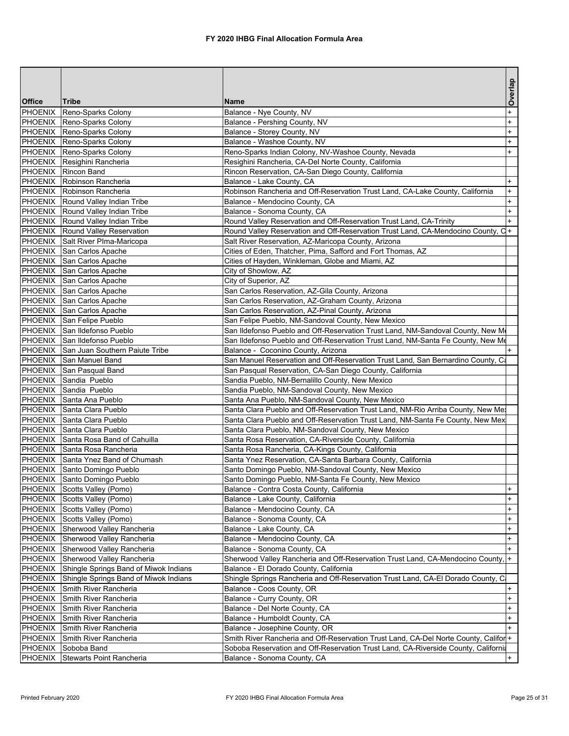# FY 2020 IHBG Final Allocation Formula Area

| Office | Tribe | Name | Overlap |
|---|---|---|---|
| PHOENIX | Reno-Sparks Colony | Balance - Nye County, NV | + |
| PHOENIX | Reno-Sparks Colony | Balance - Pershing County, NV | + |
| PHOENIX | Reno-Sparks Colony | Balance - Storey County, NV | + |
| PHOENIX | Reno-Sparks Colony | Balance - Washoe County, NV | + |
| PHOENIX | Reno-Sparks Colony | Reno-Sparks Indian Colony, NV-Washoe County, Nevada | + |
| PHOENIX | Resighini Rancheria | Resighini Rancheria, CA-Del Norte County, California | |
| PHOENIX | Rincon Band | Rincon Reservation, CA-San Diego County, California | |
| PHOENIX | Robinson Rancheria | Balance - Lake County, CA | + |
| PHOENIX | Robinson Rancheria | Robinson Rancheria and Off-Reservation Trust Land, CA-Lake County, California | + |
| PHOENIX | Round Valley Indian Tribe | Balance - Mendocino County, CA | + |
| PHOENIX | Round Valley Indian Tribe | Balance - Sonoma County, CA | + |
| PHOENIX | Round Valley Indian Tribe | Round Valley Reservation and Off-Reservation Trust Land, CA-Trinity | + |
| PHOENIX | Round Valley Reservation | Round Valley Reservation and Off-Reservation Trust Land, CA-Mendocino County, C | + |
| PHOENIX | Salt River PIma-Maricopa | Salt River Reservation, AZ-Maricopa County, Arizona | |
| PHOENIX | San Carlos Apache | Cities of Eden, Thatcher, Pima, Safford and Fort Thomas, AZ | |
| PHOENIX | San Carlos Apache | Cities of Hayden, Winkleman, Globe and Miami, AZ | |
| PHOENIX | San Carlos Apache | City of Showlow, AZ | |
| PHOENIX | San Carlos Apache | City of Superior, AZ | |
| PHOENIX | San Carlos Apache | San Carlos Reservation, AZ-Gila County, Arizona | |
| PHOENIX | San Carlos Apache | San Carlos Reservation, AZ-Graham County, Arizona | |
| PHOENIX | San Carlos Apache | San Carlos Reservation, AZ-Pinal County, Arizona | |
| PHOENIX | San Felipe Pueblo | San Felipe Pueblo, NM-Sandoval County, New Mexico | |
| PHOENIX | San Ildefonso Pueblo | San Ildefonso Pueblo and Off-Reservation Trust Land, NM-Sandoval County, New M | |
| PHOENIX | San Ildefonso Pueblo | San Ildefonso Pueblo and Off-Reservation Trust Land, NM-Santa Fe County, New Me | |
| PHOENIX | San Juan Southern Paiute Tribe | Balance - Coconino County, Arizona | + |
| PHOENIX | San Manuel Band | San Manuel Reservation and Off-Reservation Trust Land, San Bernardino County, Ca | |
| PHOENIX | San Pasqual Band | San Pasqual Reservation, CA-San Diego County, California | |
| PHOENIX | Sandia Pueblo | Sandia Pueblo, NM-Bernalillo County, New Mexico | |
| PHOENIX | Sandia Pueblo | Sandia Pueblo, NM-Sandoval County, New Mexico | |
| PHOENIX | Santa Ana Pueblo | Santa Ana Pueblo, NM-Sandoval County, New Mexico | |
| PHOENIX | Santa Clara Pueblo | Santa Clara Pueblo and Off-Reservation Trust Land, NM-Rio Arriba County, New Me | |
| PHOENIX | Santa Clara Pueblo | Santa Clara Pueblo and Off-Reservation Trust Land, NM-Santa Fe County, New Mex | |
| PHOENIX | Santa Clara Pueblo | Santa Clara Pueblo, NM-Sandoval County, New Mexico | |
| PHOENIX | Santa Rosa Band of Cahuilla | Santa Rosa Reservation, CA-Riverside County, California | |
| PHOENIX | Santa Rosa Rancheria | Santa Rosa Rancheria, CA-Kings County, California | |
| PHOENIX | Santa Ynez Band of Chumash | Santa Ynez Reservation, CA-Santa Barbara County, California | |
| PHOENIX | Santo Domingo Pueblo | Santo Domingo Pueblo, NM-Sandoval County, New Mexico | |
| PHOENIX | Santo Domingo Pueblo | Santo Domingo Pueblo, NM-Santa Fe County, New Mexico | |
| PHOENIX | Scotts Valley (Pomo) | Balance - Contra Costa County, California | + |
| PHOENIX | Scotts Valley (Pomo) | Balance - Lake County, California | + |
| PHOENIX | Scotts Valley (Pomo) | Balance - Mendocino County, CA | + |
| PHOENIX | Scotts Valley (Pomo) | Balance - Sonoma County, CA | + |
| PHOENIX | Sherwood Valley Rancheria | Balance - Lake County, CA | + |
| PHOENIX | Sherwood Valley Rancheria | Balance - Mendocino County, CA | + |
| PHOENIX | Sherwood Valley Rancheria | Balance - Sonoma County, CA | + |
| PHOENIX | Sherwood Valley Rancheria | Sherwood Valley Rancheria and Off-Reservation Trust Land, CA-Mendocino County, | + |
| PHOENIX | Shingle Springs Band of Miwok Indians | Balance - El Dorado County, California | |
| PHOENIX | Shingle Springs Band of Miwok Indians | Shingle Springs Rancheria and Off-Reservation Trust Land, CA-El Dorado County, C | |
| PHOENIX | Smith River Rancheria | Balance - Coos County, OR | + |
| PHOENIX | Smith River Rancheria | Balance - Curry County, OR | + |
| PHOENIX | Smith River Rancheria | Balance - Del Norte County, CA | + |
| PHOENIX | Smith River Rancheria | Balance - Humboldt County, CA | + |
| PHOENIX | Smith River Rancheria | Balance - Josephine County, OR | + |
| PHOENIX | Smith River Rancheria | Smith River Rancheria and Off-Reservation Trust Land, CA-Del Norte County, Califor | + |
| PHOENIX | Soboba Band | Soboba Reservation and Off-Reservation Trust Land, CA-Riverside County, California | |
| PHOENIX | Stewarts Point Rancheria | Balance - Sonoma County, CA | + |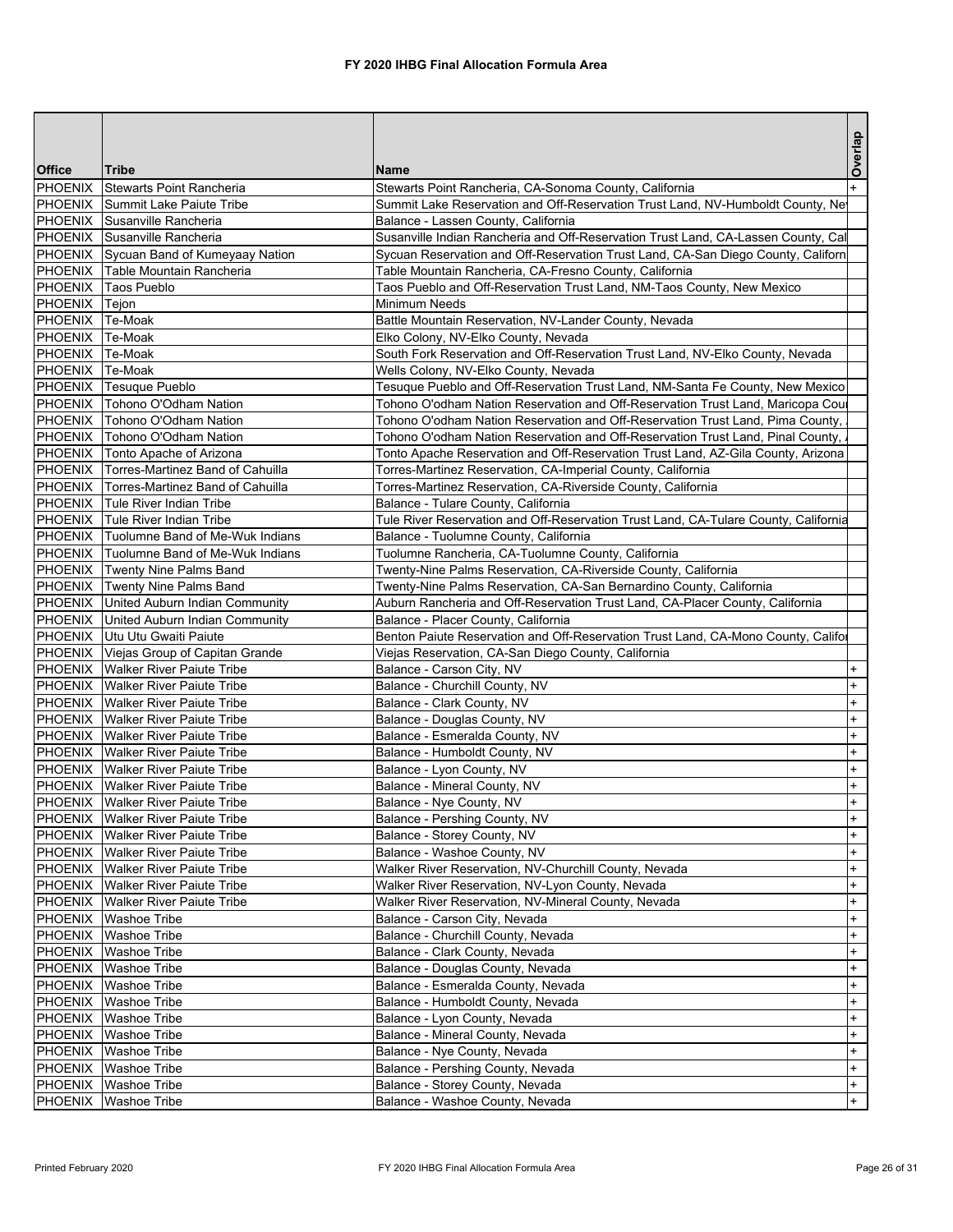# FY 2020 IHBG Final Allocation Formula Area

| Office | Tribe | Name | Overlap |
|---|---|---|---|
| PHOENIX | Stewarts Point Rancheria | Stewarts Point Rancheria, CA-Sonoma County, California | + |
| PHOENIX | Summit Lake Paiute Tribe | Summit Lake Reservation and Off-Reservation Trust Land, NV-Humboldt County, Ne | |
| PHOENIX | Susanville Rancheria | Balance - Lassen County, California | |
| PHOENIX | Susanville Rancheria | Susanville Indian Rancheria and Off-Reservation Trust Land, CA-Lassen County, Cal | |
| PHOENIX | Sycuan Band of Kumeyaay Nation | Sycuan Reservation and Off-Reservation Trust Land, CA-San Diego County, Californ | |
| PHOENIX | Table Mountain Rancheria | Table Mountain Rancheria, CA-Fresno County, California | |
| PHOENIX | Taos Pueblo | Taos Pueblo and Off-Reservation Trust Land, NM-Taos County, New Mexico | |
| PHOENIX | Tejon | Minimum Needs | |
| PHOENIX | Te-Moak | Battle Mountain Reservation, NV-Lander County, Nevada | |
| PHOENIX | Te-Moak | Elko Colony, NV-Elko County, Nevada | |
| PHOENIX | Te-Moak | South Fork Reservation and Off-Reservation Trust Land, NV-Elko County, Nevada | |
| PHOENIX | Te-Moak | Wells Colony, NV-Elko County, Nevada | |
| PHOENIX | Tesuque Pueblo | Tesuque Pueblo and Off-Reservation Trust Land, NM-Santa Fe County, New Mexico | |
| PHOENIX | Tohono O'Odham Nation | Tohono O'odham Nation Reservation and Off-Reservation Trust Land, Maricopa Cou | |
| PHOENIX | Tohono O'Odham Nation | Tohono O'odham Nation Reservation and Off-Reservation Trust Land, Pima County, | |
| PHOENIX | Tohono O'Odham Nation | Tohono O'odham Nation Reservation and Off-Reservation Trust Land, Pinal County, | |
| PHOENIX | Tonto Apache of Arizona | Tonto Apache Reservation and Off-Reservation Trust Land, AZ-Gila County, Arizona | |
| PHOENIX | Torres-Martinez Band of Cahuilla | Torres-Martinez Reservation, CA-Imperial County, California | |
| PHOENIX | Torres-Martinez Band of Cahuilla | Torres-Martinez Reservation, CA-Riverside County, California | |
| PHOENIX | Tule River Indian Tribe | Balance - Tulare County, California | |
| PHOENIX | Tule River Indian Tribe | Tule River Reservation and Off-Reservation Trust Land, CA-Tulare County, California | |
| PHOENIX | Tuolumne Band of Me-Wuk Indians | Balance - Tuolumne County, California | |
| PHOENIX | Tuolumne Band of Me-Wuk Indians | Tuolumne Rancheria, CA-Tuolumne County, California | |
| PHOENIX | Twenty Nine Palms Band | Twenty-Nine Palms Reservation, CA-Riverside County, California | |
| PHOENIX | Twenty Nine Palms Band | Twenty-Nine Palms Reservation, CA-San Bernardino County, California | |
| PHOENIX | United Auburn Indian Community | Auburn Rancheria and Off-Reservation Trust Land, CA-Placer County, California | |
| PHOENIX | United Auburn Indian Community | Balance - Placer County, California | |
| PHOENIX | Utu Utu Gwaiti Paiute | Benton Paiute Reservation and Off-Reservation Trust Land, CA-Mono County, Califor | |
| PHOENIX | Viejas Group of Capitan Grande | Viejas Reservation, CA-San Diego County, California | |
| PHOENIX | Walker River Paiute Tribe | Balance - Carson City, NV | + |
| PHOENIX | Walker River Paiute Tribe | Balance - Churchill County, NV | + |
| PHOENIX | Walker River Paiute Tribe | Balance - Clark County, NV | + |
| PHOENIX | Walker River Paiute Tribe | Balance - Douglas County, NV | + |
| PHOENIX | Walker River Paiute Tribe | Balance - Esmeralda County, NV | + |
| PHOENIX | Walker River Paiute Tribe | Balance - Humboldt County, NV | + |
| PHOENIX | Walker River Paiute Tribe | Balance - Lyon County, NV | + |
| PHOENIX | Walker River Paiute Tribe | Balance - Mineral County, NV | + |
| PHOENIX | Walker River Paiute Tribe | Balance - Nye County, NV | + |
| PHOENIX | Walker River Paiute Tribe | Balance - Pershing County, NV | + |
| PHOENIX | Walker River Paiute Tribe | Balance - Storey County, NV | + |
| PHOENIX | Walker River Paiute Tribe | Balance - Washoe County, NV | + |
| PHOENIX | Walker River Paiute Tribe | Walker River Reservation, NV-Churchill County, Nevada | + |
| PHOENIX | Walker River Paiute Tribe | Walker River Reservation, NV-Lyon County, Nevada | + |
| PHOENIX | Walker River Paiute Tribe | Walker River Reservation, NV-Mineral County, Nevada | + |
| PHOENIX | Washoe Tribe | Balance - Carson City, Nevada | + |
| PHOENIX | Washoe Tribe | Balance - Churchill County, Nevada | + |
| PHOENIX | Washoe Tribe | Balance - Clark County, Nevada | + |
| PHOENIX | Washoe Tribe | Balance - Douglas County, Nevada | + |
| PHOENIX | Washoe Tribe | Balance - Esmeralda County, Nevada | + |
| PHOENIX | Washoe Tribe | Balance - Humboldt County, Nevada | + |
| PHOENIX | Washoe Tribe | Balance - Lyon County, Nevada | + |
| PHOENIX | Washoe Tribe | Balance - Mineral County, Nevada | + |
| PHOENIX | Washoe Tribe | Balance - Nye County, Nevada | + |
| PHOENIX | Washoe Tribe | Balance - Pershing County, Nevada | + |
| PHOENIX | Washoe Tribe | Balance - Storey County, Nevada | + |
| PHOENIX | Washoe Tribe | Balance - Washoe County, Nevada | + |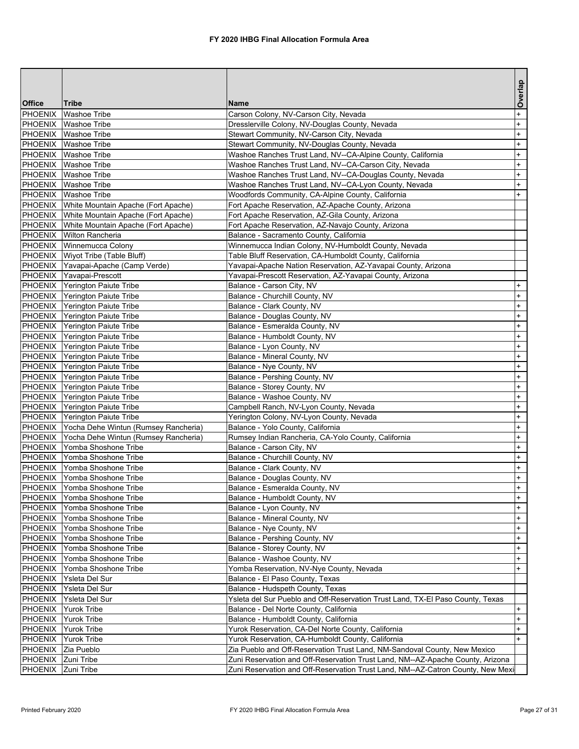# FY 2020 IHBG Final Allocation Formula Area

| Office | Tribe | Name | Overlap |
|---|---|---|---|
| PHOENIX | Washoe Tribe | Carson Colony, NV-Carson City, Nevada | + |
| PHOENIX | Washoe Tribe | Dresslerville Colony, NV-Douglas County, Nevada | + |
| PHOENIX | Washoe Tribe | Stewart Community, NV-Carson City, Nevada | + |
| PHOENIX | Washoe Tribe | Stewart Community, NV-Douglas County, Nevada | + |
| PHOENIX | Washoe Tribe | Washoe Ranches Trust Land, NV--CA-Alpine County, California | + |
| PHOENIX | Washoe Tribe | Washoe Ranches Trust Land, NV--CA-Carson City, Nevada | + |
| PHOENIX | Washoe Tribe | Washoe Ranches Trust Land, NV--CA-Douglas County, Nevada | + |
| PHOENIX | Washoe Tribe | Washoe Ranches Trust Land, NV--CA-Lyon County, Nevada | + |
| PHOENIX | Washoe Tribe | Woodfords Community, CA-Alpine County, California | + |
| PHOENIX | White Mountain Apache (Fort Apache) | Fort Apache Reservation, AZ-Apache County, Arizona | |
| PHOENIX | White Mountain Apache (Fort Apache) | Fort Apache Reservation, AZ-Gila County, Arizona | |
| PHOENIX | White Mountain Apache (Fort Apache) | Fort Apache Reservation, AZ-Navajo County, Arizona | |
| PHOENIX | Wilton Rancheria | Balance - Sacramento County, California | |
| PHOENIX | Winnemucca Colony | Winnemucca Indian Colony, NV-Humboldt County, Nevada | |
| PHOENIX | Wiyot Tribe (Table Bluff) | Table Bluff Reservation, CA-Humboldt County, California | |
| PHOENIX | Yavapai-Apache (Camp Verde) | Yavapai-Apache Nation Reservation, AZ-Yavapai County, Arizona | |
| PHOENIX | Yavapai-Prescott | Yavapai-Prescott Reservation, AZ-Yavapai County, Arizona | |
| PHOENIX | Yerington Paiute Tribe | Balance - Carson City, NV | + |
| PHOENIX | Yerington Paiute Tribe | Balance - Churchill County, NV | + |
| PHOENIX | Yerington Paiute Tribe | Balance - Clark County, NV | + |
| PHOENIX | Yerington Paiute Tribe | Balance - Douglas County, NV | + |
| PHOENIX | Yerington Paiute Tribe | Balance - Esmeralda County, NV | + |
| PHOENIX | Yerington Paiute Tribe | Balance - Humboldt County, NV | + |
| PHOENIX | Yerington Paiute Tribe | Balance - Lyon County, NV | + |
| PHOENIX | Yerington Paiute Tribe | Balance - Mineral County, NV | + |
| PHOENIX | Yerington Paiute Tribe | Balance - Nye County, NV | + |
| PHOENIX | Yerington Paiute Tribe | Balance - Pershing County, NV | + |
| PHOENIX | Yerington Paiute Tribe | Balance - Storey County, NV | + |
| PHOENIX | Yerington Paiute Tribe | Balance - Washoe County, NV | + |
| PHOENIX | Yerington Paiute Tribe | Campbell Ranch, NV-Lyon County, Nevada | + |
| PHOENIX | Yerington Paiute Tribe | Yerington Colony, NV-Lyon County, Nevada | + |
| PHOENIX | Yocha Dehe Wintun (Rumsey Rancheria) | Balance - Yolo County, California | + |
| PHOENIX | Yocha Dehe Wintun (Rumsey Rancheria) | Rumsey Indian Rancheria, CA-Yolo County, California | + |
| PHOENIX | Yomba Shoshone Tribe | Balance - Carson City, NV | + |
| PHOENIX | Yomba Shoshone Tribe | Balance - Churchill County, NV | + |
| PHOENIX | Yomba Shoshone Tribe | Balance - Clark County, NV | + |
| PHOENIX | Yomba Shoshone Tribe | Balance - Douglas County, NV | + |
| PHOENIX | Yomba Shoshone Tribe | Balance - Esmeralda County, NV | + |
| PHOENIX | Yomba Shoshone Tribe | Balance - Humboldt County, NV | + |
| PHOENIX | Yomba Shoshone Tribe | Balance - Lyon County, NV | + |
| PHOENIX | Yomba Shoshone Tribe | Balance - Mineral County, NV | + |
| PHOENIX | Yomba Shoshone Tribe | Balance - Nye County, NV | + |
| PHOENIX | Yomba Shoshone Tribe | Balance - Pershing County, NV | + |
| PHOENIX | Yomba Shoshone Tribe | Balance - Storey County, NV | + |
| PHOENIX | Yomba Shoshone Tribe | Balance - Washoe County, NV | + |
| PHOENIX | Yomba Shoshone Tribe | Yomba Reservation, NV-Nye County, Nevada | + |
| PHOENIX | Ysleta Del Sur | Balance - El Paso County, Texas | |
| PHOENIX | Ysleta Del Sur | Balance - Hudspeth County, Texas | |
| PHOENIX | Ysleta Del Sur | Ysleta del Sur Pueblo and Off-Reservation Trust Land, TX-El Paso County, Texas | |
| PHOENIX | Yurok Tribe | Balance - Del Norte County, California | + |
| PHOENIX | Yurok Tribe | Balance - Humboldt County, California | + |
| PHOENIX | Yurok Tribe | Yurok Reservation, CA-Del Norte County, California | + |
| PHOENIX | Yurok Tribe | Yurok Reservation, CA-Humboldt County, California | + |
| PHOENIX | Zia Pueblo | Zia Pueblo and Off-Reservation Trust Land, NM-Sandoval County, New Mexico | |
| PHOENIX | Zuni Tribe | Zuni Reservation and Off-Reservation Trust Land, NM--AZ-Apache County, Arizona | |
| PHOENIX | Zuni Tribe | Zuni Reservation and Off-Reservation Trust Land, NM--AZ-Catron County, New Mexi | |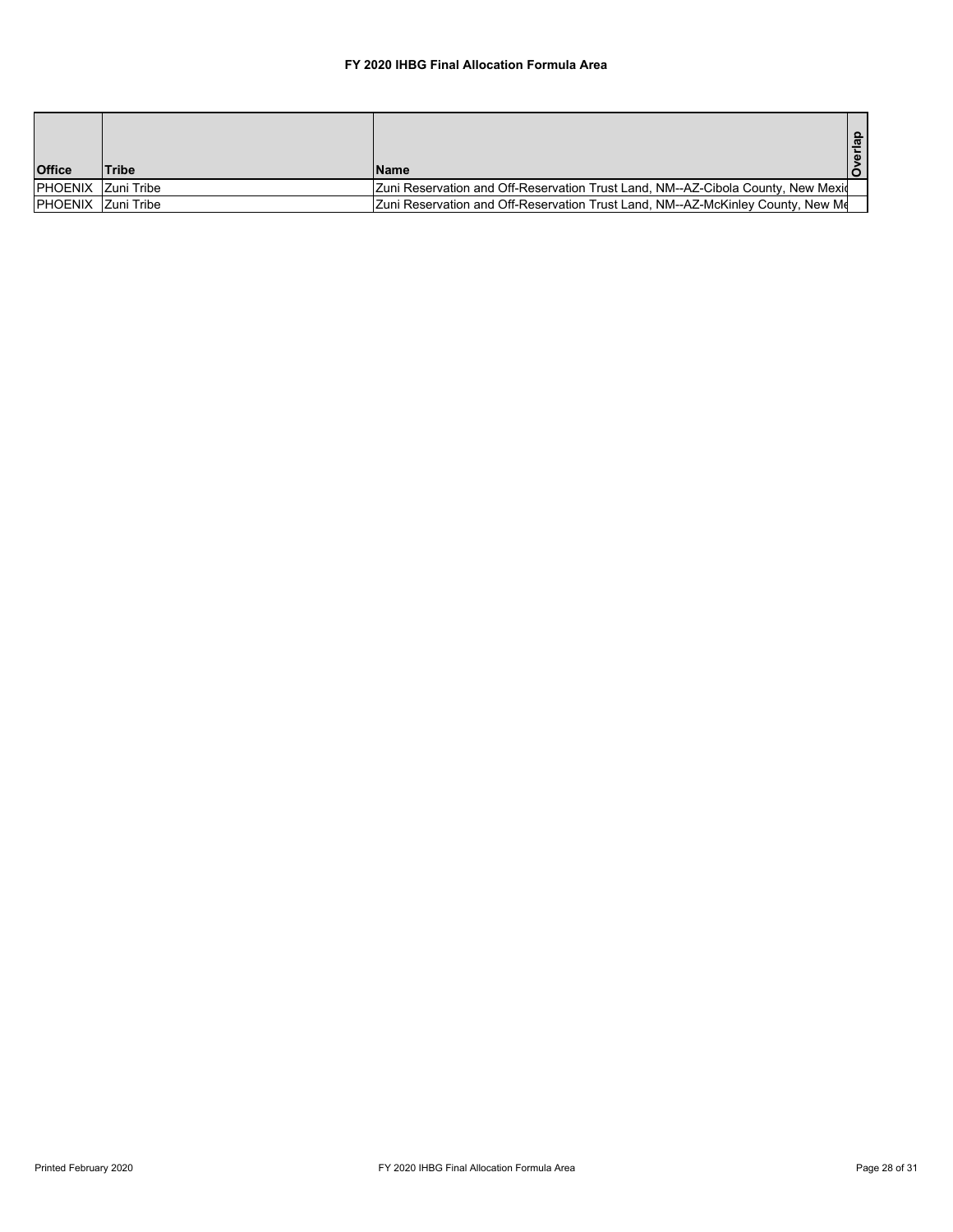# FY 2020 IHBG Final Allocation Formula Area

| Office | Tribe | Name | Overlap |
|---|---|---|---|
| PHOENIX | Zuni Tribe | Zuni Reservation and Off-Reservation Trust Land, NM--AZ-Cibola County, New Mexic | |
| PHOENIX | Zuni Tribe | Zuni Reservation and Off-Reservation Trust Land, NM--AZ-McKinley County, New Me | |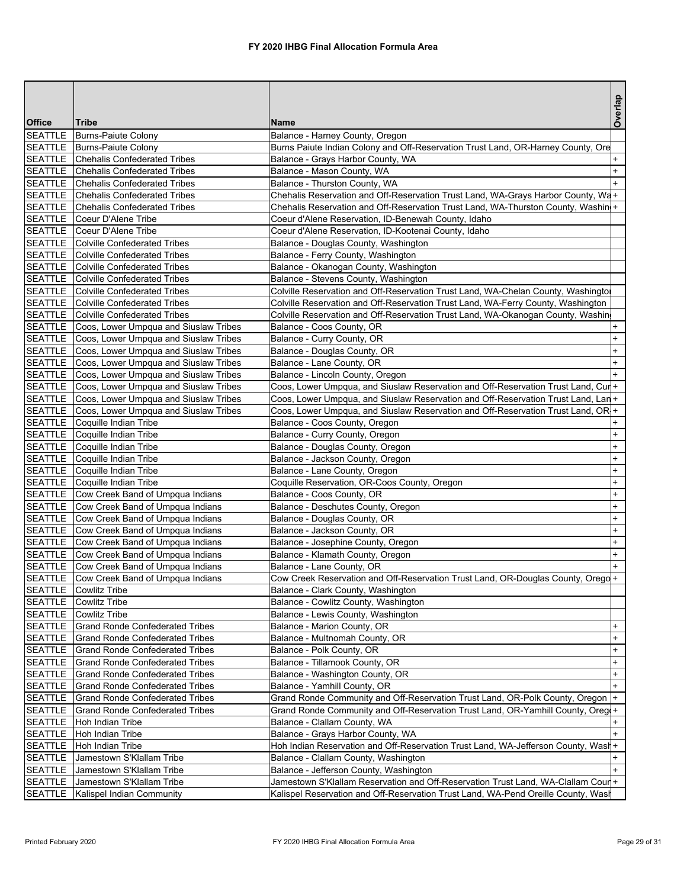# FY 2020 IHBG Final Allocation Formula Area

| Office | Tribe | Name | Overlap |
|---|---|---|---|
| SEATTLE | Burns-Paiute Colony | Balance - Harney County, Oregon | |
| SEATTLE | Burns-Paiute Colony | Burns Paiute Indian Colony and Off-Reservation Trust Land, OR-Harney County, Ore | |
| SEATTLE | Chehalis Confederated Tribes | Balance - Grays Harbor County, WA | + |
| SEATTLE | Chehalis Confederated Tribes | Balance - Mason County, WA | + |
| SEATTLE | Chehalis Confederated Tribes | Balance - Thurston County, WA | + |
| SEATTLE | Chehalis Confederated Tribes | Chehalis Reservation and Off-Reservation Trust Land, WA-Grays Harbor County, Wa | + |
| SEATTLE | Chehalis Confederated Tribes | Chehalis Reservation and Off-Reservation Trust Land, WA-Thurston County, Washin | + |
| SEATTLE | Coeur D'Alene Tribe | Coeur d'Alene Reservation, ID-Benewah County, Idaho | |
| SEATTLE | Coeur D'Alene Tribe | Coeur d'Alene Reservation, ID-Kootenai County, Idaho | |
| SEATTLE | Colville Confederated Tribes | Balance - Douglas County, Washington | |
| SEATTLE | Colville Confederated Tribes | Balance - Ferry County, Washington | |
| SEATTLE | Colville Confederated Tribes | Balance - Okanogan County, Washington | |
| SEATTLE | Colville Confederated Tribes | Balance - Stevens County, Washington | |
| SEATTLE | Colville Confederated Tribes | Colville Reservation and Off-Reservation Trust Land, WA-Chelan County, Washingto | |
| SEATTLE | Colville Confederated Tribes | Colville Reservation and Off-Reservation Trust Land, WA-Ferry County, Washington | |
| SEATTLE | Colville Confederated Tribes | Colville Reservation and Off-Reservation Trust Land, WA-Okanogan County, Washin | |
| SEATTLE | Coos, Lower Umpqua and Siuslaw Tribes | Balance - Coos County, OR | + |
| SEATTLE | Coos, Lower Umpqua and Siuslaw Tribes | Balance - Curry County, OR | + |
| SEATTLE | Coos, Lower Umpqua and Siuslaw Tribes | Balance - Douglas County, OR | + |
| SEATTLE | Coos, Lower Umpqua and Siuslaw Tribes | Balance - Lane County, OR | + |
| SEATTLE | Coos, Lower Umpqua and Siuslaw Tribes | Balance - Lincoln County, Oregon | + |
| SEATTLE | Coos, Lower Umpqua and Siuslaw Tribes | Coos, Lower Umpqua, and Siuslaw Reservation and Off-Reservation Trust Land, Cur | + |
| SEATTLE | Coos, Lower Umpqua and Siuslaw Tribes | Coos, Lower Umpqua, and Siuslaw Reservation and Off-Reservation Trust Land, Lan | + |
| SEATTLE | Coos, Lower Umpqua and Siuslaw Tribes | Coos, Lower Umpqua, and Siuslaw Reservation and Off-Reservation Trust Land, OR | + |
| SEATTLE | Coquille Indian Tribe | Balance - Coos County, Oregon | + |
| SEATTLE | Coquille Indian Tribe | Balance - Curry County, Oregon | + |
| SEATTLE | Coquille Indian Tribe | Balance - Douglas County, Oregon | + |
| SEATTLE | Coquille Indian Tribe | Balance - Jackson County, Oregon | + |
| SEATTLE | Coquille Indian Tribe | Balance - Lane County, Oregon | + |
| SEATTLE | Coquille Indian Tribe | Coquille Reservation, OR-Coos County, Oregon | + |
| SEATTLE | Cow Creek Band of Umpqua Indians | Balance - Coos County, OR | + |
| SEATTLE | Cow Creek Band of Umpqua Indians | Balance - Deschutes County, Oregon | + |
| SEATTLE | Cow Creek Band of Umpqua Indians | Balance - Douglas County, OR | + |
| SEATTLE | Cow Creek Band of Umpqua Indians | Balance - Jackson County, OR | + |
| SEATTLE | Cow Creek Band of Umpqua Indians | Balance - Josephine County, Oregon | + |
| SEATTLE | Cow Creek Band of Umpqua Indians | Balance - Klamath County, Oregon | + |
| SEATTLE | Cow Creek Band of Umpqua Indians | Balance - Lane County, OR | + |
| SEATTLE | Cow Creek Band of Umpqua Indians | Cow Creek Reservation and Off-Reservation Trust Land, OR-Douglas County, Orego | + |
| SEATTLE | Cowlitz Tribe | Balance - Clark County, Washington | |
| SEATTLE | Cowlitz Tribe | Balance - Cowlitz County, Washington | |
| SEATTLE | Cowlitz Tribe | Balance - Lewis County, Washington | |
| SEATTLE | Grand Ronde Confederated Tribes | Balance - Marion County, OR | + |
| SEATTLE | Grand Ronde Confederated Tribes | Balance - Multnomah County, OR | + |
| SEATTLE | Grand Ronde Confederated Tribes | Balance - Polk County, OR | + |
| SEATTLE | Grand Ronde Confederated Tribes | Balance - Tillamook County, OR | + |
| SEATTLE | Grand Ronde Confederated Tribes | Balance - Washington County, OR | + |
| SEATTLE | Grand Ronde Confederated Tribes | Balance - Yamhill County, OR | + |
| SEATTLE | Grand Ronde Confederated Tribes | Grand Ronde Community and Off-Reservation Trust Land, OR-Polk County, Oregon | + |
| SEATTLE | Grand Ronde Confederated Tribes | Grand Ronde Community and Off-Reservation Trust Land, OR-Yamhill County, Oreg | + |
| SEATTLE | Hoh Indian Tribe | Balance - Clallam County, WA | + |
| SEATTLE | Hoh Indian Tribe | Balance - Grays Harbor County, WA | + |
| SEATTLE | Hoh Indian Tribe | Hoh Indian Reservation and Off-Reservation Trust Land, WA-Jefferson County, Wash | + |
| SEATTLE | Jamestown S'Klallam Tribe | Balance - Clallam County, Washington | + |
| SEATTLE | Jamestown S'Klallam Tribe | Balance - Jefferson County, Washington | + |
| SEATTLE | Jamestown S'Klallam Tribe | Jamestown S'Klallam Reservation and Off-Reservation Trust Land, WA-Clallam Coun | + |
| SEATTLE | Kalispel Indian Community | Kalispel Reservation and Off-Reservation Trust Land, WA-Pend Oreille County, Wash | |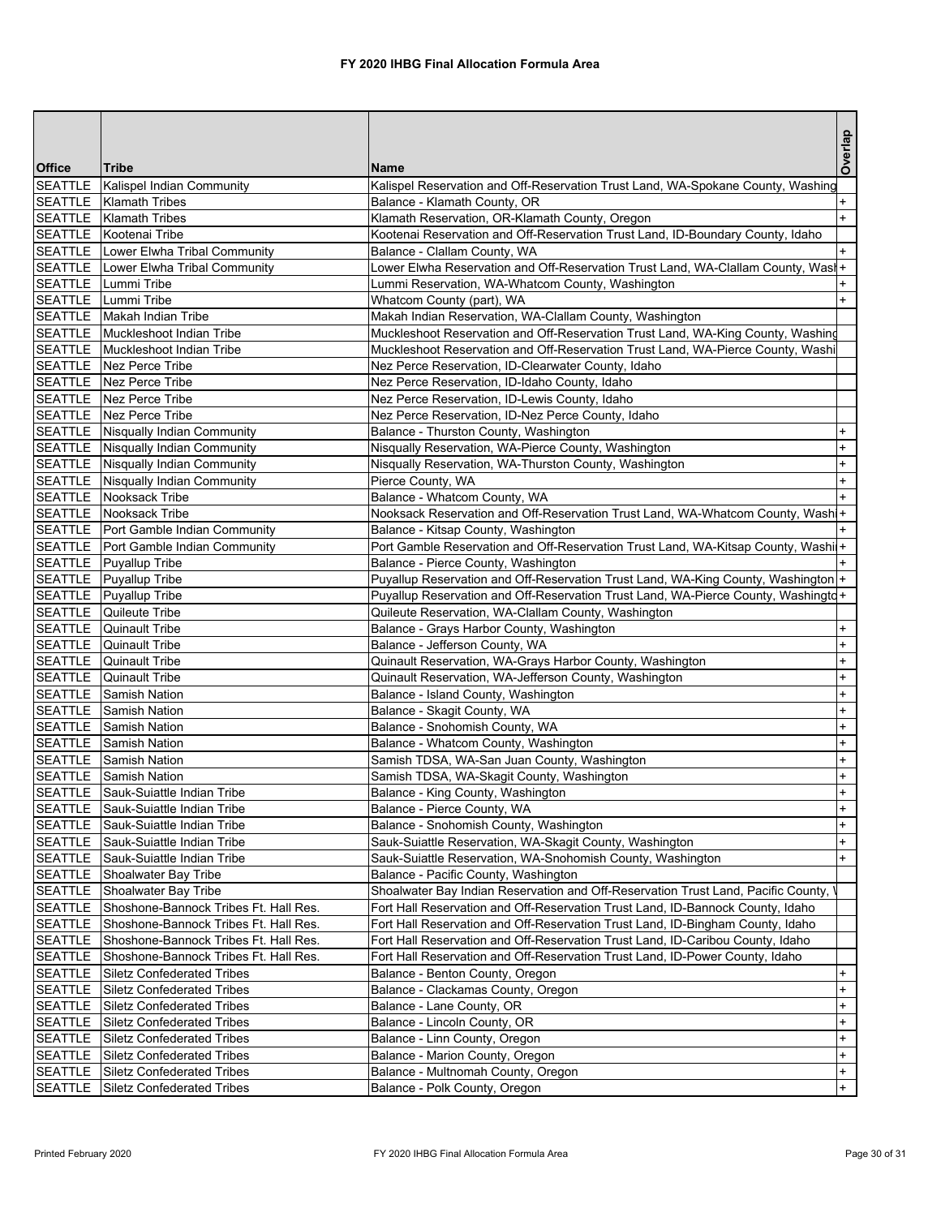# FY 2020 IHBG Final Allocation Formula Area

| Office | Tribe | Name | Overlap |
|---|---|---|---|
| SEATTLE | Kalispel Indian Community | Kalispel Reservation and Off-Reservation Trust Land, WA-Spokane County, Washing | |
| SEATTLE | Klamath Tribes | Balance - Klamath County, OR | + |
| SEATTLE | Klamath Tribes | Klamath Reservation, OR-Klamath County, Oregon | + |
| SEATTLE | Kootenai Tribe | Kootenai Reservation and Off-Reservation Trust Land, ID-Boundary County, Idaho | |
| SEATTLE | Lower Elwha Tribal Community | Balance - Clallam County, WA | + |
| SEATTLE | Lower Elwha Tribal Community | Lower Elwha Reservation and Off-Reservation Trust Land, WA-Clallam County, Wasl | + |
| SEATTLE | Lummi Tribe | Lummi Reservation, WA-Whatcom County, Washington | + |
| SEATTLE | Lummi Tribe | Whatcom County (part), WA | + |
| SEATTLE | Makah Indian Tribe | Makah Indian Reservation, WA-Clallam County, Washington | |
| SEATTLE | Muckleshoot Indian Tribe | Muckleshoot Reservation and Off-Reservation Trust Land, WA-King County, Washing | |
| SEATTLE | Muckleshoot Indian Tribe | Muckleshoot Reservation and Off-Reservation Trust Land, WA-Pierce County, Washi | |
| SEATTLE | Nez Perce Tribe | Nez Perce Reservation, ID-Clearwater County, Idaho | |
| SEATTLE | Nez Perce Tribe | Nez Perce Reservation, ID-Idaho County, Idaho | |
| SEATTLE | Nez Perce Tribe | Nez Perce Reservation, ID-Lewis County, Idaho | |
| SEATTLE | Nez Perce Tribe | Nez Perce Reservation, ID-Nez Perce County, Idaho | |
| SEATTLE | Nisqually Indian Community | Balance - Thurston County, Washington | + |
| SEATTLE | Nisqually Indian Community | Nisqually Reservation, WA-Pierce County, Washington | + |
| SEATTLE | Nisqually Indian Community | Nisqually Reservation, WA-Thurston County, Washington | + |
| SEATTLE | Nisqually Indian Community | Pierce County, WA | + |
| SEATTLE | Nooksack Tribe | Balance - Whatcom County, WA | + |
| SEATTLE | Nooksack Tribe | Nooksack Reservation and Off-Reservation Trust Land, WA-Whatcom County, Washi | + |
| SEATTLE | Port Gamble Indian Community | Balance - Kitsap County, Washington | + |
| SEATTLE | Port Gamble Indian Community | Port Gamble Reservation and Off-Reservation Trust Land, WA-Kitsap County, Washi | + |
| SEATTLE | Puyallup Tribe | Balance - Pierce County, Washington | + |
| SEATTLE | Puyallup Tribe | Puyallup Reservation and Off-Reservation Trust Land, WA-King County, Washington | + |
| SEATTLE | Puyallup Tribe | Puyallup Reservation and Off-Reservation Trust Land, WA-Pierce County, Washingto | + |
| SEATTLE | Quileute Tribe | Quileute Reservation, WA-Clallam County, Washington | |
| SEATTLE | Quinault Tribe | Balance - Grays Harbor County, Washington | + |
| SEATTLE | Quinault Tribe | Balance - Jefferson County, WA | + |
| SEATTLE | Quinault Tribe | Quinault Reservation, WA-Grays Harbor County, Washington | + |
| SEATTLE | Quinault Tribe | Quinault Reservation, WA-Jefferson County, Washington | + |
| SEATTLE | Samish Nation | Balance - Island County, Washington | + |
| SEATTLE | Samish Nation | Balance - Skagit County, WA | + |
| SEATTLE | Samish Nation | Balance - Snohomish County, WA | + |
| SEATTLE | Samish Nation | Balance - Whatcom County, Washington | + |
| SEATTLE | Samish Nation | Samish TDSA, WA-San Juan County, Washington | + |
| SEATTLE | Samish Nation | Samish TDSA, WA-Skagit County, Washington | + |
| SEATTLE | Sauk-Suiattle Indian Tribe | Balance - King County, Washington | + |
| SEATTLE | Sauk-Suiattle Indian Tribe | Balance - Pierce County, WA | + |
| SEATTLE | Sauk-Suiattle Indian Tribe | Balance - Snohomish County, Washington | + |
| SEATTLE | Sauk-Suiattle Indian Tribe | Sauk-Suiattle Reservation, WA-Skagit County, Washington | + |
| SEATTLE | Sauk-Suiattle Indian Tribe | Sauk-Suiattle Reservation, WA-Snohomish County, Washington | + |
| SEATTLE | Shoalwater Bay Tribe | Balance - Pacific County, Washington | |
| SEATTLE | Shoalwater Bay Tribe | Shoalwater Bay Indian Reservation and Off-Reservation Trust Land, Pacific County, | |
| SEATTLE | Shoshone-Bannock Tribes Ft. Hall Res. | Fort Hall Reservation and Off-Reservation Trust Land, ID-Bannock County, Idaho | |
| SEATTLE | Shoshone-Bannock Tribes Ft. Hall Res. | Fort Hall Reservation and Off-Reservation Trust Land, ID-Bingham County, Idaho | |
| SEATTLE | Shoshone-Bannock Tribes Ft. Hall Res. | Fort Hall Reservation and Off-Reservation Trust Land, ID-Caribou County, Idaho | |
| SEATTLE | Shoshone-Bannock Tribes Ft. Hall Res. | Fort Hall Reservation and Off-Reservation Trust Land, ID-Power County, Idaho | |
| SEATTLE | Siletz Confederated Tribes | Balance - Benton County, Oregon | + |
| SEATTLE | Siletz Confederated Tribes | Balance - Clackamas County, Oregon | + |
| SEATTLE | Siletz Confederated Tribes | Balance - Lane County, OR | + |
| SEATTLE | Siletz Confederated Tribes | Balance - Lincoln County, OR | + |
| SEATTLE | Siletz Confederated Tribes | Balance - Linn County, Oregon | + |
| SEATTLE | Siletz Confederated Tribes | Balance - Marion County, Oregon | + |
| SEATTLE | Siletz Confederated Tribes | Balance - Multnomah County, Oregon | + |
| SEATTLE | Siletz Confederated Tribes | Balance - Polk County, Oregon | + |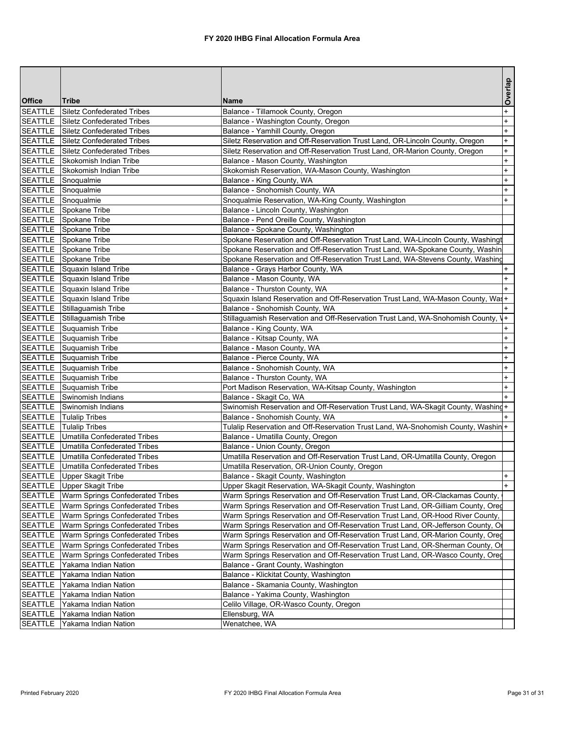# FY 2020 IHBG Final Allocation Formula Area

| Office | Tribe | Name | Overlap |
|---|---|---|---|
| SEATTLE | Siletz Confederated Tribes | Balance - Tillamook County, Oregon | + |
| SEATTLE | Siletz Confederated Tribes | Balance - Washington County, Oregon | + |
| SEATTLE | Siletz Confederated Tribes | Balance - Yamhill County, Oregon | + |
| SEATTLE | Siletz Confederated Tribes | Siletz Reservation and Off-Reservation Trust Land, OR-Lincoln County, Oregon | + |
| SEATTLE | Siletz Confederated Tribes | Siletz Reservation and Off-Reservation Trust Land, OR-Marion County, Oregon | + |
| SEATTLE | Skokomish Indian Tribe | Balance - Mason County, Washington | + |
| SEATTLE | Skokomish Indian Tribe | Skokomish Reservation, WA-Mason County, Washington | + |
| SEATTLE | Snoqualmie | Balance - King County, WA | + |
| SEATTLE | Snoqualmie | Balance - Snohomish County, WA | + |
| SEATTLE | Snoqualmie | Snoqualmie Reservation, WA-King County, Washington | + |
| SEATTLE | Spokane Tribe | Balance - Lincoln County, Washington | |
| SEATTLE | Spokane Tribe | Balance - Pend Oreille County, Washington | |
| SEATTLE | Spokane Tribe | Balance - Spokane County, Washington | |
| SEATTLE | Spokane Tribe | Spokane Reservation and Off-Reservation Trust Land, WA-Lincoln County, Washingt | |
| SEATTLE | Spokane Tribe | Spokane Reservation and Off-Reservation Trust Land, WA-Spokane County, Washin | |
| SEATTLE | Spokane Tribe | Spokane Reservation and Off-Reservation Trust Land, WA-Stevens County, Washing | |
| SEATTLE | Squaxin Island Tribe | Balance - Grays Harbor County, WA | + |
| SEATTLE | Squaxin Island Tribe | Balance - Mason County, WA | + |
| SEATTLE | Squaxin Island Tribe | Balance - Thurston County, WA | + |
| SEATTLE | Squaxin Island Tribe | Squaxin Island Reservation and Off-Reservation Trust Land, WA-Mason County, Was | + |
| SEATTLE | Stillaguamish Tribe | Balance - Snohomish County, WA | + |
| SEATTLE | Stillaguamish Tribe | Stillaguamish Reservation and Off-Reservation Trust Land, WA-Snohomish County, V | + |
| SEATTLE | Suquamish Tribe | Balance - King County, WA | + |
| SEATTLE | Suquamish Tribe | Balance - Kitsap County, WA | + |
| SEATTLE | Suquamish Tribe | Balance - Mason County, WA | + |
| SEATTLE | Suquamish Tribe | Balance - Pierce County, WA | + |
| SEATTLE | Suquamish Tribe | Balance - Snohomish County, WA | + |
| SEATTLE | Suquamish Tribe | Balance - Thurston County, WA | + |
| SEATTLE | Suquamish Tribe | Port Madison Reservation, WA-Kitsap County, Washington | + |
| SEATTLE | Swinomish Indians | Balance - Skagit Co, WA | + |
| SEATTLE | Swinomish Indians | Swinomish Reservation and Off-Reservation Trust Land, WA-Skagit County, Washing | + |
| SEATTLE | Tulalip Tribes | Balance - Snohomish County, WA | + |
| SEATTLE | Tulalip Tribes | Tulalip Reservation and Off-Reservation Trust Land, WA-Snohomish County, Washin | + |
| SEATTLE | Umatilla Confederated Tribes | Balance - Umatilla County, Oregon | |
| SEATTLE | Umatilla Confederated Tribes | Balance - Union County, Oregon | |
| SEATTLE | Umatilla Confederated Tribes | Umatilla Reservation and Off-Reservation Trust Land, OR-Umatilla County, Oregon | |
| SEATTLE | Umatilla Confederated Tribes | Umatilla Reservation, OR-Union County, Oregon | |
| SEATTLE | Upper Skagit Tribe | Balance - Skagit County, Washington | + |
| SEATTLE | Upper Skagit Tribe | Upper Skagit Reservation, WA-Skagit County, Washington | + |
| SEATTLE | Warm Springs Confederated Tribes | Warm Springs Reservation and Off-Reservation Trust Land, OR-Clackamas County, | |
| SEATTLE | Warm Springs Confederated Tribes | Warm Springs Reservation and Off-Reservation Trust Land, OR-Gilliam County, Oreg | |
| SEATTLE | Warm Springs Confederated Tribes | Warm Springs Reservation and Off-Reservation Trust Land, OR-Hood River County, | |
| SEATTLE | Warm Springs Confederated Tribes | Warm Springs Reservation and Off-Reservation Trust Land, OR-Jefferson County, O | |
| SEATTLE | Warm Springs Confederated Tribes | Warm Springs Reservation and Off-Reservation Trust Land, OR-Marion County, Oreg | |
| SEATTLE | Warm Springs Confederated Tribes | Warm Springs Reservation and Off-Reservation Trust Land, OR-Sherman County, O | |
| SEATTLE | Warm Springs Confederated Tribes | Warm Springs Reservation and Off-Reservation Trust Land, OR-Wasco County, Oreg | |
| SEATTLE | Yakama Indian Nation | Balance - Grant County, Washington | |
| SEATTLE | Yakama Indian Nation | Balance - Klickitat County, Washington | |
| SEATTLE | Yakama Indian Nation | Balance - Skamania County, Washington | |
| SEATTLE | Yakama Indian Nation | Balance - Yakima County, Washington | |
| SEATTLE | Yakama Indian Nation | Celilo Village, OR-Wasco County, Oregon | |
| SEATTLE | Yakama Indian Nation | Ellensburg, WA | |
| SEATTLE | Yakama Indian Nation | Wenatchee, WA | |